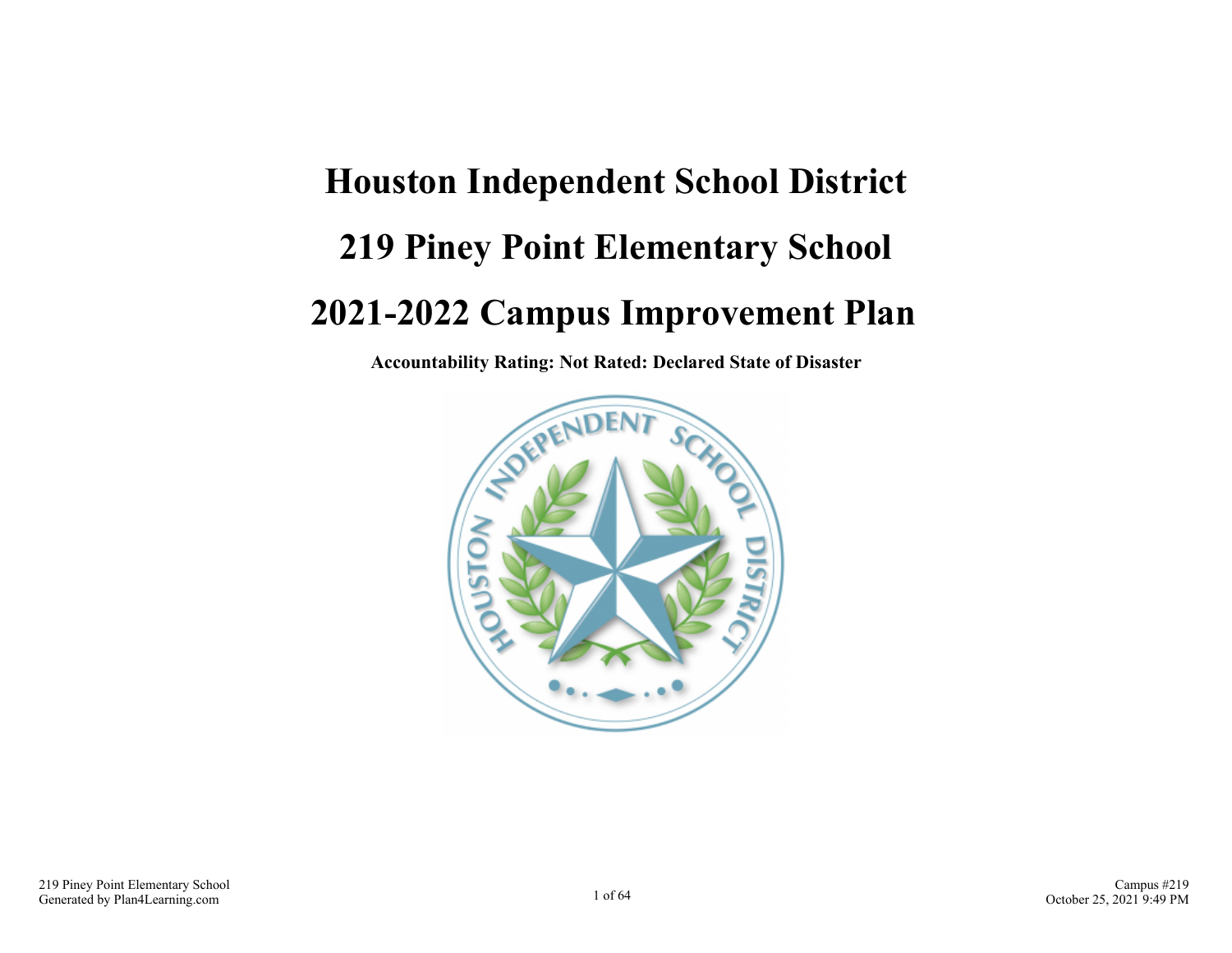# Houston Independent School District

# 219 Piney Point Elementary School

# 2021-2022 Campus Improvement Plan

**Accountability Rating: Not Rated: Declared State of Disaster**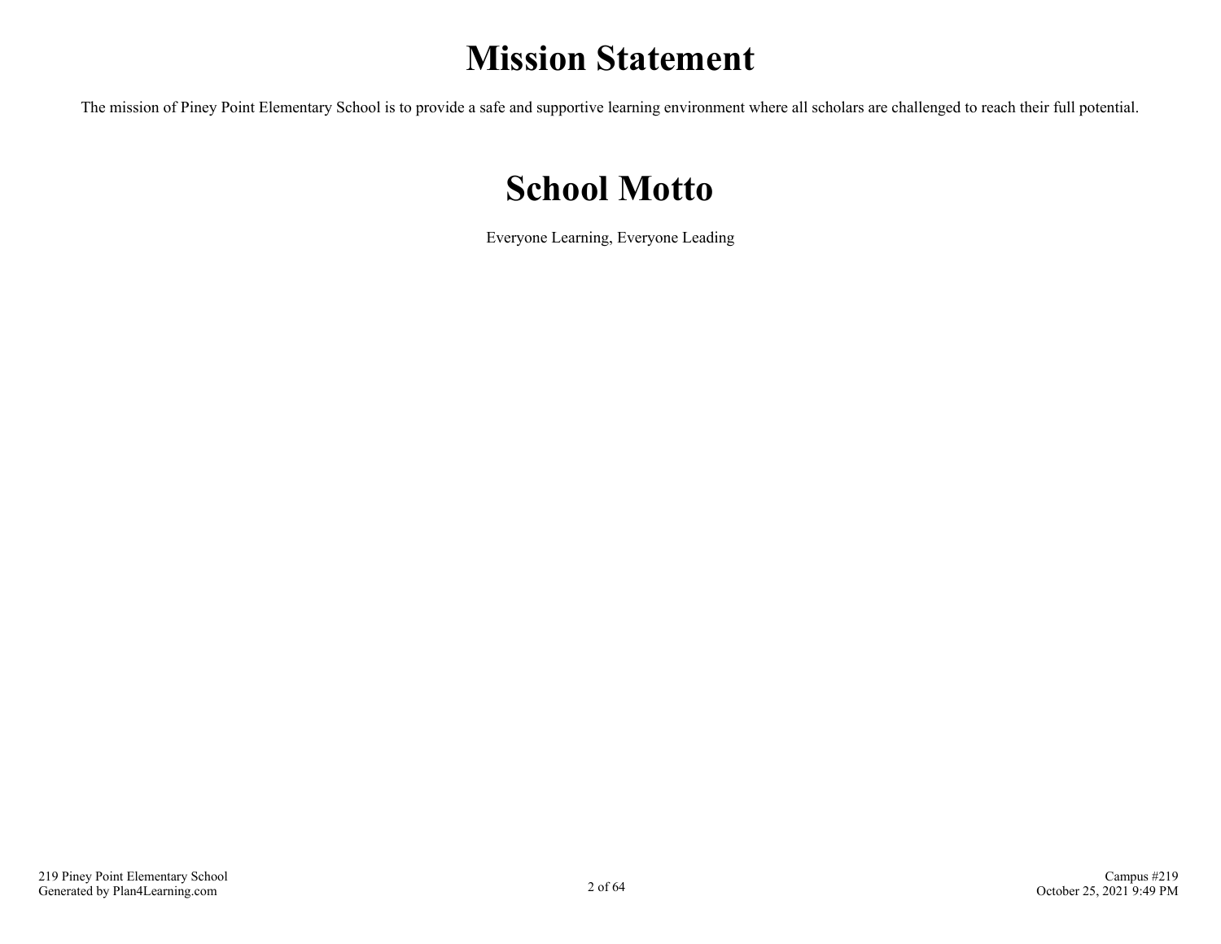# Mission Statement

The mission of Piney Point Elementary School is to provide a safe and supportive learning environment where all scholars are challenged to reach their full potential.

# School Motto

Everyone Learning, Everyone Leading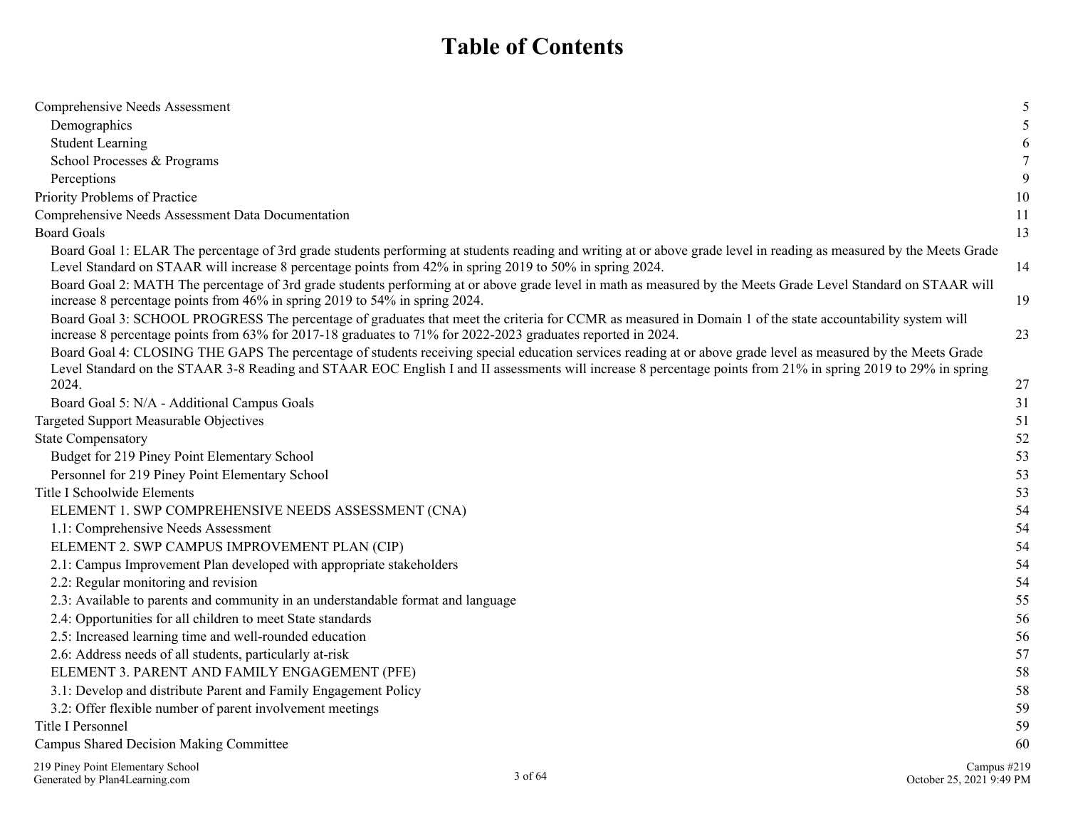# Table of Contents

- Comprehensive Needs Assessment 5
  - Demographics 5
  - Student Learning 6
  - School Processes & Programs 7
  - Perceptions 9
- Priority Problems of Practice 10
- Comprehensive Needs Assessment Data Documentation 11
- Board Goals 13
  - Board Goal 1: ELAR The percentage of 3rd grade students performing at students reading and writing at or above grade level in reading as measured by the Meets Grade Level Standard on STAAR will increase 8 percentage points from 42% in spring 2019 to 50% in spring 2024. 14
  - Board Goal 2: MATH The percentage of 3rd grade students performing at or above grade level in math as measured by the Meets Grade Level Standard on STAAR will increase 8 percentage points from 46% in spring 2019 to 54% in spring 2024. 19
  - Board Goal 3: SCHOOL PROGRESS The percentage of graduates that meet the criteria for CCMR as measured in Domain 1 of the state accountability system will increase 8 percentage points from 63% for 2017-18 graduates to 71% for 2022-2023 graduates reported in 2024. 23
  - Board Goal 4: CLOSING THE GAPS The percentage of students receiving special education services reading at or above grade level as measured by the Meets Grade Level Standard on the STAAR 3-8 Reading and STAAR EOC English I and II assessments will increase 8 percentage points from 21% in spring 2019 to 29% in spring 2024. 27
  - Board Goal 5: N/A - Additional Campus Goals 31
- Targeted Support Measurable Objectives 51
- State Compensatory 52
  - Budget for 219 Piney Point Elementary School 53
  - Personnel for 219 Piney Point Elementary School 53
- Title I Schoolwide Elements 53
  - ELEMENT 1. SWP COMPREHENSIVE NEEDS ASSESSMENT (CNA) 54
  - 1.1: Comprehensive Needs Assessment 54
  - ELEMENT 2. SWP CAMPUS IMPROVEMENT PLAN (CIP) 54
  - 2.1: Campus Improvement Plan developed with appropriate stakeholders 54
  - 2.2: Regular monitoring and revision 54
  - 2.3: Available to parents and community in an understandable format and language 55
  - 2.4: Opportunities for all children to meet State standards 56
  - 2.5: Increased learning time and well-rounded education 56
  - 2.6: Address needs of all students, particularly at-risk 57
  - ELEMENT 3. PARENT AND FAMILY ENGAGEMENT (PFE) 58
  - 3.1: Develop and distribute Parent and Family Engagement Policy 58
  - 3.2: Offer flexible number of parent involvement meetings 59
- Title I Personnel 59
- Campus Shared Decision Making Committee 60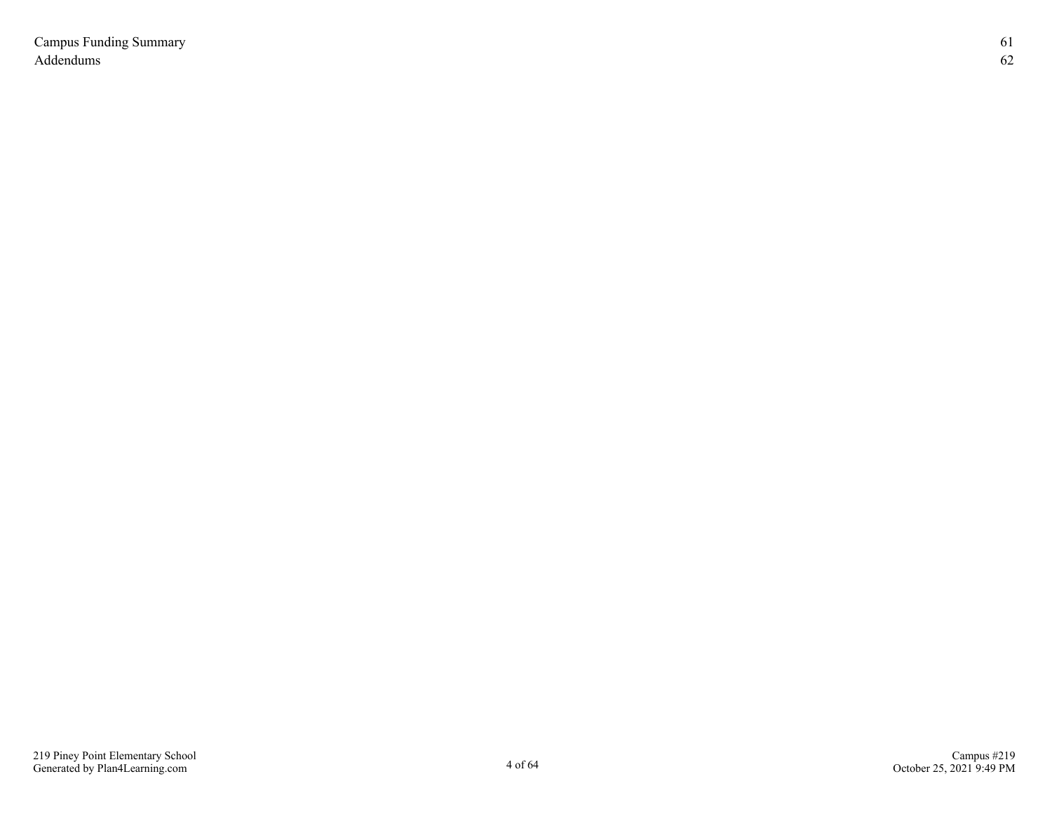| | |
|---|---|
| Campus Funding Summary | 61 |
| Addendums | 62 |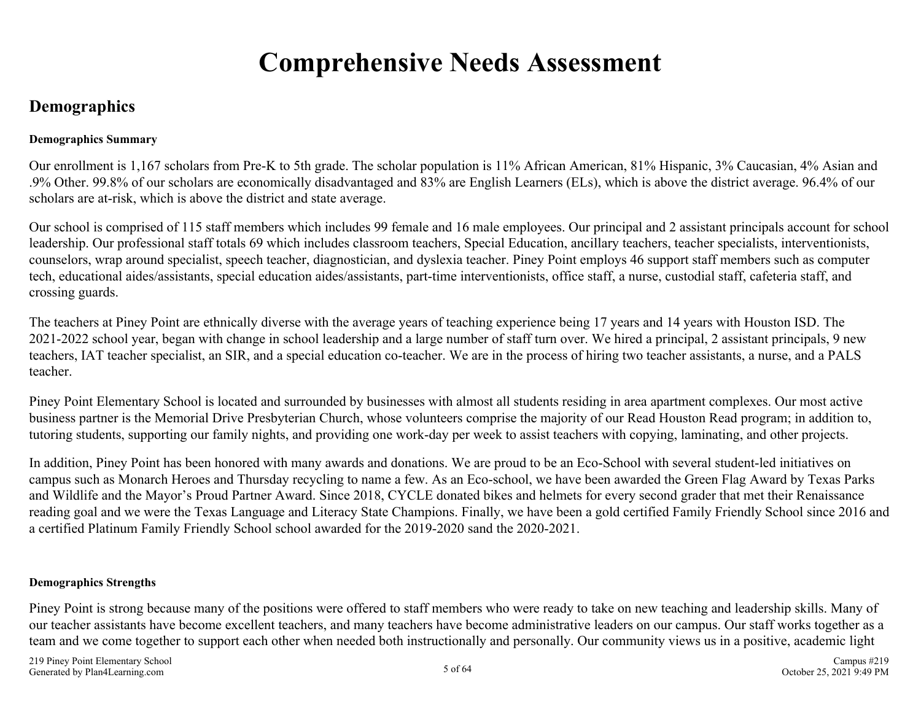# Comprehensive Needs Assessment

## Demographics

**Demographics Summary**

Our enrollment is 1,167 scholars from Pre-K to 5th grade. The scholar population is 11% African American, 81% Hispanic, 3% Caucasian, 4% Asian and .9% Other. 99.8% of our scholars are economically disadvantaged and 83% are English Learners (ELs), which is above the district average. 96.4% of our scholars are at-risk, which is above the district and state average.

Our school is comprised of 115 staff members which includes 99 female and 16 male employees. Our principal and 2 assistant principals account for school leadership. Our professional staff totals 69 which includes classroom teachers, Special Education, ancillary teachers, teacher specialists, interventionists, counselors, wrap around specialist, speech teacher, diagnostician, and dyslexia teacher. Piney Point employs 46 support staff members such as computer tech, educational aides/assistants, special education aides/assistants, part-time interventionists, office staff, a nurse, custodial staff, cafeteria staff, and crossing guards.

The teachers at Piney Point are ethnically diverse with the average years of teaching experience being 17 years and 14 years with Houston ISD. The 2021-2022 school year, began with change in school leadership and a large number of staff turn over. We hired a principal, 2 assistant principals, 9 new teachers, IAT teacher specialist, an SIR, and a special education co-teacher. We are in the process of hiring two teacher assistants, a nurse, and a PALS teacher.

Piney Point Elementary School is located and surrounded by businesses with almost all students residing in area apartment complexes. Our most active business partner is the Memorial Drive Presbyterian Church, whose volunteers comprise the majority of our Read Houston Read program; in addition to, tutoring students, supporting our family nights, and providing one work-day per week to assist teachers with copying, laminating, and other projects.

In addition, Piney Point has been honored with many awards and donations. We are proud to be an Eco-School with several student-led initiatives on campus such as Monarch Heroes and Thursday recycling to name a few. As an Eco-school, we have been awarded the Green Flag Award by Texas Parks and Wildlife and the Mayor's Proud Partner Award. Since 2018, CYCLE donated bikes and helmets for every second grader that met their Renaissance reading goal and we were the Texas Language and Literacy State Champions. Finally, we have been a gold certified Family Friendly School since 2016 and a certified Platinum Family Friendly School school awarded for the 2019-2020 sand the 2020-2021.

**Demographics Strengths**

Piney Point is strong because many of the positions were offered to staff members who were ready to take on new teaching and leadership skills. Many of our teacher assistants have become excellent teachers, and many teachers have become administrative leaders on our campus. Our staff works together as a team and we come together to support each other when needed both instructionally and personally. Our community views us in a positive, academic light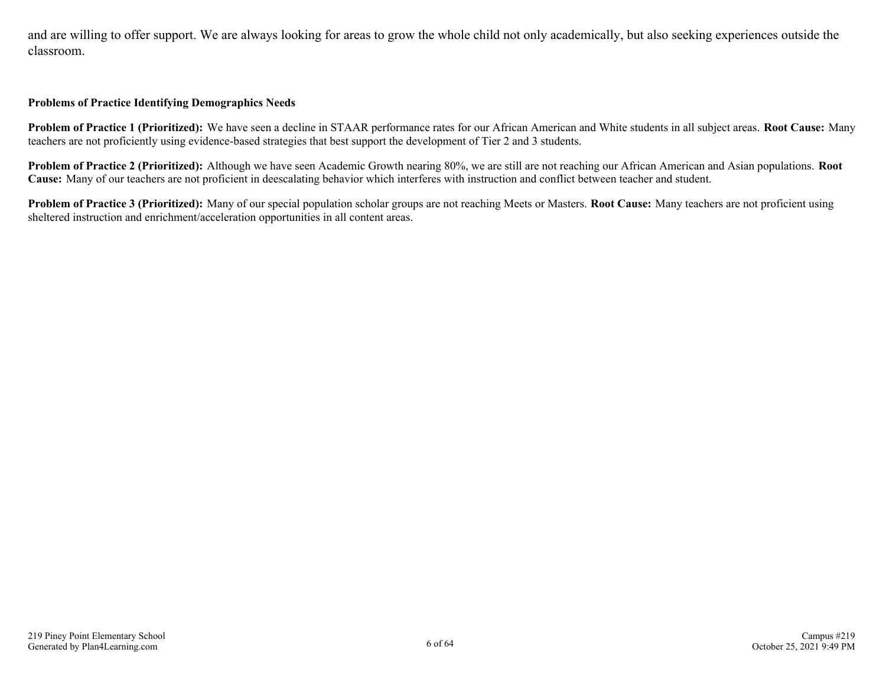and are willing to offer support. We are always looking for areas to grow the whole child not only academically, but also seeking experiences outside the classroom.

**Problems of Practice Identifying Demographics Needs**

**Problem of Practice 1 (Prioritized):** We have seen a decline in STAAR performance rates for our African American and White students in all subject areas. **Root Cause:** Many teachers are not proficiently using evidence-based strategies that best support the development of Tier 2 and 3 students.

**Problem of Practice 2 (Prioritized):** Although we have seen Academic Growth nearing 80%, we are still are not reaching our African American and Asian populations. **Root Cause:** Many of our teachers are not proficient in deescalating behavior which interferes with instruction and conflict between teacher and student.

**Problem of Practice 3 (Prioritized):** Many of our special population scholar groups are not reaching Meets or Masters. **Root Cause:** Many teachers are not proficient using sheltered instruction and enrichment/acceleration opportunities in all content areas.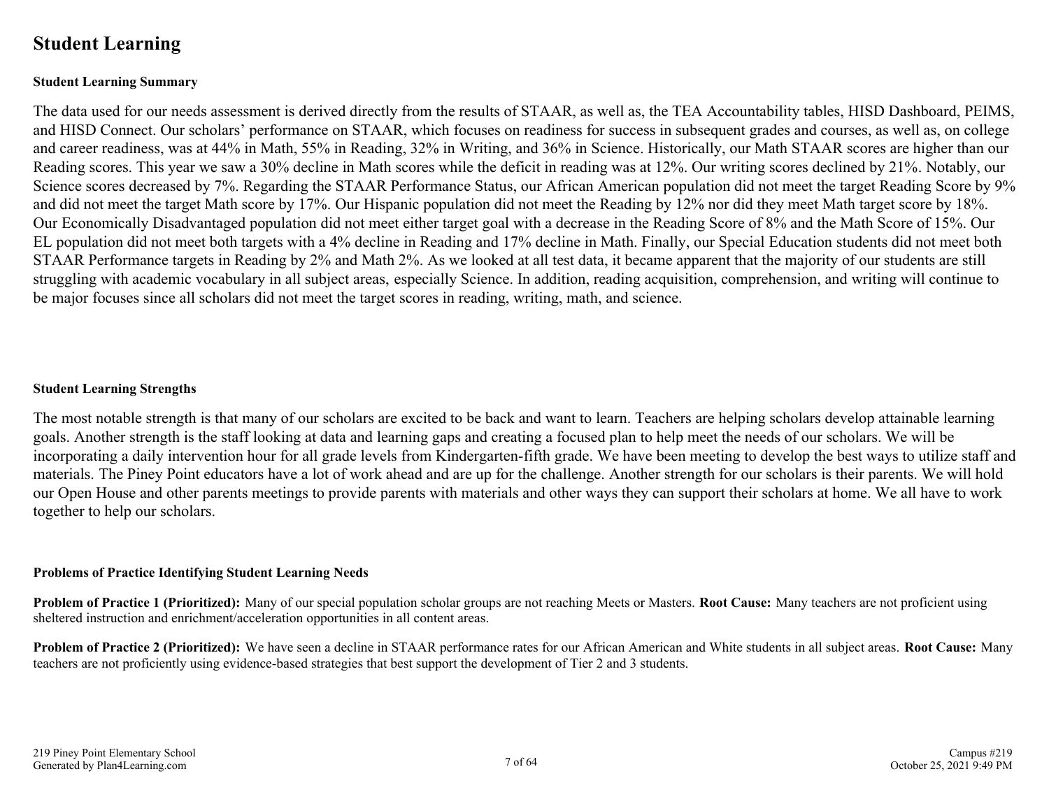# Student Learning

## Student Learning Summary

The data used for our needs assessment is derived directly from the results of STAAR, as well as, the TEA Accountability tables, HISD Dashboard, PEIMS, and HISD Connect. Our scholars' performance on STAAR, which focuses on readiness for success in subsequent grades and courses, as well as, on college and career readiness, was at 44% in Math, 55% in Reading, 32% in Writing, and 36% in Science. Historically, our Math STAAR scores are higher than our Reading scores. This year we saw a 30% decline in Math scores while the deficit in reading was at 12%. Our writing scores declined by 21%. Notably, our Science scores decreased by 7%. Regarding the STAAR Performance Status, our African American population did not meet the target Reading Score by 9% and did not meet the target Math score by 17%. Our Hispanic population did not meet the Reading by 12% nor did they meet Math target score by 18%. Our Economically Disadvantaged population did not meet either target goal with a decrease in the Reading Score of 8% and the Math Score of 15%. Our EL population did not meet both targets with a 4% decline in Reading and 17% decline in Math. Finally, our Special Education students did not meet both STAAR Performance targets in Reading by 2% and Math 2%. As we looked at all test data, it became apparent that the majority of our students are still struggling with academic vocabulary in all subject areas, especially Science. In addition, reading acquisition, comprehension, and writing will continue to be major focuses since all scholars did not meet the target scores in reading, writing, math, and science.

## Student Learning Strengths

The most notable strength is that many of our scholars are excited to be back and want to learn. Teachers are helping scholars develop attainable learning goals. Another strength is the staff looking at data and learning gaps and creating a focused plan to help meet the needs of our scholars. We will be incorporating a daily intervention hour for all grade levels from Kindergarten-fifth grade. We have been meeting to develop the best ways to utilize staff and materials. The Piney Point educators have a lot of work ahead and are up for the challenge. Another strength for our scholars is their parents. We will hold our Open House and other parents meetings to provide parents with materials and other ways they can support their scholars at home. We all have to work together to help our scholars.

## Problems of Practice Identifying Student Learning Needs

**Problem of Practice 1 (Prioritized):** Many of our special population scholar groups are not reaching Meets or Masters. **Root Cause:** Many teachers are not proficient using sheltered instruction and enrichment/acceleration opportunities in all content areas.

**Problem of Practice 2 (Prioritized):** We have seen a decline in STAAR performance rates for our African American and White students in all subject areas. **Root Cause:** Many teachers are not proficiently using evidence-based strategies that best support the development of Tier 2 and 3 students.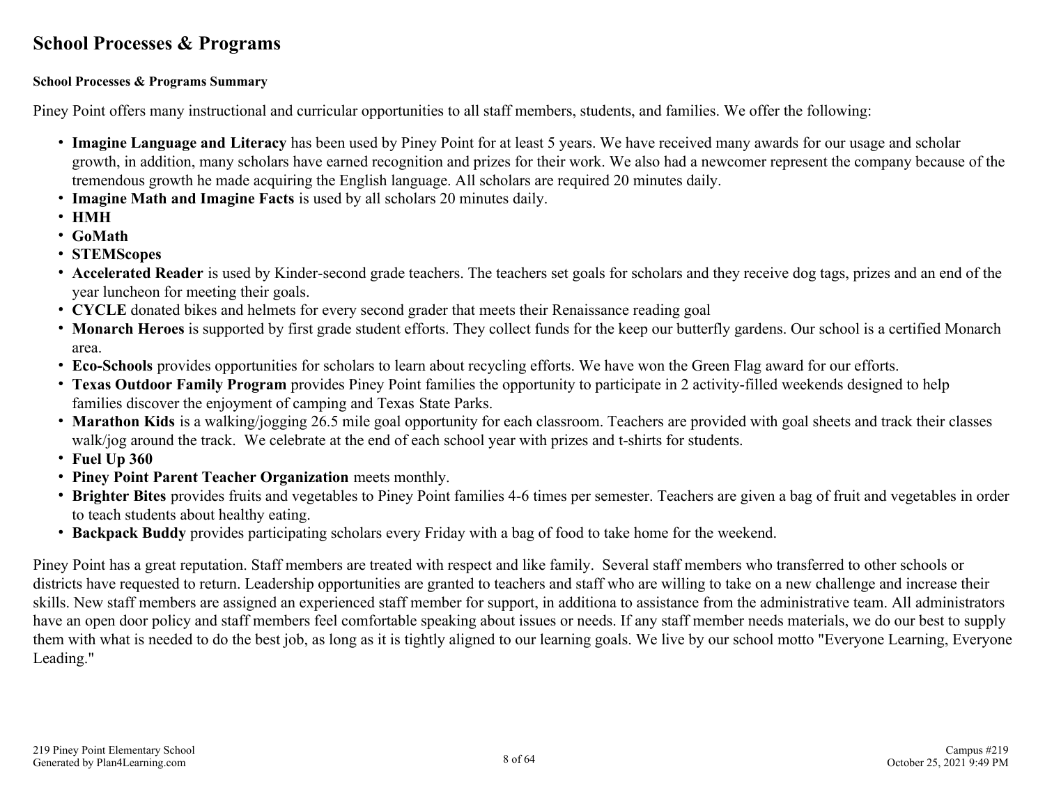# School Processes & Programs

### School Processes & Programs Summary

Piney Point offers many instructional and curricular opportunities to all staff members, students, and families. We offer the following:

- **Imagine Language and Literacy** has been used by Piney Point for at least 5 years. We have received many awards for our usage and scholar growth, in addition, many scholars have earned recognition and prizes for their work. We also had a newcomer represent the company because of the tremendous growth he made acquiring the English language. All scholars are required 20 minutes daily.
- **Imagine Math and Imagine Facts** is used by all scholars 20 minutes daily.
- **HMH**
- **GoMath**
- **STEMScopes**
- **Accelerated Reader** is used by Kinder-second grade teachers. The teachers set goals for scholars and they receive dog tags, prizes and an end of the year luncheon for meeting their goals.
- **CYCLE** donated bikes and helmets for every second grader that meets their Renaissance reading goal
- **Monarch Heroes** is supported by first grade student efforts. They collect funds for the keep our butterfly gardens. Our school is a certified Monarch area.
- **Eco-Schools** provides opportunities for scholars to learn about recycling efforts. We have won the Green Flag award for our efforts.
- **Texas Outdoor Family Program** provides Piney Point families the opportunity to participate in 2 activity-filled weekends designed to help families discover the enjoyment of camping and Texas State Parks.
- **Marathon Kids** is a walking/jogging 26.5 mile goal opportunity for each classroom. Teachers are provided with goal sheets and track their classes walk/jog around the track. We celebrate at the end of each school year with prizes and t-shirts for students.
- **Fuel Up 360**
- **Piney Point Parent Teacher Organization** meets monthly.
- **Brighter Bites** provides fruits and vegetables to Piney Point families 4-6 times per semester. Teachers are given a bag of fruit and vegetables in order to teach students about healthy eating.
- **Backpack Buddy** provides participating scholars every Friday with a bag of food to take home for the weekend.

Piney Point has a great reputation. Staff members are treated with respect and like family. Several staff members who transferred to other schools or districts have requested to return. Leadership opportunities are granted to teachers and staff who are willing to take on a new challenge and increase their skills. New staff members are assigned an experienced staff member for support, in additiona to assistance from the administrative team. All administrators have an open door policy and staff members feel comfortable speaking about issues or needs. If any staff member needs materials, we do our best to supply them with what is needed to do the best job, as long as it is tightly aligned to our learning goals. We live by our school motto "Everyone Learning, Everyone Leading."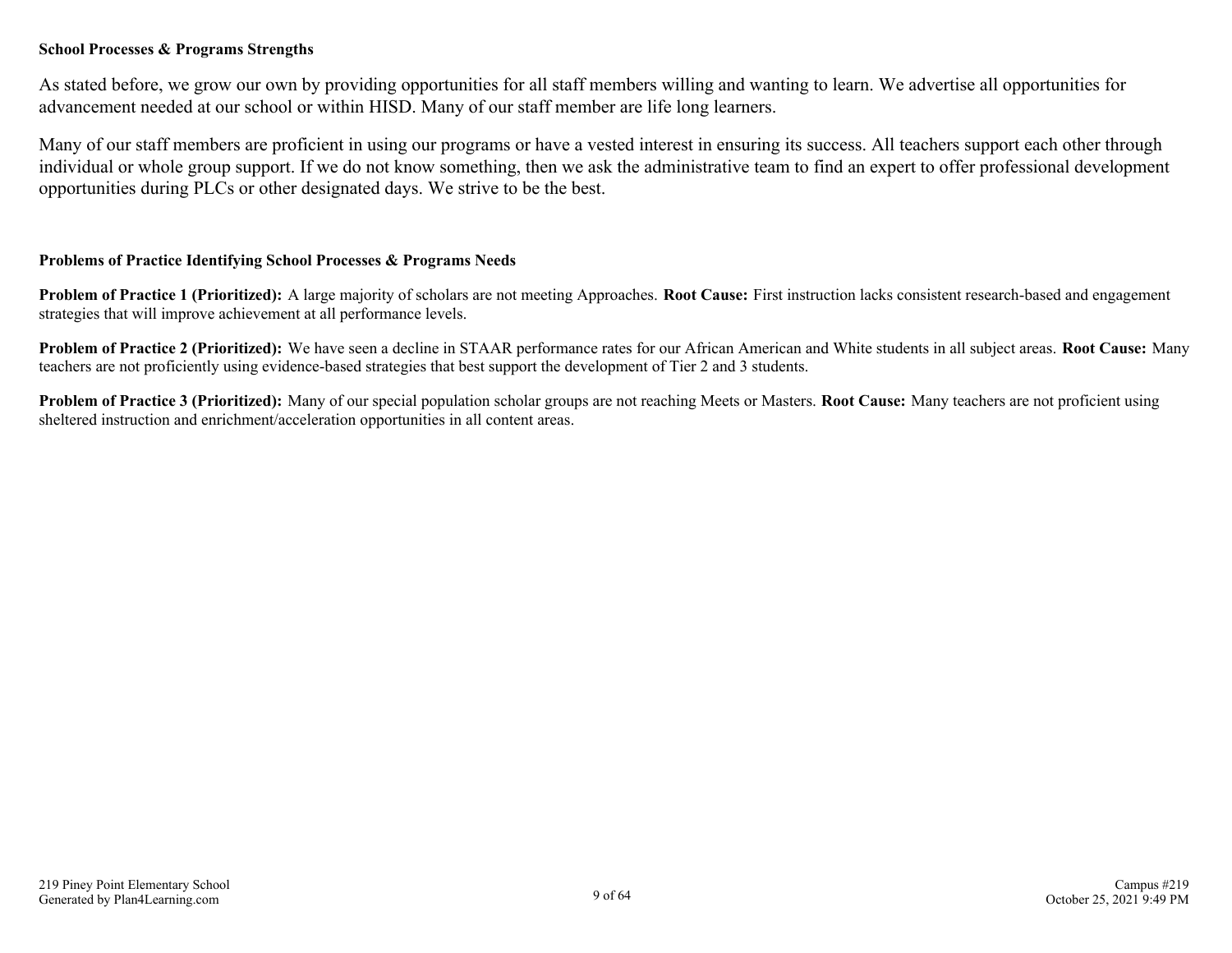### School Processes & Programs Strengths

As stated before, we grow our own by providing opportunities for all staff members willing and wanting to learn. We advertise all opportunities for advancement needed at our school or within HISD. Many of our staff member are life long learners.

Many of our staff members are proficient in using our programs or have a vested interest in ensuring its success. All teachers support each other through individual or whole group support. If we do not know something, then we ask the administrative team to find an expert to offer professional development opportunities during PLCs or other designated days. We strive to be the best.

### Problems of Practice Identifying School Processes & Programs Needs

**Problem of Practice 1 (Prioritized):** A large majority of scholars are not meeting Approaches. **Root Cause:** First instruction lacks consistent research-based and engagement strategies that will improve achievement at all performance levels.

**Problem of Practice 2 (Prioritized):** We have seen a decline in STAAR performance rates for our African American and White students in all subject areas. **Root Cause:** Many teachers are not proficiently using evidence-based strategies that best support the development of Tier 2 and 3 students.

**Problem of Practice 3 (Prioritized):** Many of our special population scholar groups are not reaching Meets or Masters. **Root Cause:** Many teachers are not proficient using sheltered instruction and enrichment/acceleration opportunities in all content areas.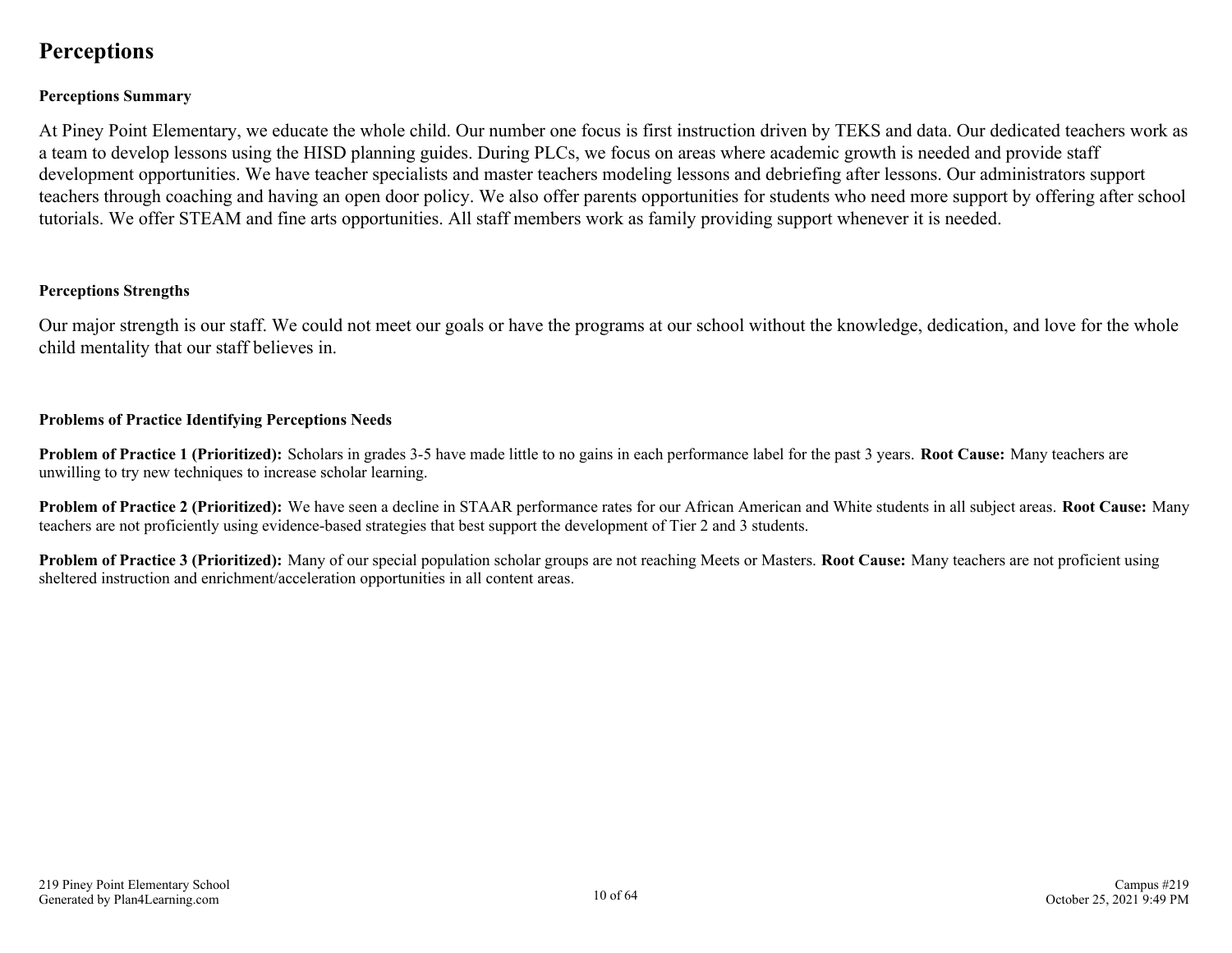# Perceptions

### Perceptions Summary

At Piney Point Elementary, we educate the whole child. Our number one focus is first instruction driven by TEKS and data. Our dedicated teachers work as a team to develop lessons using the HISD planning guides. During PLCs, we focus on areas where academic growth is needed and provide staff development opportunities. We have teacher specialists and master teachers modeling lessons and debriefing after lessons. Our administrators support teachers through coaching and having an open door policy. We also offer parents opportunities for students who need more support by offering after school tutorials. We offer STEAM and fine arts opportunities. All staff members work as family providing support whenever it is needed.

### Perceptions Strengths

Our major strength is our staff. We could not meet our goals or have the programs at our school without the knowledge, dedication, and love for the whole child mentality that our staff believes in.

### Problems of Practice Identifying Perceptions Needs

**Problem of Practice 1 (Prioritized):** Scholars in grades 3-5 have made little to no gains in each performance label for the past 3 years. **Root Cause:** Many teachers are unwilling to try new techniques to increase scholar learning.

**Problem of Practice 2 (Prioritized):** We have seen a decline in STAAR performance rates for our African American and White students in all subject areas. **Root Cause:** Many teachers are not proficiently using evidence-based strategies that best support the development of Tier 2 and 3 students.

**Problem of Practice 3 (Prioritized):** Many of our special population scholar groups are not reaching Meets or Masters. **Root Cause:** Many teachers are not proficient using sheltered instruction and enrichment/acceleration opportunities in all content areas.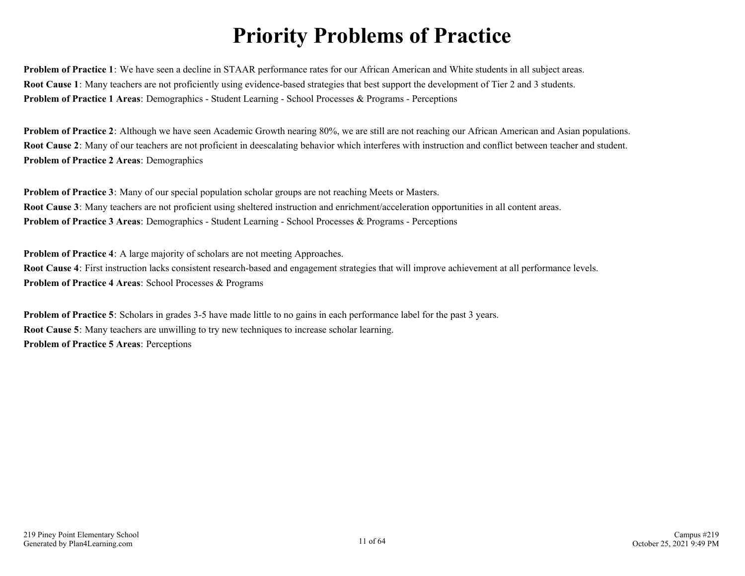# Priority Problems of Practice

**Problem of Practice 1**: We have seen a decline in STAAR performance rates for our African American and White students in all subject areas.
**Root Cause 1**: Many teachers are not proficiently using evidence-based strategies that best support the development of Tier 2 and 3 students.
**Problem of Practice 1 Areas**: Demographics - Student Learning - School Processes & Programs - Perceptions

**Problem of Practice 2**: Although we have seen Academic Growth nearing 80%, we are still are not reaching our African American and Asian populations.
**Root Cause 2**: Many of our teachers are not proficient in deescalating behavior which interferes with instruction and conflict between teacher and student.
**Problem of Practice 2 Areas**: Demographics

**Problem of Practice 3**: Many of our special population scholar groups are not reaching Meets or Masters.
**Root Cause 3**: Many teachers are not proficient using sheltered instruction and enrichment/acceleration opportunities in all content areas.
**Problem of Practice 3 Areas**: Demographics - Student Learning - School Processes & Programs - Perceptions

**Problem of Practice 4**: A large majority of scholars are not meeting Approaches.
**Root Cause 4**: First instruction lacks consistent research-based and engagement strategies that will improve achievement at all performance levels.
**Problem of Practice 4 Areas**: School Processes & Programs

**Problem of Practice 5**: Scholars in grades 3-5 have made little to no gains in each performance label for the past 3 years.
**Root Cause 5**: Many teachers are unwilling to try new techniques to increase scholar learning.
**Problem of Practice 5 Areas**: Perceptions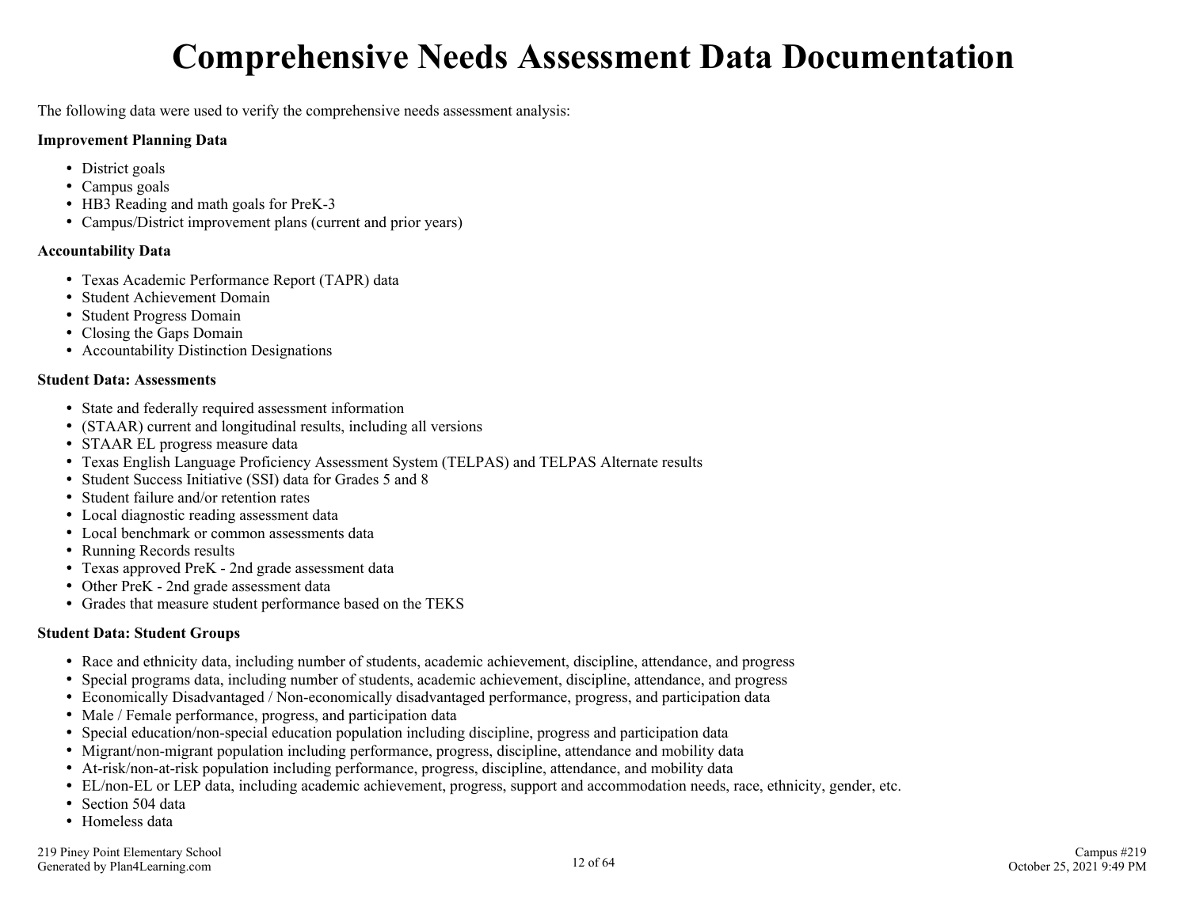# Comprehensive Needs Assessment Data Documentation

The following data were used to verify the comprehensive needs assessment analysis:

**Improvement Planning Data**

- District goals
- Campus goals
- HB3 Reading and math goals for PreK-3
- Campus/District improvement plans (current and prior years)

**Accountability Data**

- Texas Academic Performance Report (TAPR) data
- Student Achievement Domain
- Student Progress Domain
- Closing the Gaps Domain
- Accountability Distinction Designations

**Student Data: Assessments**

- State and federally required assessment information
- (STAAR) current and longitudinal results, including all versions
- STAAR EL progress measure data
- Texas English Language Proficiency Assessment System (TELPAS) and TELPAS Alternate results
- Student Success Initiative (SSI) data for Grades 5 and 8
- Student failure and/or retention rates
- Local diagnostic reading assessment data
- Local benchmark or common assessments data
- Running Records results
- Texas approved PreK - 2nd grade assessment data
- Other PreK - 2nd grade assessment data
- Grades that measure student performance based on the TEKS

**Student Data: Student Groups**

- Race and ethnicity data, including number of students, academic achievement, discipline, attendance, and progress
- Special programs data, including number of students, academic achievement, discipline, attendance, and progress
- Economically Disadvantaged / Non-economically disadvantaged performance, progress, and participation data
- Male / Female performance, progress, and participation data
- Special education/non-special education population including discipline, progress and participation data
- Migrant/non-migrant population including performance, progress, discipline, attendance and mobility data
- At-risk/non-at-risk population including performance, progress, discipline, attendance, and mobility data
- EL/non-EL or LEP data, including academic achievement, progress, support and accommodation needs, race, ethnicity, gender, etc.
- Section 504 data
- Homeless data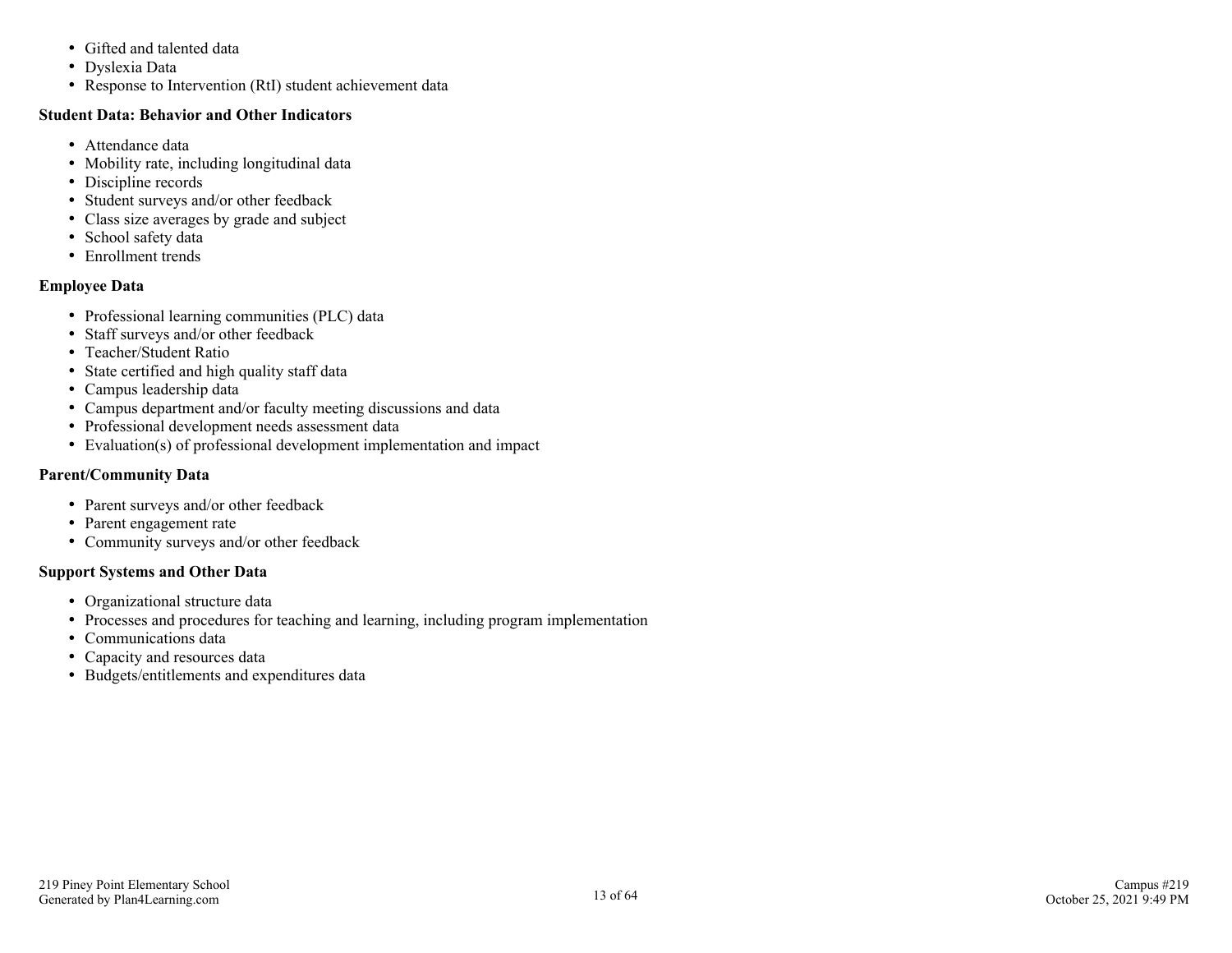- Gifted and talented data
- Dyslexia Data
- Response to Intervention (RtI) student achievement data

**Student Data: Behavior and Other Indicators**

- Attendance data
- Mobility rate, including longitudinal data
- Discipline records
- Student surveys and/or other feedback
- Class size averages by grade and subject
- School safety data
- Enrollment trends

**Employee Data**

- Professional learning communities (PLC) data
- Staff surveys and/or other feedback
- Teacher/Student Ratio
- State certified and high quality staff data
- Campus leadership data
- Campus department and/or faculty meeting discussions and data
- Professional development needs assessment data
- Evaluation(s) of professional development implementation and impact

**Parent/Community Data**

- Parent surveys and/or other feedback
- Parent engagement rate
- Community surveys and/or other feedback

**Support Systems and Other Data**

- Organizational structure data
- Processes and procedures for teaching and learning, including program implementation
- Communications data
- Capacity and resources data
- Budgets/entitlements and expenditures data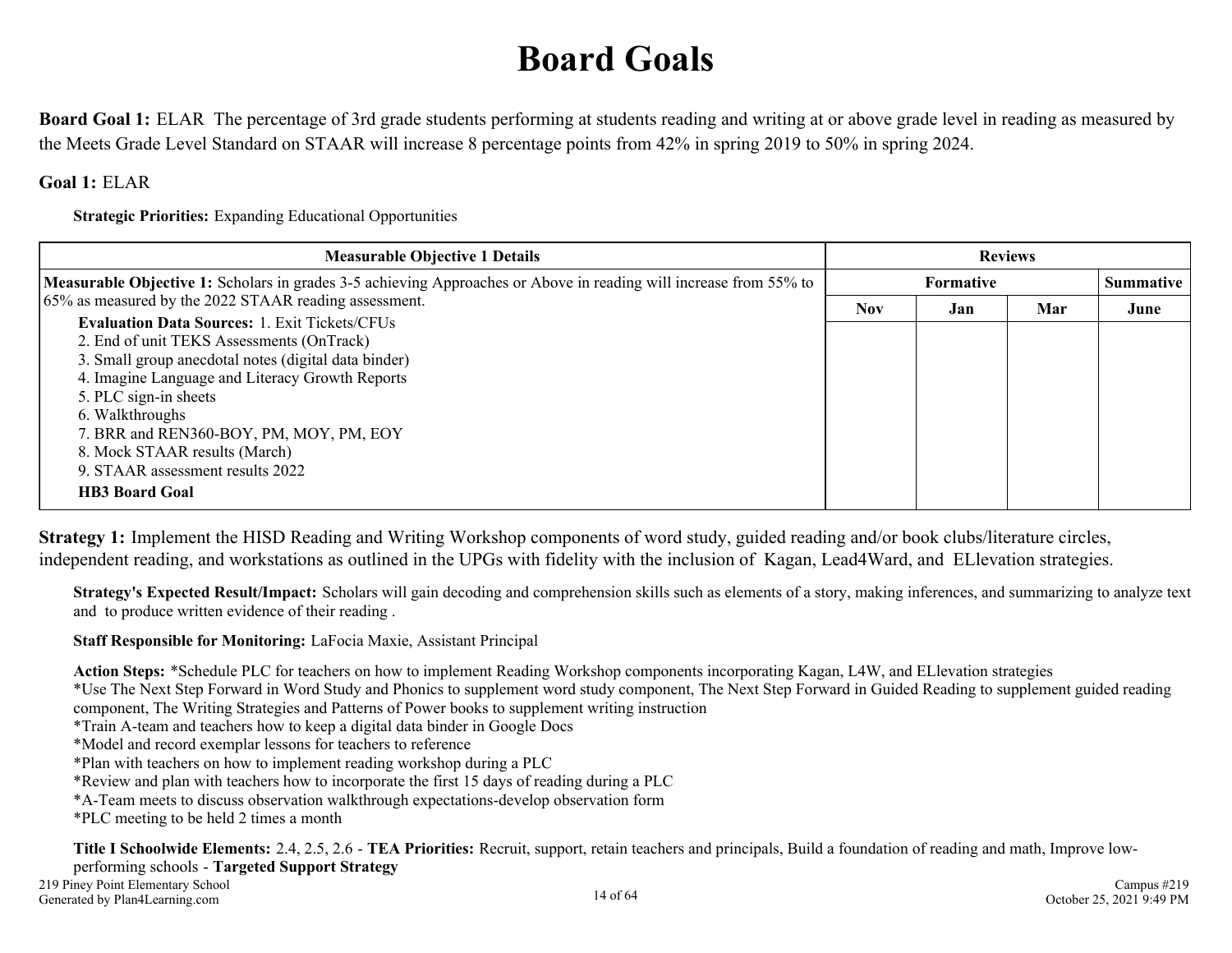# Board Goals

**Board Goal 1:** ELAR The percentage of 3rd grade students performing at students reading and writing at or above grade level in reading as measured by the Meets Grade Level Standard on STAAR will increase 8 percentage points from 42% in spring 2019 to 50% in spring 2024.

**Goal 1:** ELAR

**Strategic Priorities:** Expanding Educational Opportunities

| Measurable Objective 1 Details | Reviews | | | |
|---|---|---|---|---|
| | Formative | | | Summative |
| | Nov | Jan | Mar | June |
| **Measurable Objective 1:** Scholars in grades 3-5 achieving Approaches or Above in reading will increase from 55% to 65% as measured by the 2022 STAAR reading assessment.<br>**Evaluation Data Sources:** 1. Exit Tickets/CFUs<br>2. End of unit TEKS Assessments (OnTrack)<br>3. Small group anecdotal notes (digital data binder)<br>4. Imagine Language and Literacy Growth Reports<br>5. PLC sign-in sheets<br>6. Walkthroughs<br>7. BRR and REN360-BOY, PM, MOY, PM, EOY<br>8. Mock STAAR results (March)<br>9. STAAR assessment results 2022<br>**HB3 Board Goal** | | | | |

**Strategy 1:** Implement the HISD Reading and Writing Workshop components of word study, guided reading and/or book clubs/literature circles, independent reading, and workstations as outlined in the UPGs with fidelity with the inclusion of Kagan, Lead4Ward, and ELlevation strategies.

**Strategy's Expected Result/Impact:** Scholars will gain decoding and comprehension skills such as elements of a story, making inferences, and summarizing to analyze text and to produce written evidence of their reading .

**Staff Responsible for Monitoring:** LaFocia Maxie, Assistant Principal

**Action Steps:** *Schedule PLC for teachers on how to implement Reading Workshop components incorporating Kagan, L4W, and ELlevation strategies
*Use The Next Step Forward in Word Study and Phonics to supplement word study component, The Next Step Forward in Guided Reading to supplement guided reading component, The Writing Strategies and Patterns of Power books to supplement writing instruction
*Train A-team and teachers how to keep a digital data binder in Google Docs
*Model and record exemplar lessons for teachers to reference
*Plan with teachers on how to implement reading workshop during a PLC
*Review and plan with teachers how to incorporate the first 15 days of reading during a PLC
*A-Team meets to discuss observation walkthrough expectations-develop observation form
*PLC meeting to be held 2 times a month

**Title I Schoolwide Elements:** 2.4, 2.5, 2.6 - **TEA Priorities:** Recruit, support, retain teachers and principals, Build a foundation of reading and math, Improve low-performing schools - **Targeted Support Strategy**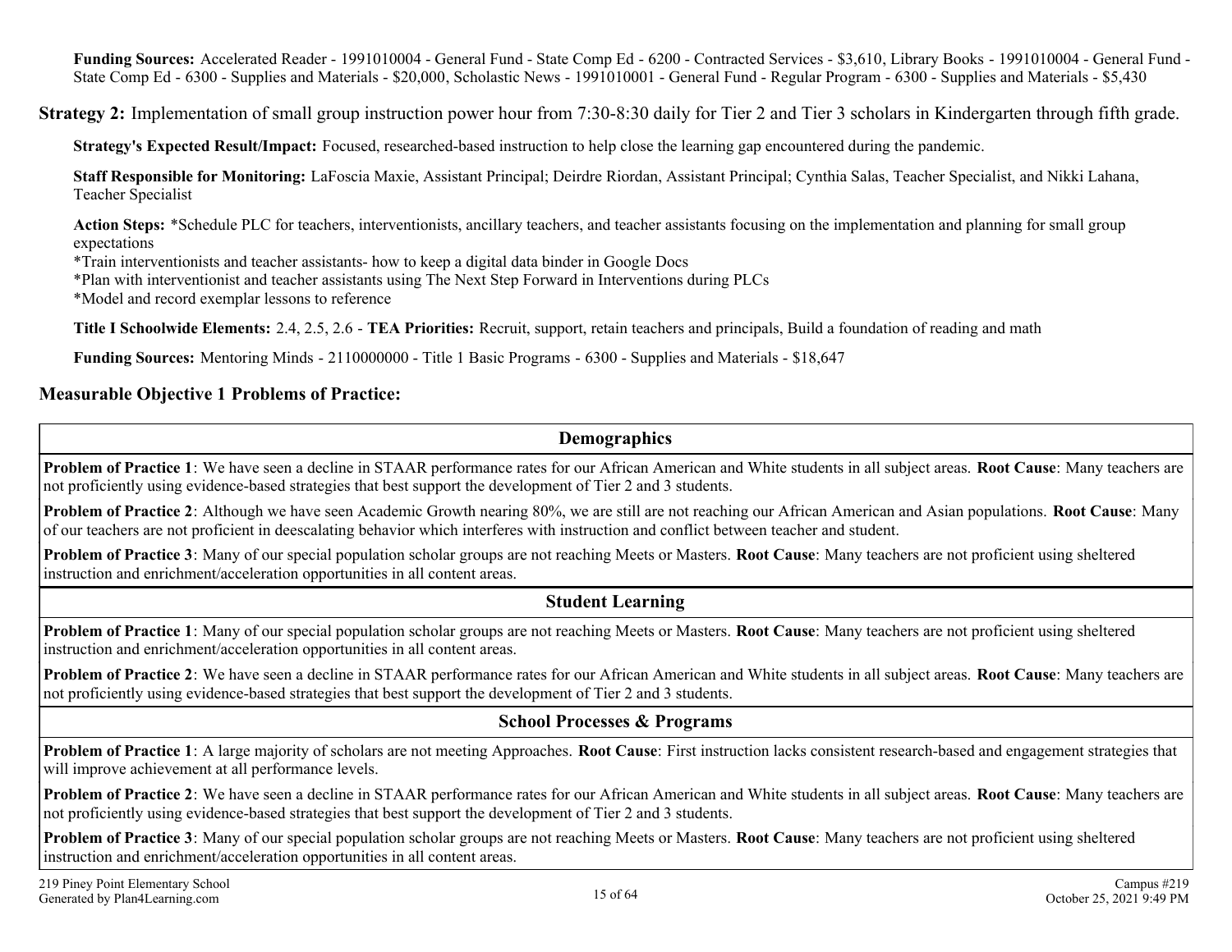**Funding Sources:** Accelerated Reader - 1991010004 - General Fund - State Comp Ed - 6200 - Contracted Services - $3,610, Library Books - 1991010004 - General Fund - State Comp Ed - 6300 - Supplies and Materials - $20,000, Scholastic News - 1991010001 - General Fund - Regular Program - 6300 - Supplies and Materials - $5,430

**Strategy 2:** Implementation of small group instruction power hour from 7:30-8:30 daily for Tier 2 and Tier 3 scholars in Kindergarten through fifth grade.

**Strategy's Expected Result/Impact:** Focused, researched-based instruction to help close the learning gap encountered during the pandemic.

**Staff Responsible for Monitoring:** LaFoscia Maxie, Assistant Principal; Deirdre Riordan, Assistant Principal; Cynthia Salas, Teacher Specialist, and Nikki Lahana, Teacher Specialist

**Action Steps:** *Schedule PLC for teachers, interventionists, ancillary teachers, and teacher assistants focusing on the implementation and planning for small group expectations
*Train interventionists and teacher assistants- how to keep a digital data binder in Google Docs
*Plan with interventionist and teacher assistants using The Next Step Forward in Interventions during PLCs
*Model and record exemplar lessons to reference

**Title I Schoolwide Elements:** 2.4, 2.5, 2.6 - **TEA Priorities:** Recruit, support, retain teachers and principals, Build a foundation of reading and math

**Funding Sources:** Mentoring Minds - 2110000000 - Title 1 Basic Programs - 6300 - Supplies and Materials - $18,647

## Measurable Objective 1 Problems of Practice:

| Demographics |
|---|
| **Problem of Practice 1**: We have seen a decline in STAAR performance rates for our African American and White students in all subject areas. **Root Cause**: Many teachers are not proficiently using evidence-based strategies that best support the development of Tier 2 and 3 students. |
| **Problem of Practice 2**: Although we have seen Academic Growth nearing 80%, we are still are not reaching our African American and Asian populations. **Root Cause**: Many of our teachers are not proficient in deescalating behavior which interferes with instruction and conflict between teacher and student. |
| **Problem of Practice 3**: Many of our special population scholar groups are not reaching Meets or Masters. **Root Cause**: Many teachers are not proficient using sheltered instruction and enrichment/acceleration opportunities in all content areas. |
| **Student Learning** |
| **Problem of Practice 1**: Many of our special population scholar groups are not reaching Meets or Masters. **Root Cause**: Many teachers are not proficient using sheltered instruction and enrichment/acceleration opportunities in all content areas. |
| **Problem of Practice 2**: We have seen a decline in STAAR performance rates for our African American and White students in all subject areas. **Root Cause**: Many teachers are not proficiently using evidence-based strategies that best support the development of Tier 2 and 3 students. |
| **School Processes & Programs** |
| **Problem of Practice 1**: A large majority of scholars are not meeting Approaches. **Root Cause**: First instruction lacks consistent research-based and engagement strategies that will improve achievement at all performance levels. |
| **Problem of Practice 2**: We have seen a decline in STAAR performance rates for our African American and White students in all subject areas. **Root Cause**: Many teachers are not proficiently using evidence-based strategies that best support the development of Tier 2 and 3 students. |
| **Problem of Practice 3**: Many of our special population scholar groups are not reaching Meets or Masters. **Root Cause**: Many teachers are not proficient using sheltered instruction and enrichment/acceleration opportunities in all content areas. |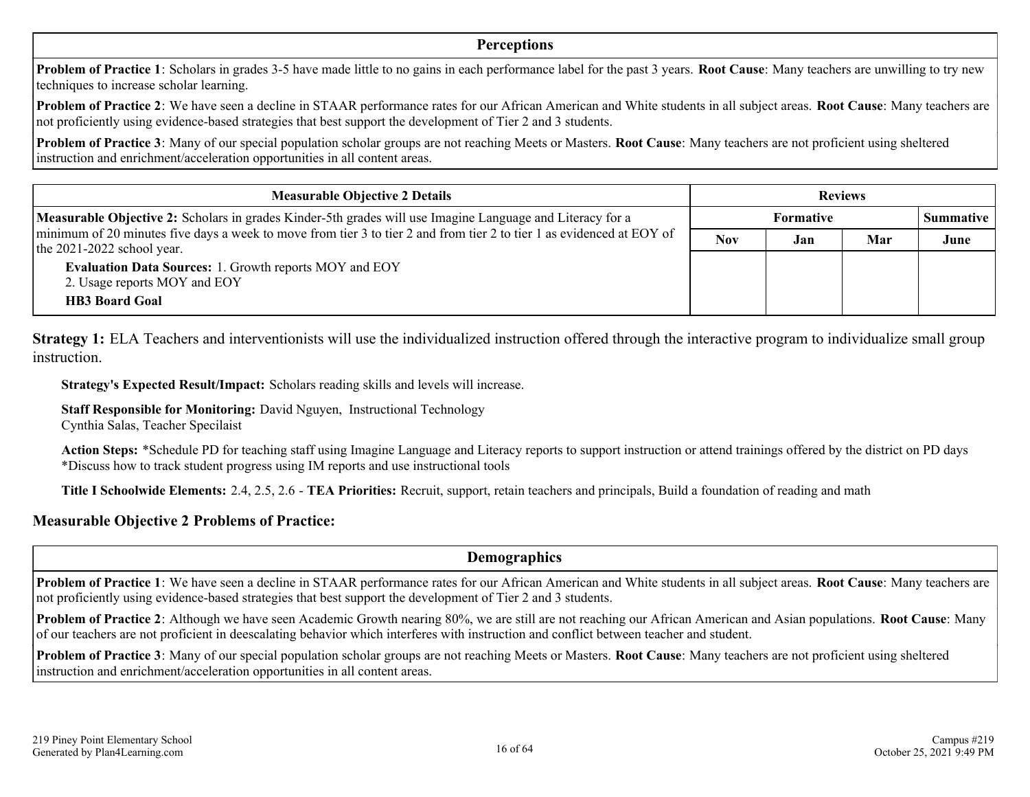| Perceptions |
| --- |
| **Problem of Practice 1**: Scholars in grades 3-5 have made little to no gains in each performance label for the past 3 years. **Root Cause**: Many teachers are unwilling to try new techniques to increase scholar learning. |
| **Problem of Practice 2**: We have seen a decline in STAAR performance rates for our African American and White students in all subject areas. **Root Cause**: Many teachers are not proficiently using evidence-based strategies that best support the development of Tier 2 and 3 students. |
| **Problem of Practice 3**: Many of our special population scholar groups are not reaching Meets or Masters. **Root Cause**: Many teachers are not proficient using sheltered instruction and enrichment/acceleration opportunities in all content areas. |

| Measurable Objective 2 Details | Reviews | | | |
| --- | --- | --- | --- | --- |
| **Measurable Objective 2:** Scholars in grades Kinder-5th grades will use Imagine Language and Literacy for a minimum of 20 minutes five days a week to move from tier 3 to tier 2 and from tier 2 to tier 1 as evidenced at EOY of the 2021-2022 school year. | Formative | | | Summative |
| | Nov | Jan | Mar | June |
| **Evaluation Data Sources:** 1. Growth reports MOY and EOY<br>2. Usage reports MOY and EOY<br>**HB3 Board Goal** | | | | |

**Strategy 1:** ELA Teachers and interventionists will use the individualized instruction offered through the interactive program to individualize small group instruction.

**Strategy's Expected Result/Impact:** Scholars reading skills and levels will increase.

**Staff Responsible for Monitoring:** David Nguyen, Instructional Technology
Cynthia Salas, Teacher Specilaist

**Action Steps:** *Schedule PD for teaching staff using Imagine Language and Literacy reports to support instruction or attend trainings offered by the district on PD days
*Discuss how to track student progress using IM reports and use instructional tools

**Title I Schoolwide Elements:** 2.4, 2.5, 2.6 - **TEA Priorities:** Recruit, support, retain teachers and principals, Build a foundation of reading and math

### Measurable Objective 2 Problems of Practice:

| Demographics |
| --- |
| **Problem of Practice 1**: We have seen a decline in STAAR performance rates for our African American and White students in all subject areas. **Root Cause**: Many teachers are not proficiently using evidence-based strategies that best support the development of Tier 2 and 3 students. |
| **Problem of Practice 2**: Although we have seen Academic Growth nearing 80%, we are still are not reaching our African American and Asian populations. **Root Cause**: Many of our teachers are not proficient in deescalating behavior which interferes with instruction and conflict between teacher and student. |
| **Problem of Practice 3**: Many of our special population scholar groups are not reaching Meets or Masters. **Root Cause**: Many teachers are not proficient using sheltered instruction and enrichment/acceleration opportunities in all content areas. |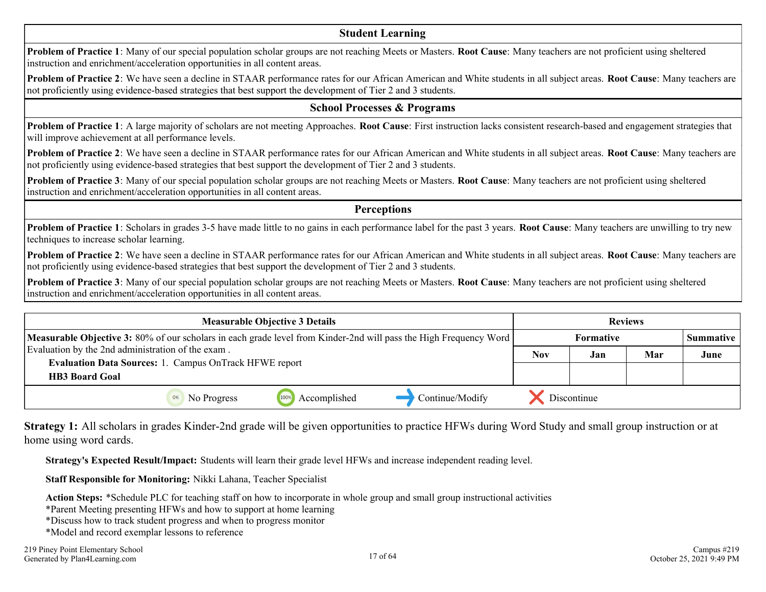| Student Learning |
|---|
| **Problem of Practice 1**: Many of our special population scholar groups are not reaching Meets or Masters. **Root Cause**: Many teachers are not proficient using sheltered instruction and enrichment/acceleration opportunities in all content areas. |
| **Problem of Practice 2**: We have seen a decline in STAAR performance rates for our African American and White students in all subject areas. **Root Cause**: Many teachers are not proficiently using evidence-based strategies that best support the development of Tier 2 and 3 students. |

| School Processes & Programs |
|---|
| **Problem of Practice 1**: A large majority of scholars are not meeting Approaches. **Root Cause**: First instruction lacks consistent research-based and engagement strategies that will improve achievement at all performance levels. |
| **Problem of Practice 2**: We have seen a decline in STAAR performance rates for our African American and White students in all subject areas. **Root Cause**: Many teachers are not proficiently using evidence-based strategies that best support the development of Tier 2 and 3 students. |
| **Problem of Practice 3**: Many of our special population scholar groups are not reaching Meets or Masters. **Root Cause**: Many teachers are not proficient using sheltered instruction and enrichment/acceleration opportunities in all content areas. |

| Perceptions |
|---|
| **Problem of Practice 1**: Scholars in grades 3-5 have made little to no gains in each performance label for the past 3 years. **Root Cause**: Many teachers are unwilling to try new techniques to increase scholar learning. |
| **Problem of Practice 2**: We have seen a decline in STAAR performance rates for our African American and White students in all subject areas. **Root Cause**: Many teachers are not proficiently using evidence-based strategies that best support the development of Tier 2 and 3 students. |
| **Problem of Practice 3**: Many of our special population scholar groups are not reaching Meets or Masters. **Root Cause**: Many teachers are not proficient using sheltered instruction and enrichment/acceleration opportunities in all content areas. |

| Measurable Objective 3 Details | Reviews | | | |
|---|---|---|---|---|
| | Formative | | | Summative |
| **Measurable Objective 3:** 80% of our scholars in each grade level from Kinder-2nd will pass the High Frequency Word Evaluation by the 2nd administration of the exam . **Evaluation Data Sources:** 1. Campus OnTrack HFWE report **HB3 Board Goal** | Nov | Jan | Mar | June |
| | | | | |

0% No Progress | 100% Accomplished | Continue/Modify | Discontinue

**Strategy 1:** All scholars in grades Kinder-2nd grade will be given opportunities to practice HFWs during Word Study and small group instruction or at home using word cards.

**Strategy's Expected Result/Impact:** Students will learn their grade level HFWs and increase independent reading level.

**Staff Responsible for Monitoring:** Nikki Lahana, Teacher Specialist

**Action Steps:** *Schedule PLC for teaching staff on how to incorporate in whole group and small group instructional activities
*Parent Meeting presenting HFWs and how to support at home learning
*Discuss how to track student progress and when to progress monitor
*Model and record exemplar lessons to reference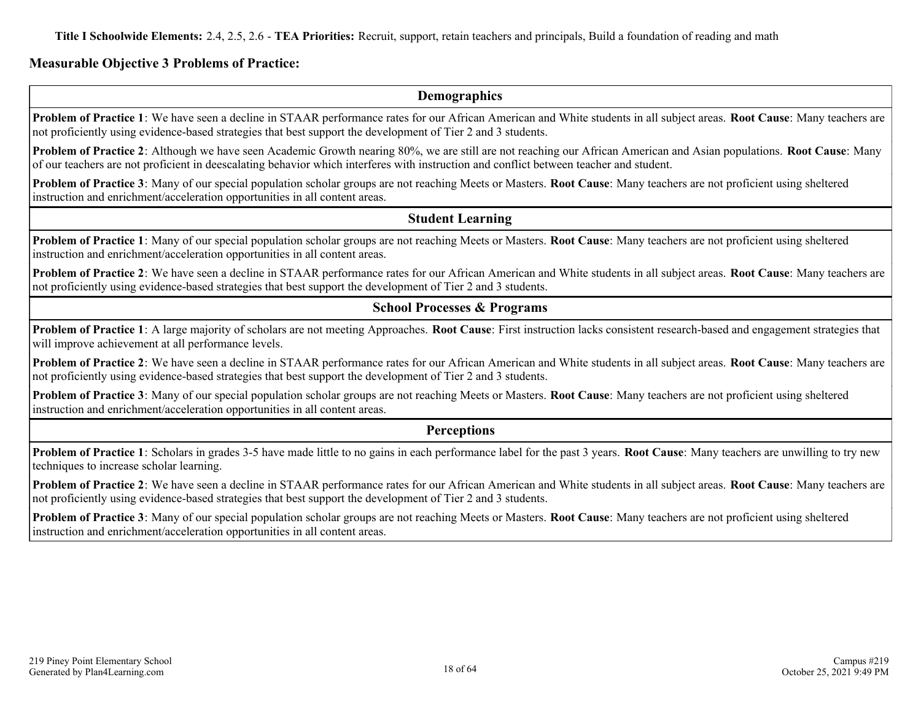**Title I Schoolwide Elements:** 2.4, 2.5, 2.6 - **TEA Priorities:** Recruit, support, retain teachers and principals, Build a foundation of reading and math

## Measurable Objective 3 Problems of Practice:

### Demographics

**Problem of Practice 1**: We have seen a decline in STAAR performance rates for our African American and White students in all subject areas. **Root Cause**: Many teachers are not proficiently using evidence-based strategies that best support the development of Tier 2 and 3 students.

**Problem of Practice 2**: Although we have seen Academic Growth nearing 80%, we are still are not reaching our African American and Asian populations. **Root Cause**: Many of our teachers are not proficient in deescalating behavior which interferes with instruction and conflict between teacher and student.

**Problem of Practice 3**: Many of our special population scholar groups are not reaching Meets or Masters. **Root Cause**: Many teachers are not proficient using sheltered instruction and enrichment/acceleration opportunities in all content areas.

### Student Learning

**Problem of Practice 1**: Many of our special population scholar groups are not reaching Meets or Masters. **Root Cause**: Many teachers are not proficient using sheltered instruction and enrichment/acceleration opportunities in all content areas.

**Problem of Practice 2**: We have seen a decline in STAAR performance rates for our African American and White students in all subject areas. **Root Cause**: Many teachers are not proficiently using evidence-based strategies that best support the development of Tier 2 and 3 students.

### School Processes & Programs

**Problem of Practice 1**: A large majority of scholars are not meeting Approaches. **Root Cause**: First instruction lacks consistent research-based and engagement strategies that will improve achievement at all performance levels.

**Problem of Practice 2**: We have seen a decline in STAAR performance rates for our African American and White students in all subject areas. **Root Cause**: Many teachers are not proficiently using evidence-based strategies that best support the development of Tier 2 and 3 students.

**Problem of Practice 3**: Many of our special population scholar groups are not reaching Meets or Masters. **Root Cause**: Many teachers are not proficient using sheltered instruction and enrichment/acceleration opportunities in all content areas.

### Perceptions

**Problem of Practice 1**: Scholars in grades 3-5 have made little to no gains in each performance label for the past 3 years. **Root Cause**: Many teachers are unwilling to try new techniques to increase scholar learning.

**Problem of Practice 2**: We have seen a decline in STAAR performance rates for our African American and White students in all subject areas. **Root Cause**: Many teachers are not proficiently using evidence-based strategies that best support the development of Tier 2 and 3 students.

**Problem of Practice 3**: Many of our special population scholar groups are not reaching Meets or Masters. **Root Cause**: Many teachers are not proficient using sheltered instruction and enrichment/acceleration opportunities in all content areas.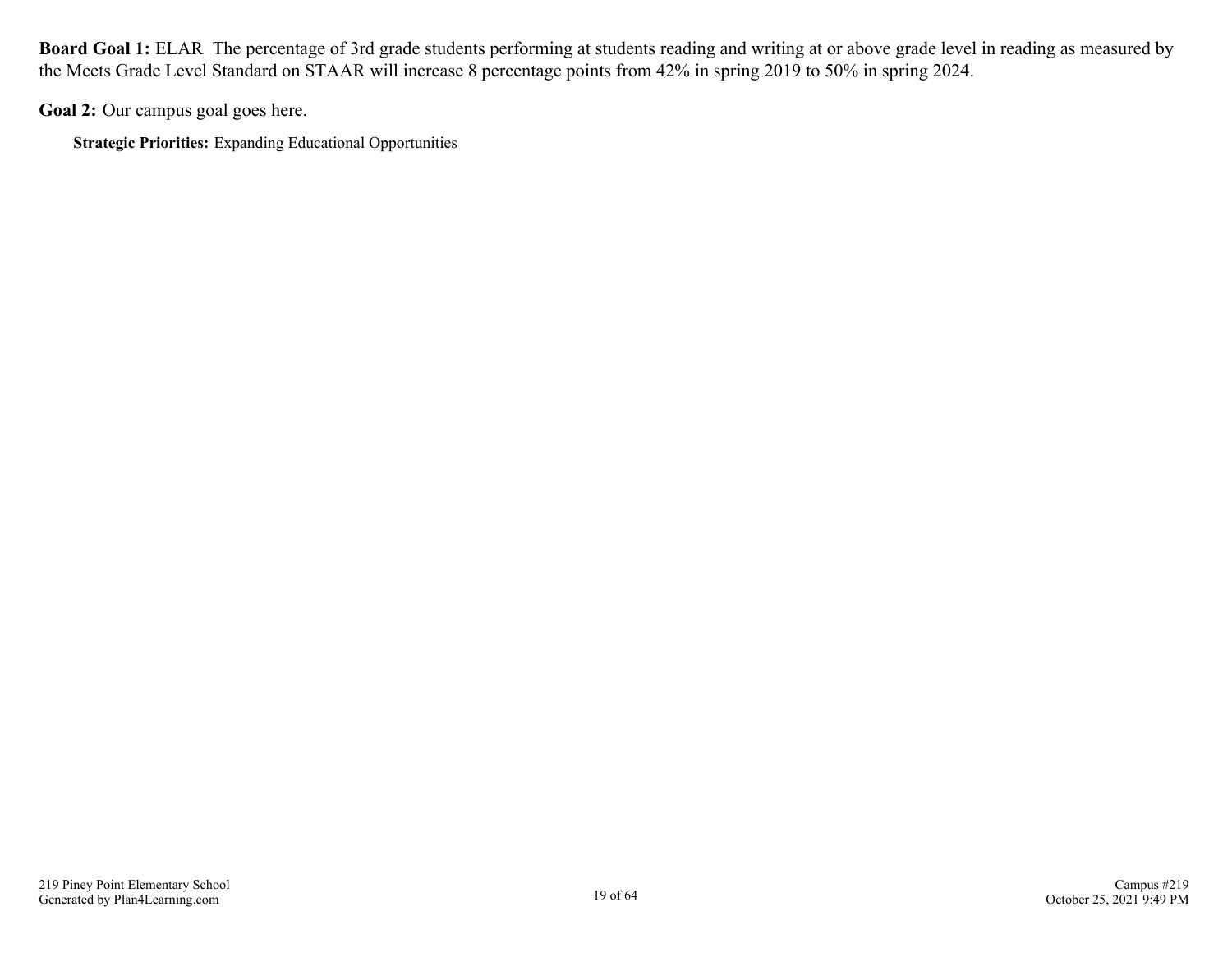**Board Goal 1:** ELAR The percentage of 3rd grade students performing at students reading and writing at or above grade level in reading as measured by the Meets Grade Level Standard on STAAR will increase 8 percentage points from 42% in spring 2019 to 50% in spring 2024.

**Goal 2:** Our campus goal goes here.

**Strategic Priorities:** Expanding Educational Opportunities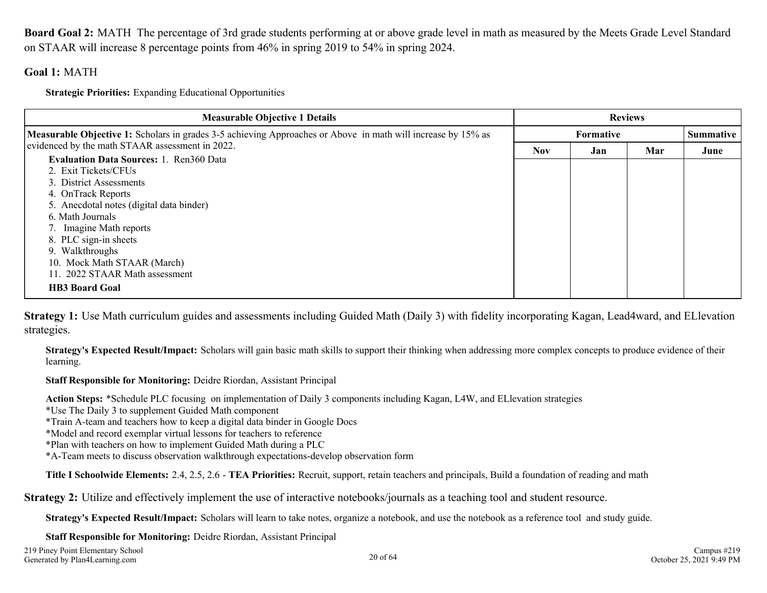**Board Goal 2:** MATH The percentage of 3rd grade students performing at or above grade level in math as measured by the Meets Grade Level Standard on STAAR will increase 8 percentage points from 46% in spring 2019 to 54% in spring 2024.

**Goal 1:** MATH

**Strategic Priorities:** Expanding Educational Opportunities

| Measurable Objective 1 Details | Reviews | | | |
|---|---|---|---|---|
| | Formative | | | Summative |
| | Nov | Jan | Mar | June |
| **Measurable Objective 1:** Scholars in grades 3-5 achieving Approaches or Above in math will increase by 15% as evidenced by the math STAAR assessment in 2022.<br>**Evaluation Data Sources:** 1. Ren360 Data<br>2. Exit Tickets/CFUs<br>3. District Assessments<br>4. OnTrack Reports<br>5. Anecdotal notes (digital data binder)<br>6. Math Journals<br>7. Imagine Math reports<br>8. PLC sign-in sheets<br>9. Walkthroughs<br>10. Mock Math STAAR (March)<br>11. 2022 STAAR Math assessment<br>**HB3 Board Goal** | | | | |

**Strategy 1:** Use Math curriculum guides and assessments including Guided Math (Daily 3) with fidelity incorporating Kagan, Lead4ward, and ELlevation strategies.

**Strategy's Expected Result/Impact:** Scholars will gain basic math skills to support their thinking when addressing more complex concepts to produce evidence of their learning.

**Staff Responsible for Monitoring:** Deidre Riordan, Assistant Principal

**Action Steps:** *Schedule PLC focusing on implementation of Daily 3 components including Kagan, L4W, and ELlevation strategies
*Use The Daily 3 to supplement Guided Math component
*Train A-team and teachers how to keep a digital data binder in Google Docs
*Model and record exemplar virtual lessons for teachers to reference
*Plan with teachers on how to implement Guided Math during a PLC
*A-Team meets to discuss observation walkthrough expectations-develop observation form

**Title I Schoolwide Elements:** 2.4, 2.5, 2.6 - **TEA Priorities:** Recruit, support, retain teachers and principals, Build a foundation of reading and math

**Strategy 2:** Utilize and effectively implement the use of interactive notebooks/journals as a teaching tool and student resource.

**Strategy's Expected Result/Impact:** Scholars will learn to take notes, organize a notebook, and use the notebook as a reference tool and study guide.

**Staff Responsible for Monitoring:** Deidre Riordan, Assistant Principal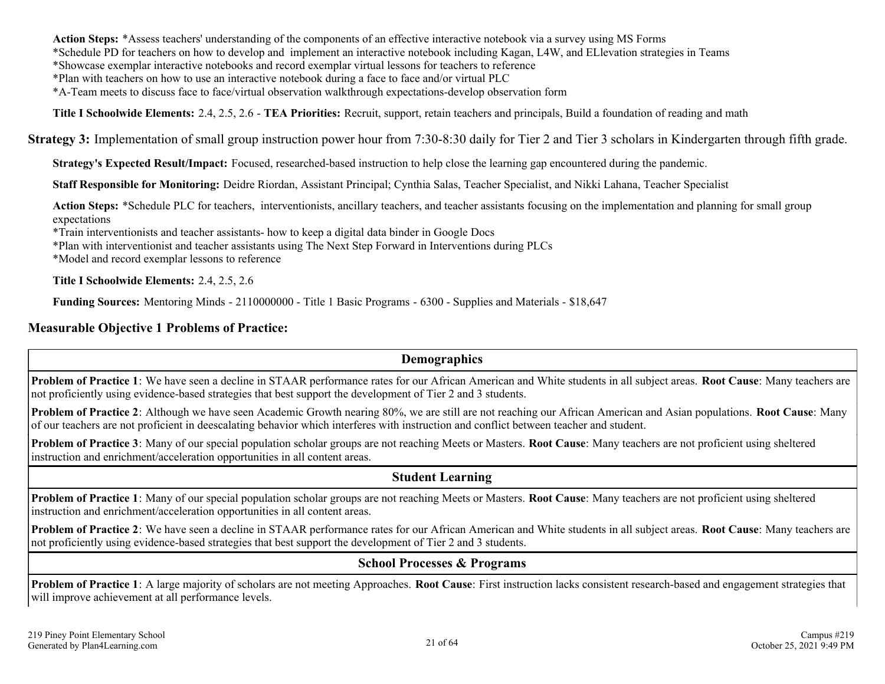**Action Steps:** *Assess teachers' understanding of the components of an effective interactive notebook via a survey using MS Forms
*Schedule PD for teachers on how to develop and implement an interactive notebook including Kagan, L4W, and ELlevation strategies in Teams
*Showcase exemplar interactive notebooks and record exemplar virtual lessons for teachers to reference
*Plan with teachers on how to use an interactive notebook during a face to face and/or virtual PLC
*A-Team meets to discuss face to face/virtual observation walkthrough expectations-develop observation form

**Title I Schoolwide Elements:** 2.4, 2.5, 2.6 - **TEA Priorities:** Recruit, support, retain teachers and principals, Build a foundation of reading and math

**Strategy 3:** Implementation of small group instruction power hour from 7:30-8:30 daily for Tier 2 and Tier 3 scholars in Kindergarten through fifth grade.

**Strategy's Expected Result/Impact:** Focused, researched-based instruction to help close the learning gap encountered during the pandemic.

**Staff Responsible for Monitoring:** Deidre Riordan, Assistant Principal; Cynthia Salas, Teacher Specialist, and Nikki Lahana, Teacher Specialist

**Action Steps:** *Schedule PLC for teachers, interventionists, ancillary teachers, and teacher assistants focusing on the implementation and planning for small group expectations
*Train interventionists and teacher assistants- how to keep a digital data binder in Google Docs
*Plan with interventionist and teacher assistants using The Next Step Forward in Interventions during PLCs
*Model and record exemplar lessons to reference

**Title I Schoolwide Elements:** 2.4, 2.5, 2.6

**Funding Sources:** Mentoring Minds - 2110000000 - Title 1 Basic Programs - 6300 - Supplies and Materials - $18,647

## Measurable Objective 1 Problems of Practice:

| Demographics |
| --- |
| **Problem of Practice 1**: We have seen a decline in STAAR performance rates for our African American and White students in all subject areas. **Root Cause**: Many teachers are not proficiently using evidence-based strategies that best support the development of Tier 2 and 3 students. |
| **Problem of Practice 2**: Although we have seen Academic Growth nearing 80%, we are still are not reaching our African American and Asian populations. **Root Cause**: Many of our teachers are not proficient in deescalating behavior which interferes with instruction and conflict between teacher and student. |
| **Problem of Practice 3**: Many of our special population scholar groups are not reaching Meets or Masters. **Root Cause**: Many teachers are not proficient using sheltered instruction and enrichment/acceleration opportunities in all content areas. |

| Student Learning |
| --- |
| **Problem of Practice 1**: Many of our special population scholar groups are not reaching Meets or Masters. **Root Cause**: Many teachers are not proficient using sheltered instruction and enrichment/acceleration opportunities in all content areas. |
| **Problem of Practice 2**: We have seen a decline in STAAR performance rates for our African American and White students in all subject areas. **Root Cause**: Many teachers are not proficiently using evidence-based strategies that best support the development of Tier 2 and 3 students. |

| School Processes & Programs |
| --- |
| **Problem of Practice 1**: A large majority of scholars are not meeting Approaches. **Root Cause**: First instruction lacks consistent research-based and engagement strategies that will improve achievement at all performance levels. |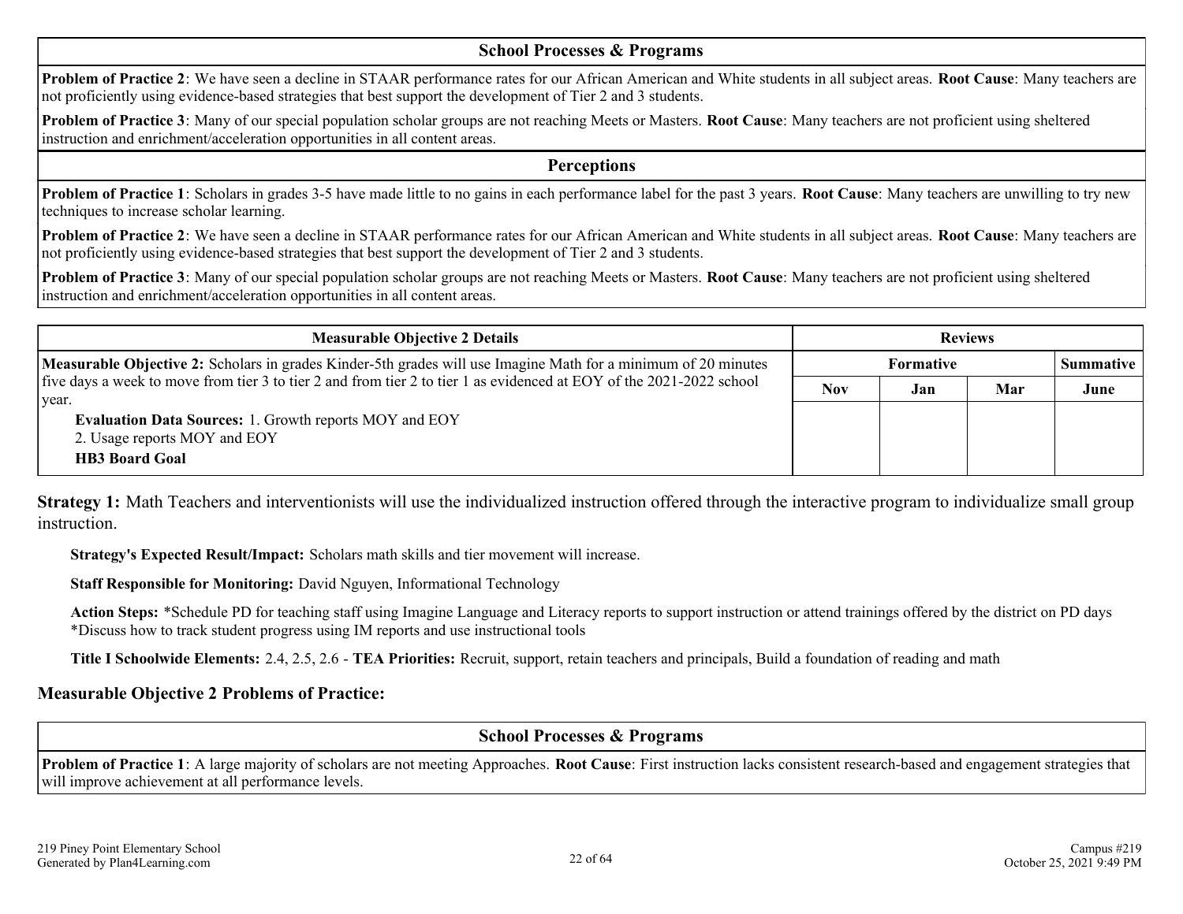| School Processes & Programs |
| --- |
| **Problem of Practice 2**: We have seen a decline in STAAR performance rates for our African American and White students in all subject areas. **Root Cause**: Many teachers are not proficiently using evidence-based strategies that best support the development of Tier 2 and 3 students. |
| **Problem of Practice 3**: Many of our special population scholar groups are not reaching Meets or Masters. **Root Cause**: Many teachers are not proficient using sheltered instruction and enrichment/acceleration opportunities in all content areas. |

| Perceptions |
| --- |
| **Problem of Practice 1**: Scholars in grades 3-5 have made little to no gains in each performance label for the past 3 years. **Root Cause**: Many teachers are unwilling to try new techniques to increase scholar learning. |
| **Problem of Practice 2**: We have seen a decline in STAAR performance rates for our African American and White students in all subject areas. **Root Cause**: Many teachers are not proficiently using evidence-based strategies that best support the development of Tier 2 and 3 students. |
| **Problem of Practice 3**: Many of our special population scholar groups are not reaching Meets or Masters. **Root Cause**: Many teachers are not proficient using sheltered instruction and enrichment/acceleration opportunities in all content areas. |

| Measurable Objective 2 Details | Reviews | | | |
| --- | --- | --- | --- | --- |
| | Formative | | | Summative |
| | Nov | Jan | Mar | June |
| **Measurable Objective 2:** Scholars in grades Kinder-5th grades will use Imagine Math for a minimum of 20 minutes five days a week to move from tier 3 to tier 2 and from tier 2 to tier 1 as evidenced at EOY of the 2021-2022 school year. **Evaluation Data Sources:** 1. Growth reports MOY and EOY 2. Usage reports MOY and EOY **HB3 Board Goal** | | | | |

**Strategy 1:** Math Teachers and interventionists will use the individualized instruction offered through the interactive program to individualize small group instruction.

**Strategy's Expected Result/Impact:** Scholars math skills and tier movement will increase.

**Staff Responsible for Monitoring:** David Nguyen, Informational Technology

**Action Steps:** *Schedule PD for teaching staff using Imagine Language and Literacy reports to support instruction or attend trainings offered by the district on PD days
*Discuss how to track student progress using IM reports and use instructional tools

**Title I Schoolwide Elements:** 2.4, 2.5, 2.6 - **TEA Priorities:** Recruit, support, retain teachers and principals, Build a foundation of reading and math

### Measurable Objective 2 Problems of Practice:

| School Processes & Programs |
| --- |
| **Problem of Practice 1**: A large majority of scholars are not meeting Approaches. **Root Cause**: First instruction lacks consistent research-based and engagement strategies that will improve achievement at all performance levels. |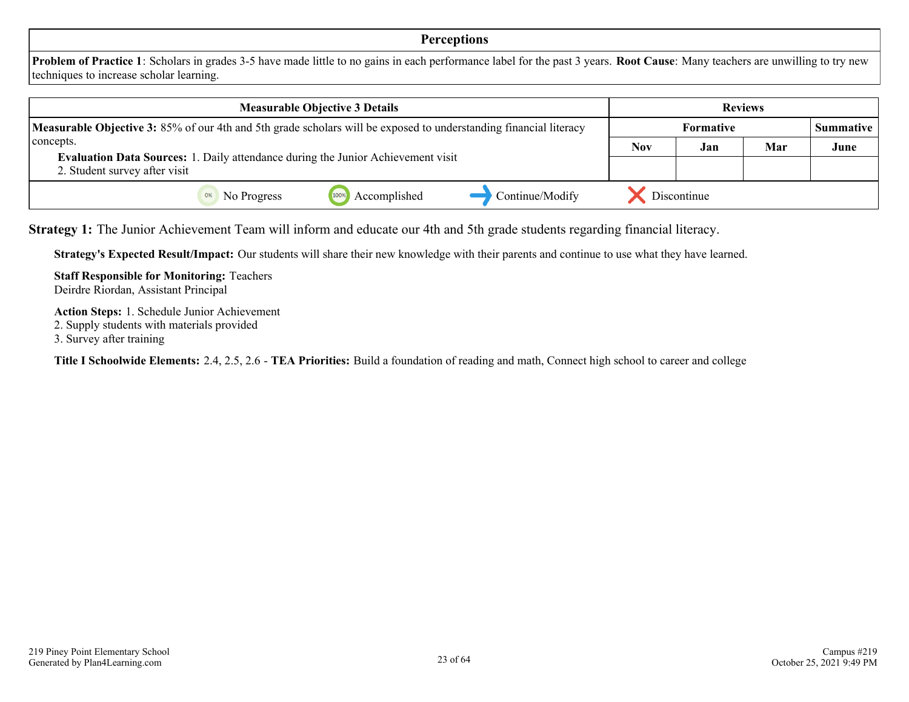| Perceptions |
|---|
| **Problem of Practice 1**: Scholars in grades 3-5 have made little to no gains in each performance label for the past 3 years. **Root Cause**: Many teachers are unwilling to try new techniques to increase scholar learning. |

| Measurable Objective 3 Details | Reviews | | | |
|---|---|---|---|---|
| | Formative | | | Summative |
| **Measurable Objective 3:** 85% of our 4th and 5th grade scholars will be exposed to understanding financial literacy concepts.<br>**Evaluation Data Sources:** 1. Daily attendance during the Junior Achievement visit<br>2. Student survey after visit | Nov | Jan | Mar | June |
| | | | | |

No Progress | Accomplished | Continue/Modify | Discontinue

**Strategy 1:** The Junior Achievement Team will inform and educate our 4th and 5th grade students regarding financial literacy.

**Strategy's Expected Result/Impact:** Our students will share their new knowledge with their parents and continue to use what they have learned.

**Staff Responsible for Monitoring:** Teachers
Deirdre Riordan, Assistant Principal

**Action Steps:** 1. Schedule Junior Achievement
2. Supply students with materials provided
3. Survey after training

**Title I Schoolwide Elements:** 2.4, 2.5, 2.6 - **TEA Priorities:** Build a foundation of reading and math, Connect high school to career and college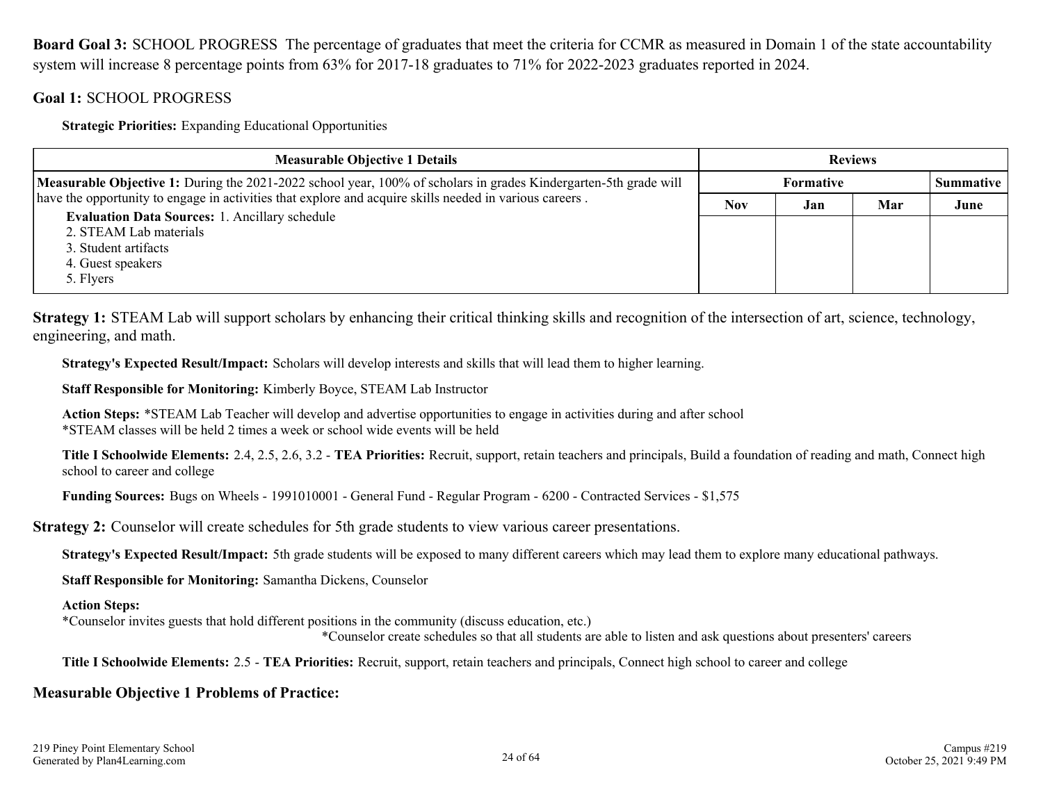**Board Goal 3:** SCHOOL PROGRESS The percentage of graduates that meet the criteria for CCMR as measured in Domain 1 of the state accountability system will increase 8 percentage points from 63% for 2017-18 graduates to 71% for 2022-2023 graduates reported in 2024.

**Goal 1:** SCHOOL PROGRESS

**Strategic Priorities:** Expanding Educational Opportunities

| Measurable Objective 1 Details | Reviews | | | |
|---|---|---|---|---|
| | Formative | | | Summative |
| | Nov | Jan | Mar | June |
| **Measurable Objective 1:** During the 2021-2022 school year, 100% of scholars in grades Kindergarten-5th grade will have the opportunity to engage in activities that explore and acquire skills needed in various careers .<br>**Evaluation Data Sources:** 1. Ancillary schedule<br>2. STEAM Lab materials<br>3. Student artifacts<br>4. Guest speakers<br>5. Flyers | | | | |

**Strategy 1:** STEAM Lab will support scholars by enhancing their critical thinking skills and recognition of the intersection of art, science, technology, engineering, and math.

**Strategy's Expected Result/Impact:** Scholars will develop interests and skills that will lead them to higher learning.

**Staff Responsible for Monitoring:** Kimberly Boyce, STEAM Lab Instructor

**Action Steps:** *STEAM Lab Teacher will develop and advertise opportunities to engage in activities during and after school
*STEAM classes will be held 2 times a week or school wide events will be held

**Title I Schoolwide Elements:** 2.4, 2.5, 2.6, 3.2 - **TEA Priorities:** Recruit, support, retain teachers and principals, Build a foundation of reading and math, Connect high school to career and college

**Funding Sources:** Bugs on Wheels - 1991010001 - General Fund - Regular Program - 6200 - Contracted Services - $1,575

**Strategy 2:** Counselor will create schedules for 5th grade students to view various career presentations.

**Strategy's Expected Result/Impact:** 5th grade students will be exposed to many different careers which may lead them to explore many educational pathways.

**Staff Responsible for Monitoring:** Samantha Dickens, Counselor

**Action Steps:**
*Counselor invites guests that hold different positions in the community (discuss education, etc.)
*Counselor create schedules so that all students are able to listen and ask questions about presenters' careers

**Title I Schoolwide Elements:** 2.5 - **TEA Priorities:** Recruit, support, retain teachers and principals, Connect high school to career and college

**Measurable Objective 1 Problems of Practice:**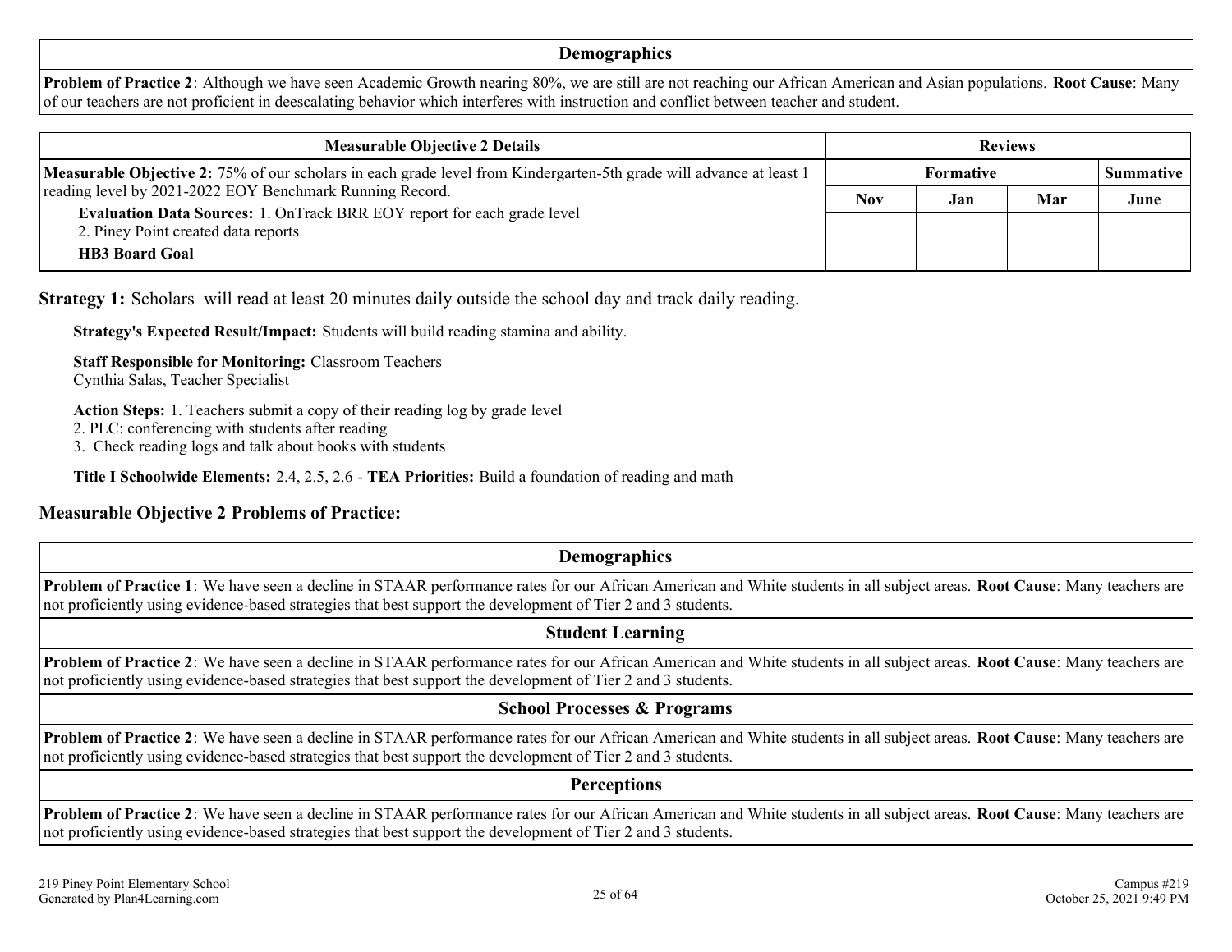| Demographics |
| --- |
| **Problem of Practice 2**: Although we have seen Academic Growth nearing 80%, we are still are not reaching our African American and Asian populations. **Root Cause**: Many of our teachers are not proficient in deescalating behavior which interferes with instruction and conflict between teacher and student. |

| Measurable Objective 2 Details | Reviews | | | |
| --- | --- | --- | --- | --- |
| | Formative | | | Summative |
| | Nov | Jan | Mar | June |
| **Measurable Objective 2:** 75% of our scholars in each grade level from Kindergarten-5th grade will advance at least 1 reading level by 2021-2022 EOY Benchmark Running Record.<br>**Evaluation Data Sources:** 1. OnTrack BRR EOY report for each grade level<br>2. Piney Point created data reports<br>**HB3 Board Goal** | | | | |

**Strategy 1:** Scholars will read at least 20 minutes daily outside the school day and track daily reading.

**Strategy's Expected Result/Impact:** Students will build reading stamina and ability.

**Staff Responsible for Monitoring:** Classroom Teachers
Cynthia Salas, Teacher Specialist

**Action Steps:** 1. Teachers submit a copy of their reading log by grade level
2. PLC: conferencing with students after reading
3. Check reading logs and talk about books with students

**Title I Schoolwide Elements:** 2.4, 2.5, 2.6 - **TEA Priorities:** Build a foundation of reading and math

## Measurable Objective 2 Problems of Practice:

| Demographics |
| --- |
| **Problem of Practice 1**: We have seen a decline in STAAR performance rates for our African American and White students in all subject areas. **Root Cause**: Many teachers are not proficiently using evidence-based strategies that best support the development of Tier 2 and 3 students. |
| **Student Learning** |
| **Problem of Practice 2**: We have seen a decline in STAAR performance rates for our African American and White students in all subject areas. **Root Cause**: Many teachers are not proficiently using evidence-based strategies that best support the development of Tier 2 and 3 students. |
| **School Processes & Programs** |
| **Problem of Practice 2**: We have seen a decline in STAAR performance rates for our African American and White students in all subject areas. **Root Cause**: Many teachers are not proficiently using evidence-based strategies that best support the development of Tier 2 and 3 students. |
| **Perceptions** |
| **Problem of Practice 2**: We have seen a decline in STAAR performance rates for our African American and White students in all subject areas. **Root Cause**: Many teachers are not proficiently using evidence-based strategies that best support the development of Tier 2 and 3 students. |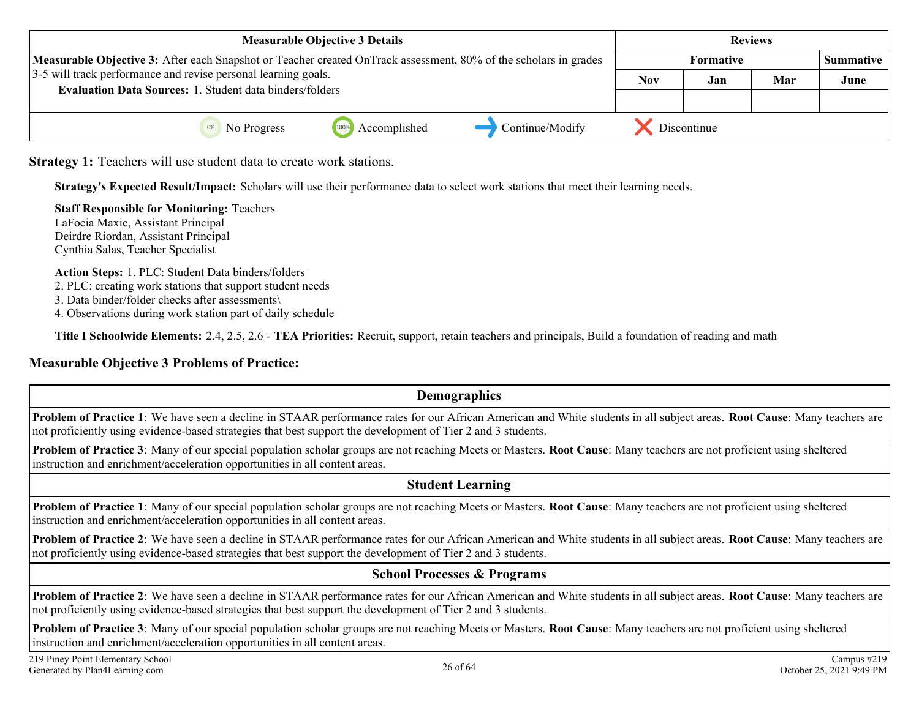| Measurable Objective 3 Details | Reviews | | | |
|---|---|---|---|---|
| **Measurable Objective 3:** After each Snapshot or Teacher created OnTrack assessment, 80% of the scholars in grades 3-5 will track performance and revise personal learning goals. **Evaluation Data Sources:** 1. Student data binders/folders | Formative | | | Summative |
| | Nov | Jan | Mar | June |
| | | | | |

No Progress | Accomplished | Continue/Modify | Discontinue

**Strategy 1:** Teachers will use student data to create work stations.

**Strategy's Expected Result/Impact:** Scholars will use their performance data to select work stations that meet their learning needs.

**Staff Responsible for Monitoring:** Teachers
LaFocia Maxie, Assistant Principal
Deirdre Riordan, Assistant Principal
Cynthia Salas, Teacher Specialist

**Action Steps:** 1. PLC: Student Data binders/folders
2. PLC: creating work stations that support student needs
3. Data binder/folder checks after assessments\
4. Observations during work station part of daily schedule

**Title I Schoolwide Elements:** 2.4, 2.5, 2.6 - **TEA Priorities:** Recruit, support, retain teachers and principals, Build a foundation of reading and math

### Measurable Objective 3 Problems of Practice:

**Demographics**

**Problem of Practice 1**: We have seen a decline in STAAR performance rates for our African American and White students in all subject areas. **Root Cause**: Many teachers are not proficiently using evidence-based strategies that best support the development of Tier 2 and 3 students.

**Problem of Practice 3**: Many of our special population scholar groups are not reaching Meets or Masters. **Root Cause**: Many teachers are not proficient using sheltered instruction and enrichment/acceleration opportunities in all content areas.

**Student Learning**

**Problem of Practice 1**: Many of our special population scholar groups are not reaching Meets or Masters. **Root Cause**: Many teachers are not proficient using sheltered instruction and enrichment/acceleration opportunities in all content areas.

**Problem of Practice 2**: We have seen a decline in STAAR performance rates for our African American and White students in all subject areas. **Root Cause**: Many teachers are not proficiently using evidence-based strategies that best support the development of Tier 2 and 3 students.

**School Processes & Programs**

**Problem of Practice 2**: We have seen a decline in STAAR performance rates for our African American and White students in all subject areas. **Root Cause**: Many teachers are not proficiently using evidence-based strategies that best support the development of Tier 2 and 3 students.

**Problem of Practice 3**: Many of our special population scholar groups are not reaching Meets or Masters. **Root Cause**: Many teachers are not proficient using sheltered instruction and enrichment/acceleration opportunities in all content areas.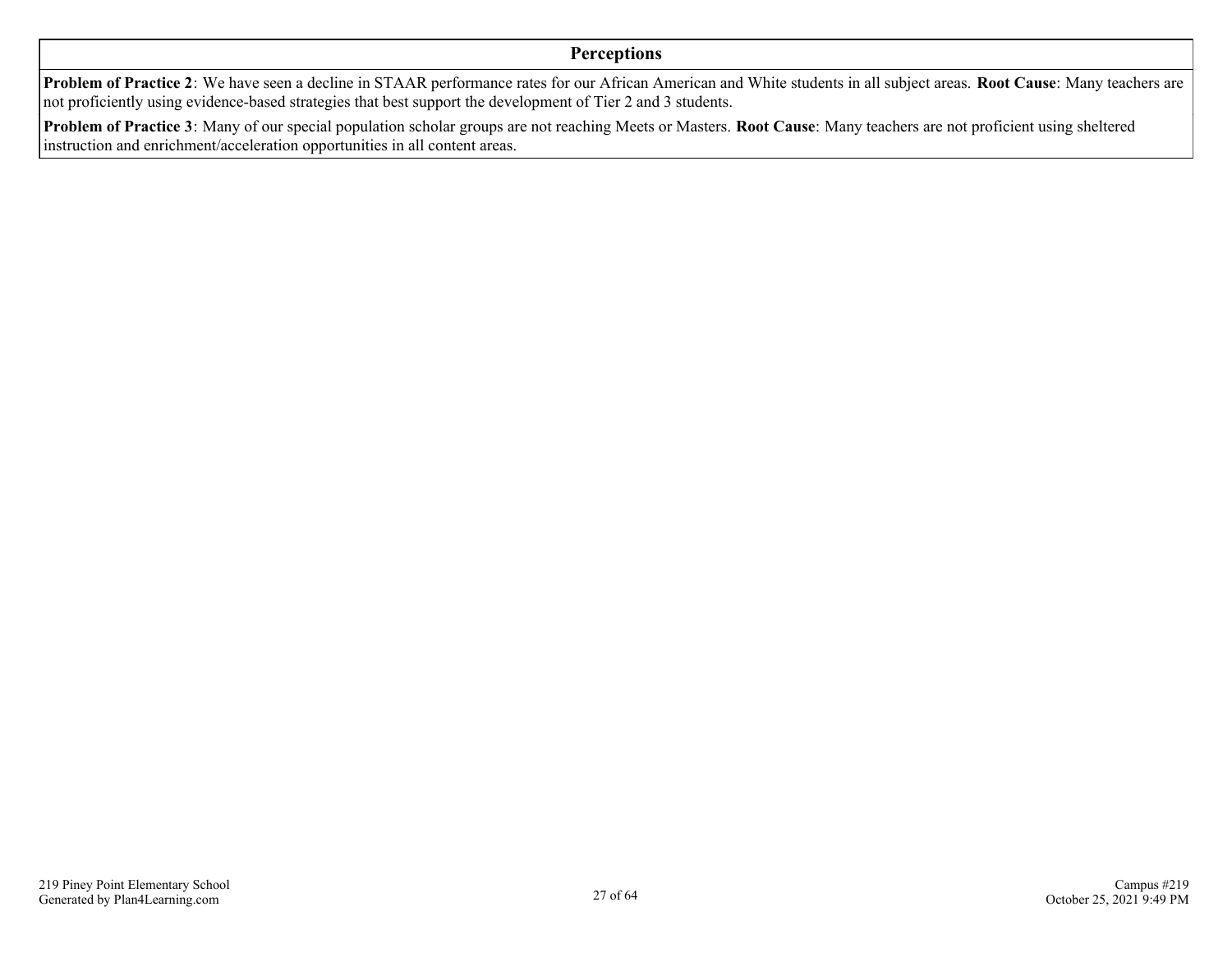## Perceptions

**Problem of Practice 2**: We have seen a decline in STAAR performance rates for our African American and White students in all subject areas. **Root Cause**: Many teachers are not proficiently using evidence-based strategies that best support the development of Tier 2 and 3 students.

**Problem of Practice 3**: Many of our special population scholar groups are not reaching Meets or Masters. **Root Cause**: Many teachers are not proficient using sheltered instruction and enrichment/acceleration opportunities in all content areas.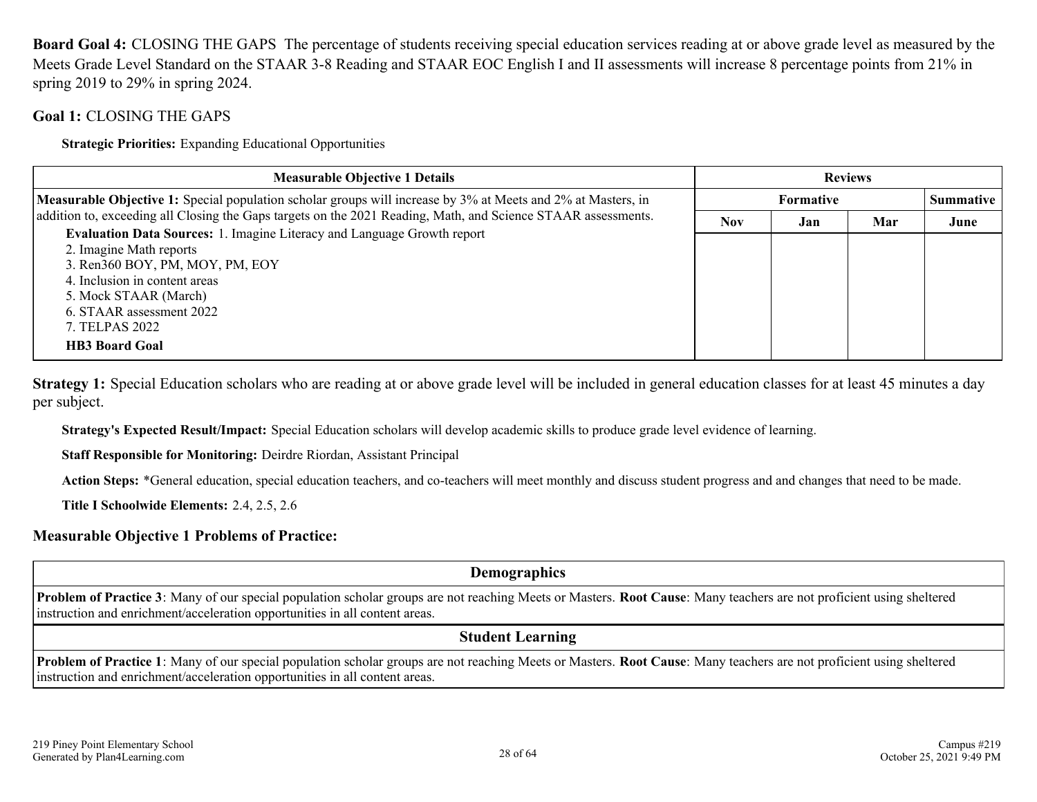**Board Goal 4:** CLOSING THE GAPS The percentage of students receiving special education services reading at or above grade level as measured by the Meets Grade Level Standard on the STAAR 3-8 Reading and STAAR EOC English I and II assessments will increase 8 percentage points from 21% in spring 2019 to 29% in spring 2024.

**Goal 1:** CLOSING THE GAPS

**Strategic Priorities:** Expanding Educational Opportunities

| Measurable Objective 1 Details | Reviews | | | |
|---|---|---|---|---|
| | Formative | | | Summative |
| | Nov | Jan | Mar | June |
| **Measurable Objective 1:** Special population scholar groups will increase by 3% at Meets and 2% at Masters, in addition to, exceeding all Closing the Gaps targets on the 2021 Reading, Math, and Science STAAR assessments.<br>**Evaluation Data Sources:** 1. Imagine Literacy and Language Growth report<br>2. Imagine Math reports<br>3. Ren360 BOY, PM, MOY, PM, EOY<br>4. Inclusion in content areas<br>5. Mock STAAR (March)<br>6. STAAR assessment 2022<br>7. TELPAS 2022<br>**HB3 Board Goal** | | | | |

**Strategy 1:** Special Education scholars who are reading at or above grade level will be included in general education classes for at least 45 minutes a day per subject.

**Strategy's Expected Result/Impact:** Special Education scholars will develop academic skills to produce grade level evidence of learning.

**Staff Responsible for Monitoring:** Deirdre Riordan, Assistant Principal

**Action Steps:** *General education, special education teachers, and co-teachers will meet monthly and discuss student progress and and changes that need to be made.

**Title I Schoolwide Elements:** 2.4, 2.5, 2.6

### Measurable Objective 1 Problems of Practice:

| Demographics |
|---|
| **Problem of Practice 3**: Many of our special population scholar groups are not reaching Meets or Masters. **Root Cause**: Many teachers are not proficient using sheltered instruction and enrichment/acceleration opportunities in all content areas. |

| Student Learning |
|---|
| **Problem of Practice 1**: Many of our special population scholar groups are not reaching Meets or Masters. **Root Cause**: Many teachers are not proficient using sheltered instruction and enrichment/acceleration opportunities in all content areas. |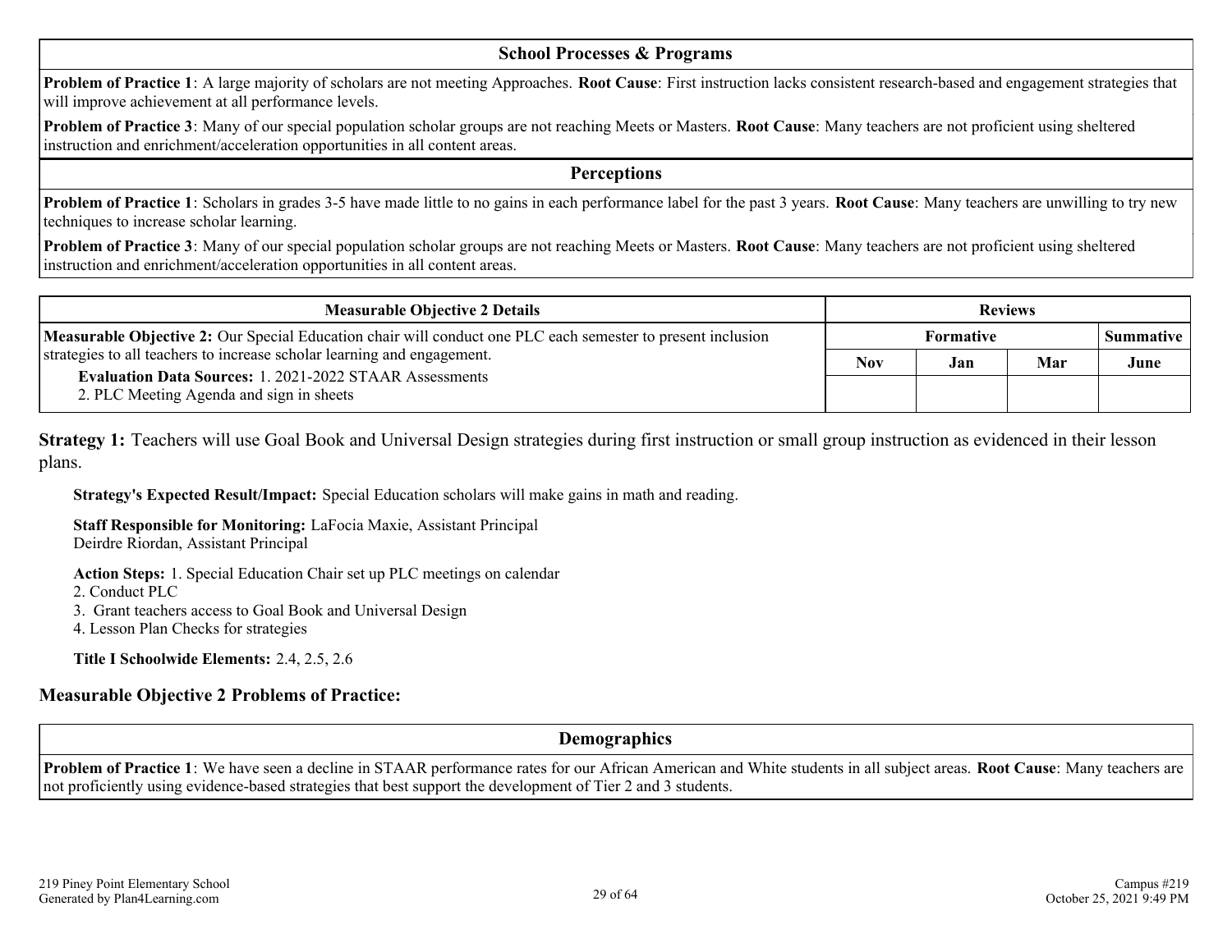| School Processes & Programs |
| --- |
| **Problem of Practice 1**: A large majority of scholars are not meeting Approaches. **Root Cause**: First instruction lacks consistent research-based and engagement strategies that will improve achievement at all performance levels. |
| **Problem of Practice 3**: Many of our special population scholar groups are not reaching Meets or Masters. **Root Cause**: Many teachers are not proficient using sheltered instruction and enrichment/acceleration opportunities in all content areas. |

| Perceptions |
| --- |
| **Problem of Practice 1**: Scholars in grades 3-5 have made little to no gains in each performance label for the past 3 years. **Root Cause**: Many teachers are unwilling to try new techniques to increase scholar learning. |
| **Problem of Practice 3**: Many of our special population scholar groups are not reaching Meets or Masters. **Root Cause**: Many teachers are not proficient using sheltered instruction and enrichment/acceleration opportunities in all content areas. |

| Measurable Objective 2 Details | Reviews | | | |
| --- | --- | --- | --- | --- |
| | Formative | | | Summative |
| | Nov | Jan | Mar | June |
| **Measurable Objective 2:** Our Special Education chair will conduct one PLC each semester to present inclusion strategies to all teachers to increase scholar learning and engagement.<br>**Evaluation Data Sources:** 1. 2021-2022 STAAR Assessments<br>2. PLC Meeting Agenda and sign in sheets | | | | |

**Strategy 1:** Teachers will use Goal Book and Universal Design strategies during first instruction or small group instruction as evidenced in their lesson plans.

**Strategy's Expected Result/Impact:** Special Education scholars will make gains in math and reading.

**Staff Responsible for Monitoring:** LaFocia Maxie, Assistant Principal
Deirdre Riordan, Assistant Principal

**Action Steps:** 1. Special Education Chair set up PLC meetings on calendar
2. Conduct PLC
3. Grant teachers access to Goal Book and Universal Design
4. Lesson Plan Checks for strategies

**Title I Schoolwide Elements:** 2.4, 2.5, 2.6

## Measurable Objective 2 Problems of Practice:

| Demographics |
| --- |
| **Problem of Practice 1**: We have seen a decline in STAAR performance rates for our African American and White students in all subject areas. **Root Cause**: Many teachers are not proficiently using evidence-based strategies that best support the development of Tier 2 and 3 students. |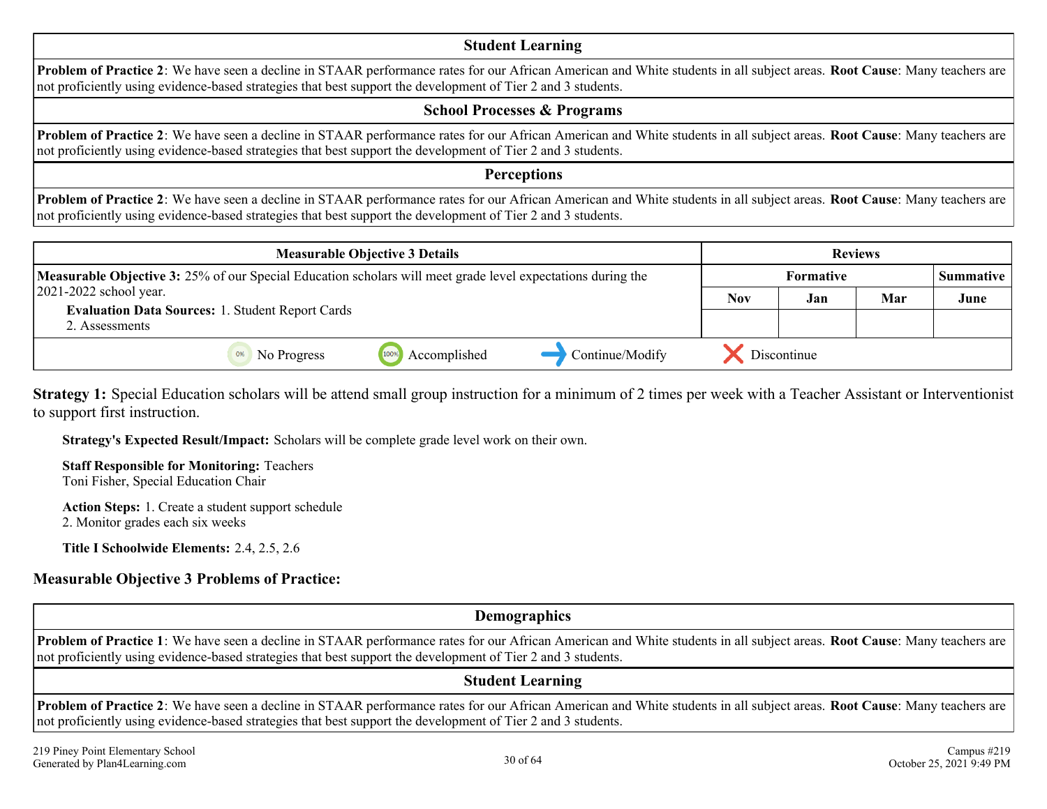| Student Learning |
| --- |
| **Problem of Practice 2**: We have seen a decline in STAAR performance rates for our African American and White students in all subject areas. **Root Cause**: Many teachers are not proficiently using evidence-based strategies that best support the development of Tier 2 and 3 students. |

| School Processes & Programs |
| --- |
| **Problem of Practice 2**: We have seen a decline in STAAR performance rates for our African American and White students in all subject areas. **Root Cause**: Many teachers are not proficiently using evidence-based strategies that best support the development of Tier 2 and 3 students. |

| Perceptions |
| --- |
| **Problem of Practice 2**: We have seen a decline in STAAR performance rates for our African American and White students in all subject areas. **Root Cause**: Many teachers are not proficiently using evidence-based strategies that best support the development of Tier 2 and 3 students. |

| Measurable Objective 3 Details | Reviews | | | |
| --- | --- | --- | --- | --- |
| | Formative | | | Summative |
| **Measurable Objective 3:** 25% of our Special Education scholars will meet grade level expectations during the 2021-2022 school year. **Evaluation Data Sources:** 1. Student Report Cards 2. Assessments | Nov | Jan | Mar | June |
| | | | | |

0% No Progress | 100% Accomplished | Continue/Modify | Discontinue

**Strategy 1:** Special Education scholars will be attend small group instruction for a minimum of 2 times per week with a Teacher Assistant or Interventionist to support first instruction.

**Strategy's Expected Result/Impact:** Scholars will be complete grade level work on their own.

**Staff Responsible for Monitoring:** Teachers
Toni Fisher, Special Education Chair

**Action Steps:** 1. Create a student support schedule
2. Monitor grades each six weeks

**Title I Schoolwide Elements:** 2.4, 2.5, 2.6

### Measurable Objective 3 Problems of Practice:

| Demographics |
| --- |
| **Problem of Practice 1**: We have seen a decline in STAAR performance rates for our African American and White students in all subject areas. **Root Cause**: Many teachers are not proficiently using evidence-based strategies that best support the development of Tier 2 and 3 students. |

| Student Learning |
| --- |
| **Problem of Practice 2**: We have seen a decline in STAAR performance rates for our African American and White students in all subject areas. **Root Cause**: Many teachers are not proficiently using evidence-based strategies that best support the development of Tier 2 and 3 students. |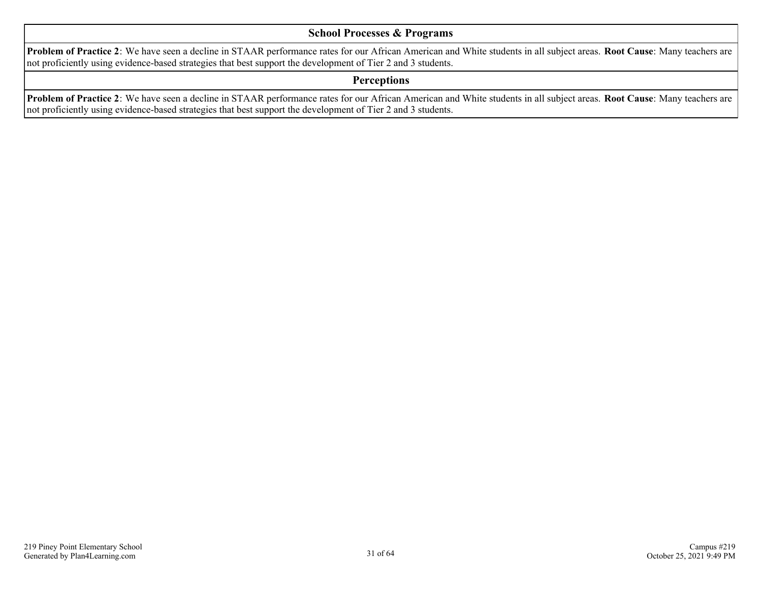### School Processes & Programs

**Problem of Practice 2**: We have seen a decline in STAAR performance rates for our African American and White students in all subject areas. **Root Cause**: Many teachers are not proficiently using evidence-based strategies that best support the development of Tier 2 and 3 students.

### Perceptions

**Problem of Practice 2**: We have seen a decline in STAAR performance rates for our African American and White students in all subject areas. **Root Cause**: Many teachers are not proficiently using evidence-based strategies that best support the development of Tier 2 and 3 students.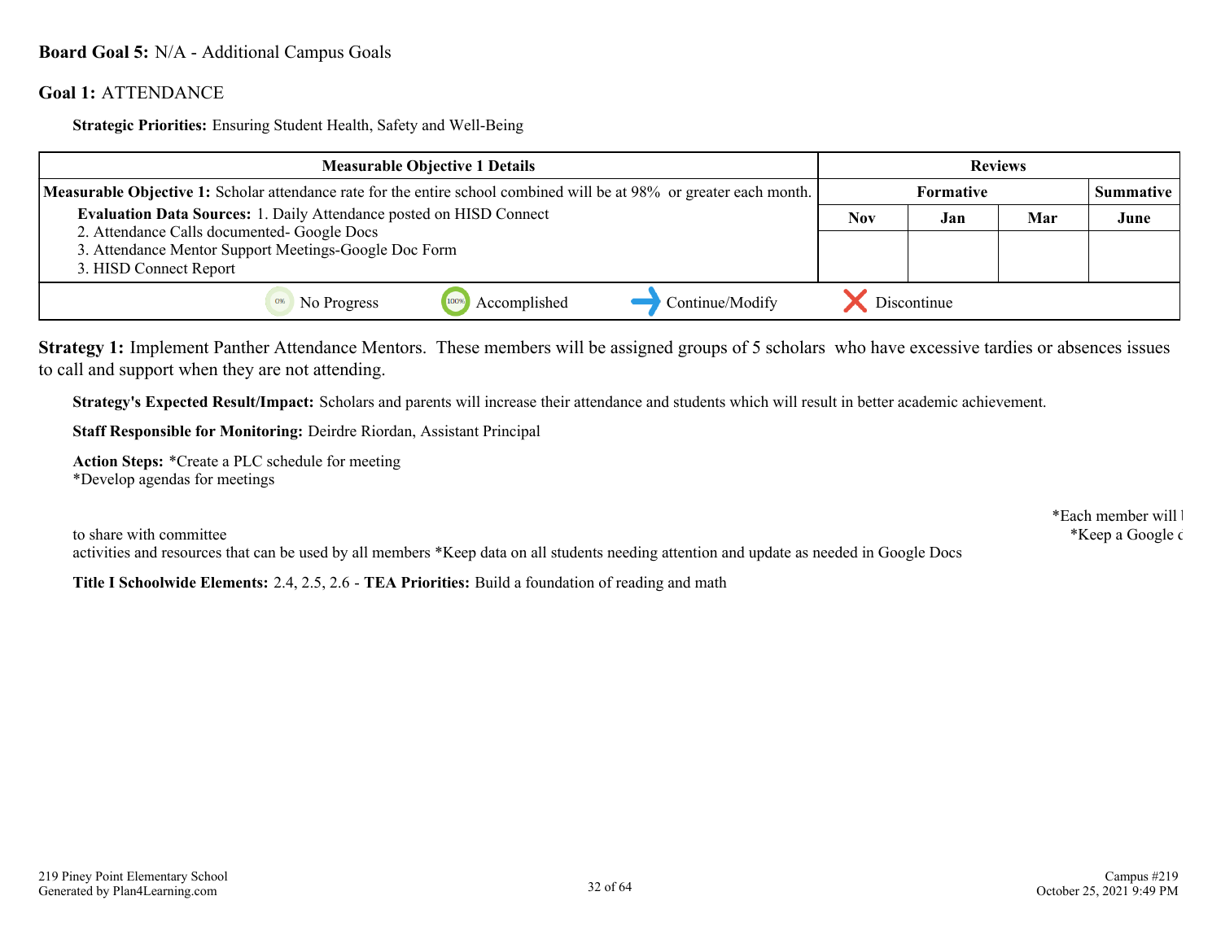**Board Goal 5:** N/A - Additional Campus Goals

**Goal 1:** ATTENDANCE

**Strategic Priorities:** Ensuring Student Health, Safety and Well-Being

| Measurable Objective 1 Details | Reviews | | | |
|---|---|---|---|---|
| **Measurable Objective 1:** Scholar attendance rate for the entire school combined will be at 98% or greater each month. | Formative | | | Summative |
| **Evaluation Data Sources:** 1. Daily Attendance posted on HISD Connect<br>2. Attendance Calls documented- Google Docs<br>3. Attendance Mentor Support Meetings-Google Doc Form<br>3. HISD Connect Report | Nov | Jan | Mar | June |
| | | | | |

No Progress | Accomplished | Continue/Modify | Discontinue

**Strategy 1:** Implement Panther Attendance Mentors. These members will be assigned groups of 5 scholars who have excessive tardies or absences issues to call and support when they are not attending.

**Strategy's Expected Result/Impact:** Scholars and parents will increase their attendance and students which will result in better academic achievement.

**Staff Responsible for Monitoring:** Deirdre Riordan, Assistant Principal

**Action Steps:** *Create a PLC schedule for meeting
*Develop agendas for meetings

*Each member will l
to share with committee
*Keep a Google c
activities and resources that can be used by all members *Keep data on all students needing attention and update as needed in Google Docs

**Title I Schoolwide Elements:** 2.4, 2.5, 2.6 - **TEA Priorities:** Build a foundation of reading and math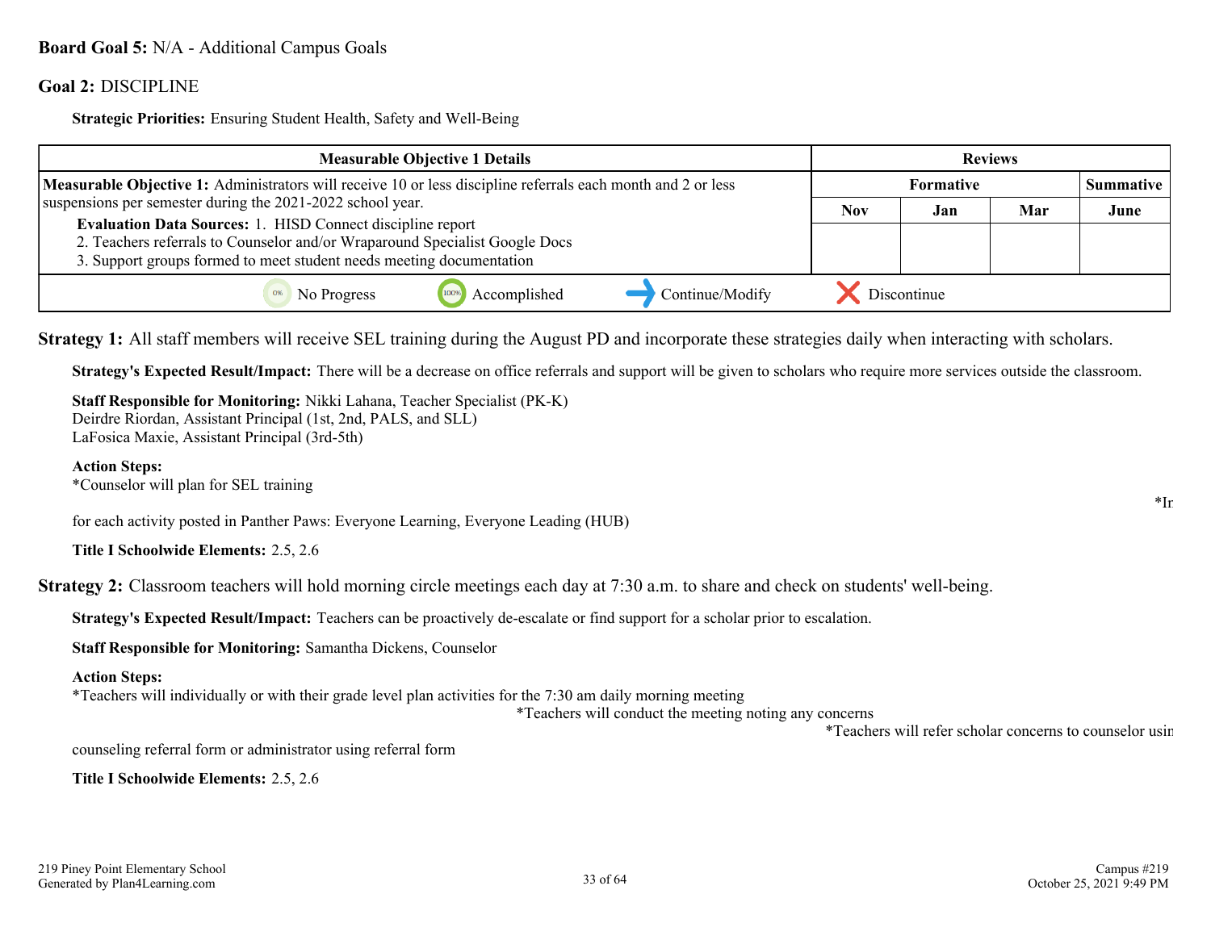**Board Goal 5:** N/A - Additional Campus Goals

**Goal 2:** DISCIPLINE

**Strategic Priorities:** Ensuring Student Health, Safety and Well-Being

| Measurable Objective 1 Details | Reviews | | | |
|---|---|---|---|---|
| | Formative | | | Summative |
| **Measurable Objective 1:** Administrators will receive 10 or less discipline referrals each month and 2 or less suspensions per semester during the 2021-2022 school year.<br>**Evaluation Data Sources:** 1. HISD Connect discipline report<br>2. Teachers referrals to Counselor and/or Wraparound Specialist Google Docs<br>3. Support groups formed to meet student needs meeting documentation | Nov | Jan | Mar | June |
| | | | | |

0% No Progress | 100% Accomplished | Continue/Modify | Discontinue

**Strategy 1:** All staff members will receive SEL training during the August PD and incorporate these strategies daily when interacting with scholars.

**Strategy's Expected Result/Impact:** There will be a decrease on office referrals and support will be given to scholars who require more services outside the classroom.

**Staff Responsible for Monitoring:** Nikki Lahana, Teacher Specialist (PK-K)
Deirdre Riordan, Assistant Principal (1st, 2nd, PALS, and SLL)
LaFosica Maxie, Assistant Principal (3rd-5th)

**Action Steps:**
*Counselor will plan for SEL training *Ir

for each activity posted in Panther Paws: Everyone Learning, Everyone Leading (HUB)

**Title I Schoolwide Elements:** 2.5, 2.6

**Strategy 2:** Classroom teachers will hold morning circle meetings each day at 7:30 a.m. to share and check on students' well-being.

**Strategy's Expected Result/Impact:** Teachers can be proactively de-escalate or find support for a scholar prior to escalation.

**Staff Responsible for Monitoring:** Samantha Dickens, Counselor

**Action Steps:**
*Teachers will individually or with their grade level plan activities for the 7:30 am daily morning meeting
*Teachers will conduct the meeting noting any concerns
*Teachers will refer scholar concerns to counselor usin

counseling referral form or administrator using referral form

**Title I Schoolwide Elements:** 2.5, 2.6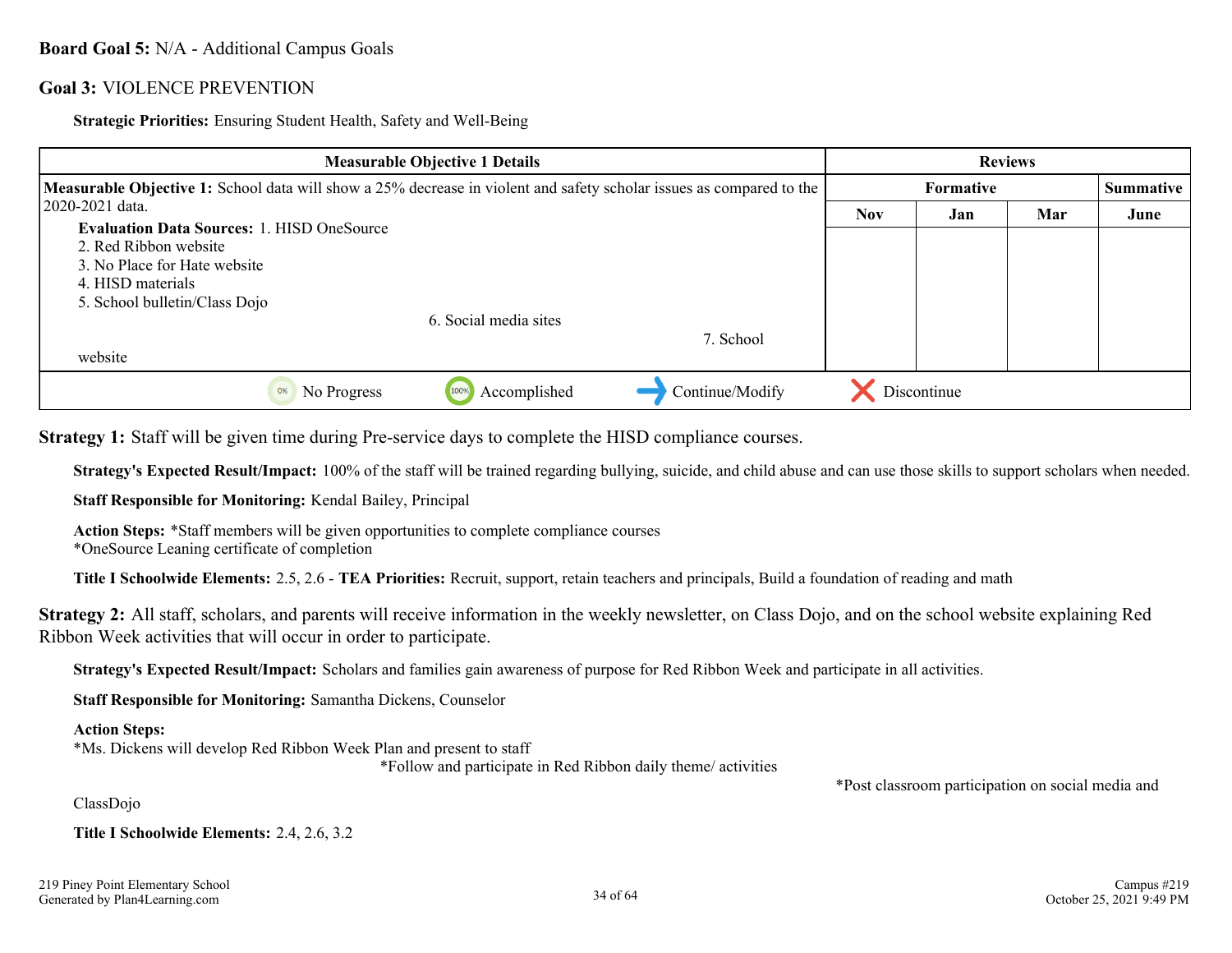**Board Goal 5:** N/A - Additional Campus Goals

**Goal 3:** VIOLENCE PREVENTION

**Strategic Priorities:** Ensuring Student Health, Safety and Well-Being

| Measurable Objective 1 Details | Reviews | | | |
|---|---|---|---|---|
| | Formative | | | Summative |
| | Nov | Jan | Mar | June |
| **Measurable Objective 1:** School data will show a 25% decrease in violent and safety scholar issues as compared to the 2020-2021 data.<br><br>**Evaluation Data Sources:** 1. HISD OneSource<br>2. Red Ribbon website<br>3. No Place for Hate website<br>4. HISD materials<br>5. School bulletin/Class Dojo<br>6. Social media sites<br>7. School website | | | | |
| No Progress / Accomplished / Continue/Modify / Discontinue | | | | |

**Strategy 1:** Staff will be given time during Pre-service days to complete the HISD compliance courses.

**Strategy's Expected Result/Impact:** 100% of the staff will be trained regarding bullying, suicide, and child abuse and can use those skills to support scholars when needed.

**Staff Responsible for Monitoring:** Kendal Bailey, Principal

**Action Steps:** *Staff members will be given opportunities to complete compliance courses
*OneSource Leaning certificate of completion

**Title I Schoolwide Elements:** 2.5, 2.6 - **TEA Priorities:** Recruit, support, retain teachers and principals, Build a foundation of reading and math

**Strategy 2:** All staff, scholars, and parents will receive information in the weekly newsletter, on Class Dojo, and on the school website explaining Red Ribbon Week activities that will occur in order to participate.

**Strategy's Expected Result/Impact:** Scholars and families gain awareness of purpose for Red Ribbon Week and participate in all activities.

**Staff Responsible for Monitoring:** Samantha Dickens, Counselor

**Action Steps:**
*Ms. Dickens will develop Red Ribbon Week Plan and present to staff
*Follow and participate in Red Ribbon daily theme/ activities
*Post classroom participation on social media and ClassDojo

**Title I Schoolwide Elements:** 2.4, 2.6, 3.2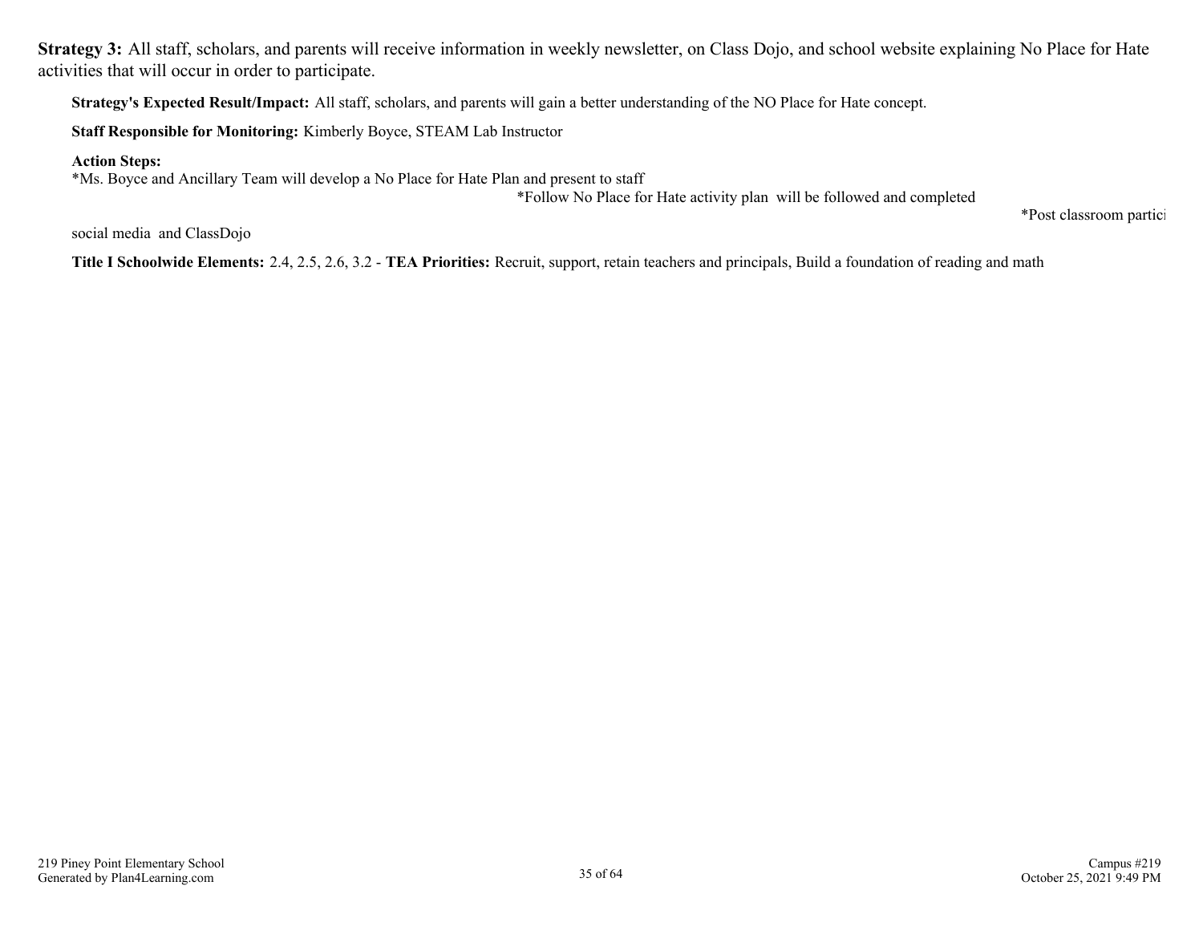**Strategy 3:** All staff, scholars, and parents will receive information in weekly newsletter, on Class Dojo, and school website explaining No Place for Hate activities that will occur in order to participate.

**Strategy's Expected Result/Impact:** All staff, scholars, and parents will gain a better understanding of the NO Place for Hate concept.

**Staff Responsible for Monitoring:** Kimberly Boyce, STEAM Lab Instructor

**Action Steps:**
*Ms. Boyce and Ancillary Team will develop a No Place for Hate Plan and present to staff
*Follow No Place for Hate activity plan will be followed and completed
*Post classroom partici
social media and ClassDojo

**Title I Schoolwide Elements:** 2.4, 2.5, 2.6, 3.2 - **TEA Priorities:** Recruit, support, retain teachers and principals, Build a foundation of reading and math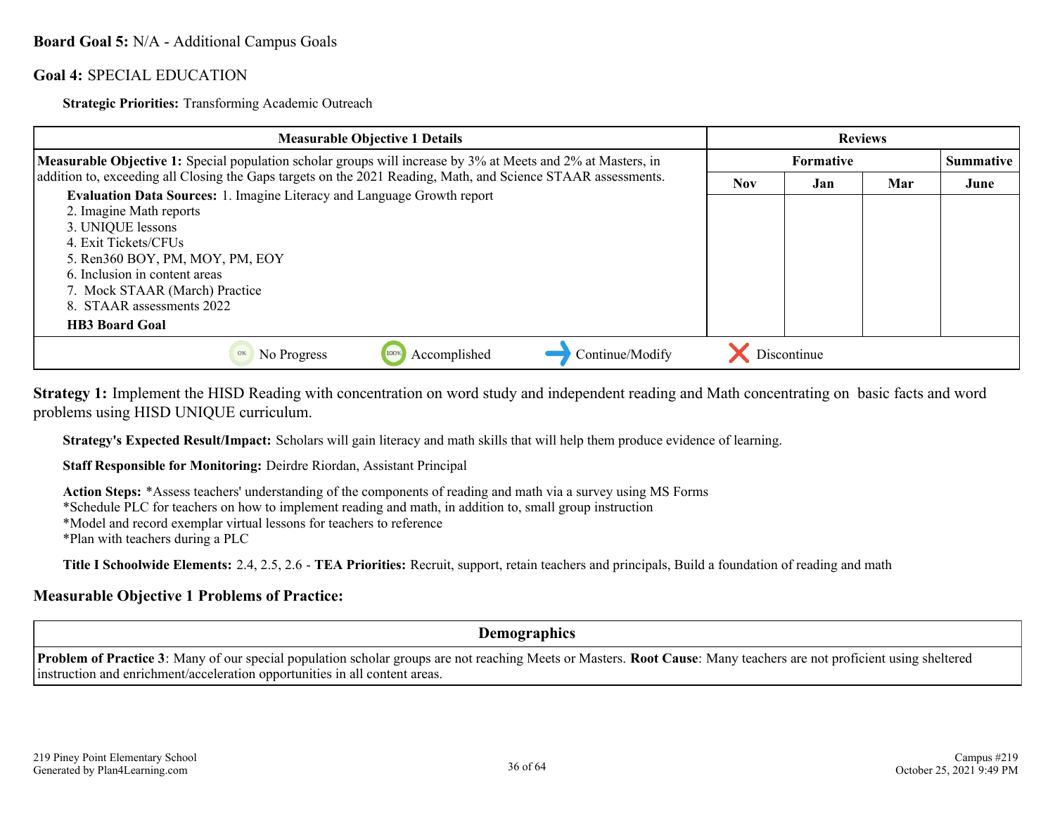**Board Goal 5:** N/A - Additional Campus Goals

**Goal 4:** SPECIAL EDUCATION

**Strategic Priorities:** Transforming Academic Outreach

| Measurable Objective 1 Details | Reviews | | | |
|---|---|---|---|---|
| | Formative | | | Summative |
| | Nov | Jan | Mar | June |
| **Measurable Objective 1:** Special population scholar groups will increase by 3% at Meets and 2% at Masters, in addition to, exceeding all Closing the Gaps targets on the 2021 Reading, Math, and Science STAAR assessments.<br>**Evaluation Data Sources:** 1. Imagine Literacy and Language Growth report<br>2. Imagine Math reports<br>3. UNIQUE lessons<br>4. Exit Tickets/CFUs<br>5. Ren360 BOY, PM, MOY, PM, EOY<br>6. Inclusion in content areas<br>7. Mock STAAR (March) Practice<br>8. STAAR assessments 2022<br>**HB3 Board Goal** | | | | |
| 0% No Progress · 100% Accomplished · Continue/Modify · Discontinue | | | | |

**Strategy 1:** Implement the HISD Reading with concentration on word study and independent reading and Math concentrating on basic facts and word problems using HISD UNIQUE curriculum.

**Strategy's Expected Result/Impact:** Scholars will gain literacy and math skills that will help them produce evidence of learning.

**Staff Responsible for Monitoring:** Deirdre Riordan, Assistant Principal

**Action Steps:** *Assess teachers' understanding of the components of reading and math via a survey using MS Forms
*Schedule PLC for teachers on how to implement reading and math, in addition to, small group instruction
*Model and record exemplar virtual lessons for teachers to reference
*Plan with teachers during a PLC

**Title I Schoolwide Elements:** 2.4, 2.5, 2.6 - **TEA Priorities:** Recruit, support, retain teachers and principals, Build a foundation of reading and math

## Measurable Objective 1 Problems of Practice:

| Demographics |
|---|
| **Problem of Practice 3**: Many of our special population scholar groups are not reaching Meets or Masters. **Root Cause**: Many teachers are not proficient using sheltered instruction and enrichment/acceleration opportunities in all content areas. |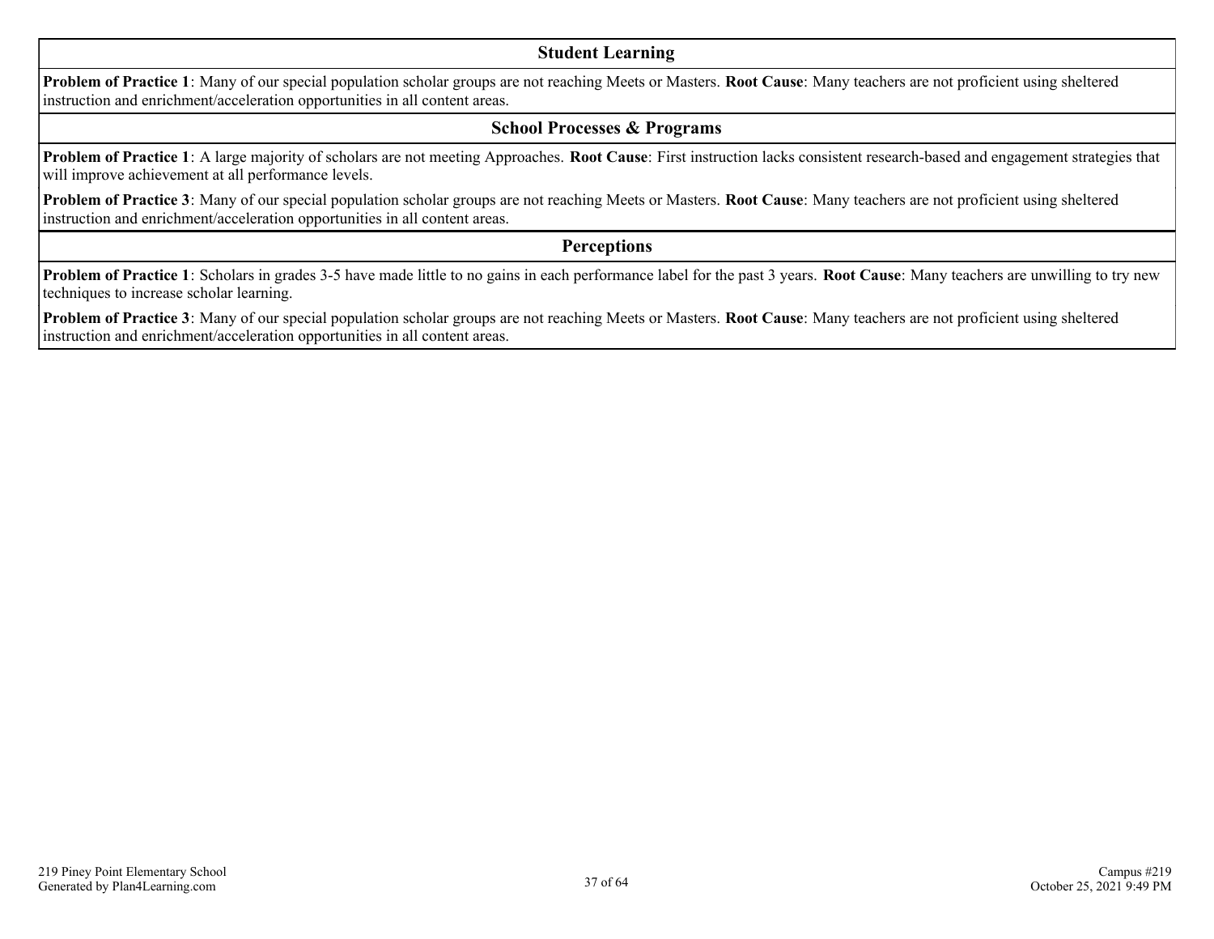## Student Learning

**Problem of Practice 1**: Many of our special population scholar groups are not reaching Meets or Masters. **Root Cause**: Many teachers are not proficient using sheltered instruction and enrichment/acceleration opportunities in all content areas.

## School Processes & Programs

**Problem of Practice 1**: A large majority of scholars are not meeting Approaches. **Root Cause**: First instruction lacks consistent research-based and engagement strategies that will improve achievement at all performance levels.

**Problem of Practice 3**: Many of our special population scholar groups are not reaching Meets or Masters. **Root Cause**: Many teachers are not proficient using sheltered instruction and enrichment/acceleration opportunities in all content areas.

## Perceptions

**Problem of Practice 1**: Scholars in grades 3-5 have made little to no gains in each performance label for the past 3 years. **Root Cause**: Many teachers are unwilling to try new techniques to increase scholar learning.

**Problem of Practice 3**: Many of our special population scholar groups are not reaching Meets or Masters. **Root Cause**: Many teachers are not proficient using sheltered instruction and enrichment/acceleration opportunities in all content areas.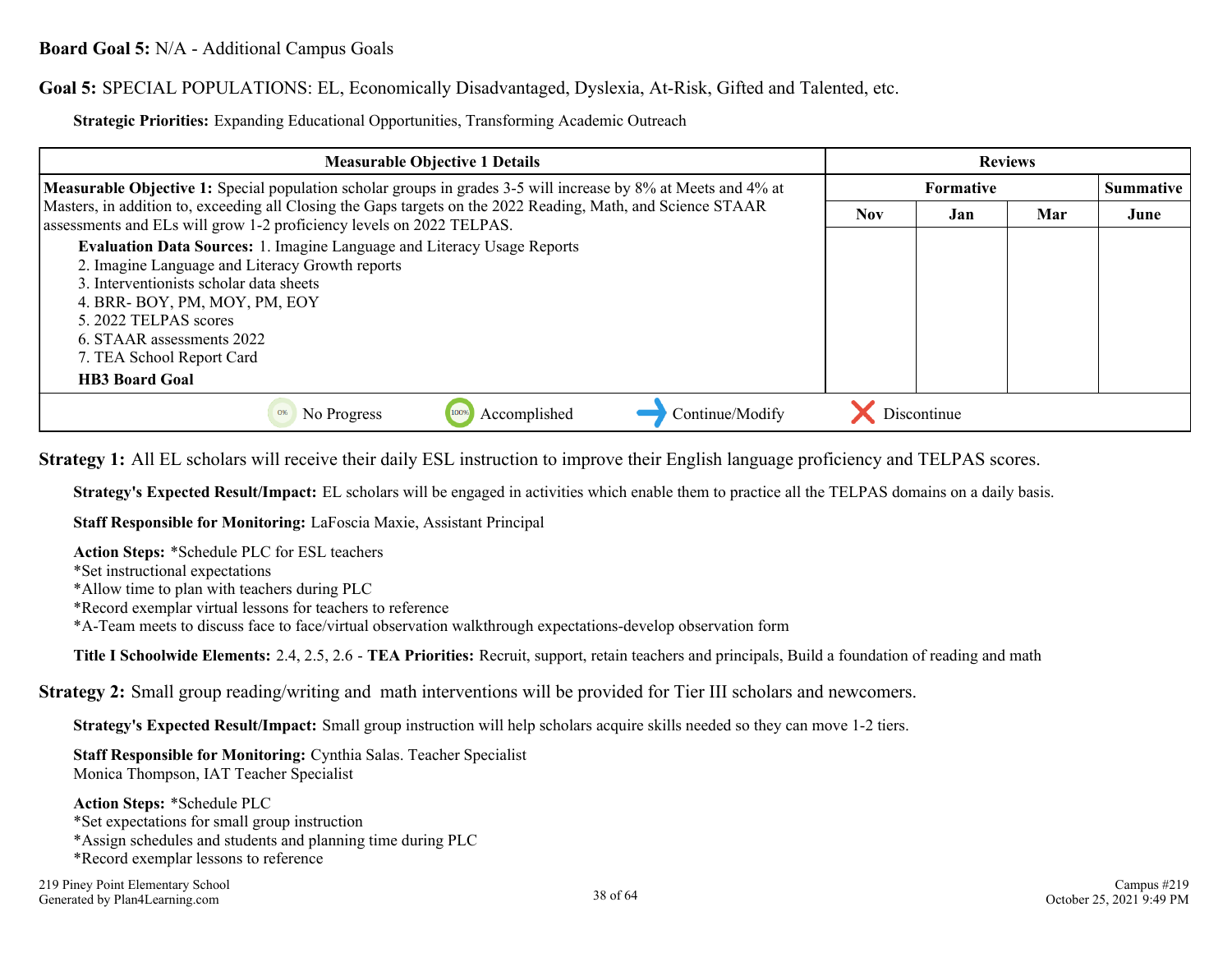**Board Goal 5:** N/A - Additional Campus Goals

**Goal 5:** SPECIAL POPULATIONS: EL, Economically Disadvantaged, Dyslexia, At-Risk, Gifted and Talented, etc.

**Strategic Priorities:** Expanding Educational Opportunities, Transforming Academic Outreach

| Measurable Objective 1 Details | Reviews | | | |
|---|---|---|---|---|
| | Formative | | | Summative |
| | Nov | Jan | Mar | June |
| **Measurable Objective 1:** Special population scholar groups in grades 3-5 will increase by 8% at Meets and 4% at Masters, in addition to, exceeding all Closing the Gaps targets on the 2022 Reading, Math, and Science STAAR assessments and ELs will grow 1-2 proficiency levels on 2022 TELPAS.<br>**Evaluation Data Sources:** 1. Imagine Language and Literacy Usage Reports<br>2. Imagine Language and Literacy Growth reports<br>3. Interventionists scholar data sheets<br>4. BRR- BOY, PM, MOY, PM, EOY<br>5. 2022 TELPAS scores<br>6. STAAR assessments 2022<br>7. TEA School Report Card<br>**HB3 Board Goal** | | | | |

0% No Progress    100% Accomplished    Continue/Modify    Discontinue

**Strategy 1:** All EL scholars will receive their daily ESL instruction to improve their English language proficiency and TELPAS scores.

**Strategy's Expected Result/Impact:** EL scholars will be engaged in activities which enable them to practice all the TELPAS domains on a daily basis.

**Staff Responsible for Monitoring:** LaFoscia Maxie, Assistant Principal

**Action Steps:** *Schedule PLC for ESL teachers
*Set instructional expectations
*Allow time to plan with teachers during PLC
*Record exemplar virtual lessons for teachers to reference
*A-Team meets to discuss face to face/virtual observation walkthrough expectations-develop observation form

**Title I Schoolwide Elements:** 2.4, 2.5, 2.6 - **TEA Priorities:** Recruit, support, retain teachers and principals, Build a foundation of reading and math

**Strategy 2:** Small group reading/writing and math interventions will be provided for Tier III scholars and newcomers.

**Strategy's Expected Result/Impact:** Small group instruction will help scholars acquire skills needed so they can move 1-2 tiers.

**Staff Responsible for Monitoring:** Cynthia Salas. Teacher Specialist
Monica Thompson, IAT Teacher Specialist

**Action Steps:** *Schedule PLC
*Set expectations for small group instruction
*Assign schedules and students and planning time during PLC
*Record exemplar lessons to reference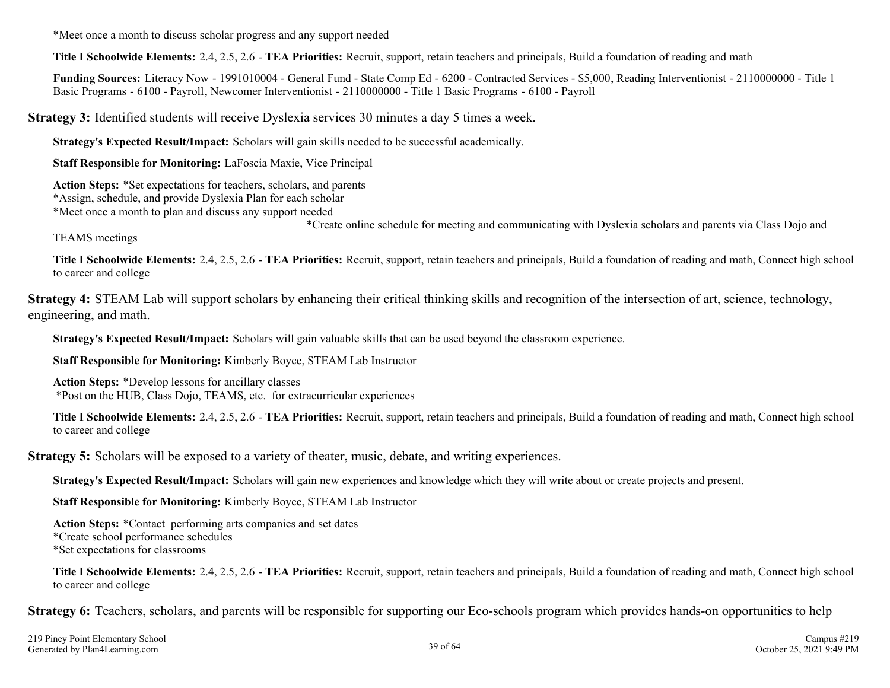*Meet once a month to discuss scholar progress and any support needed

**Title I Schoolwide Elements:** 2.4, 2.5, 2.6 - **TEA Priorities:** Recruit, support, retain teachers and principals, Build a foundation of reading and math

**Funding Sources:** Literacy Now - 1991010004 - General Fund - State Comp Ed - 6200 - Contracted Services - $5,000, Reading Interventionist - 2110000000 - Title 1 Basic Programs - 6100 - Payroll, Newcomer Interventionist - 2110000000 - Title 1 Basic Programs - 6100 - Payroll

**Strategy 3:** Identified students will receive Dyslexia services 30 minutes a day 5 times a week.

**Strategy's Expected Result/Impact:** Scholars will gain skills needed to be successful academically.

**Staff Responsible for Monitoring:** LaFoscia Maxie, Vice Principal

**Action Steps:** *Set expectations for teachers, scholars, and parents
*Assign, schedule, and provide Dyslexia Plan for each scholar
*Meet once a month to plan and discuss any support needed
*Create online schedule for meeting and communicating with Dyslexia scholars and parents via Class Dojo and TEAMS meetings

**Title I Schoolwide Elements:** 2.4, 2.5, 2.6 - **TEA Priorities:** Recruit, support, retain teachers and principals, Build a foundation of reading and math, Connect high school to career and college

**Strategy 4:** STEAM Lab will support scholars by enhancing their critical thinking skills and recognition of the intersection of art, science, technology, engineering, and math.

**Strategy's Expected Result/Impact:** Scholars will gain valuable skills that can be used beyond the classroom experience.

**Staff Responsible for Monitoring:** Kimberly Boyce, STEAM Lab Instructor

**Action Steps:** *Develop lessons for ancillary classes
*Post on the HUB, Class Dojo, TEAMS, etc. for extracurricular experiences

**Title I Schoolwide Elements:** 2.4, 2.5, 2.6 - **TEA Priorities:** Recruit, support, retain teachers and principals, Build a foundation of reading and math, Connect high school to career and college

**Strategy 5:** Scholars will be exposed to a variety of theater, music, debate, and writing experiences.

**Strategy's Expected Result/Impact:** Scholars will gain new experiences and knowledge which they will write about or create projects and present.

**Staff Responsible for Monitoring:** Kimberly Boyce, STEAM Lab Instructor

**Action Steps:** *Contact performing arts companies and set dates
*Create school performance schedules
*Set expectations for classrooms

**Title I Schoolwide Elements:** 2.4, 2.5, 2.6 - **TEA Priorities:** Recruit, support, retain teachers and principals, Build a foundation of reading and math, Connect high school to career and college

**Strategy 6:** Teachers, scholars, and parents will be responsible for supporting our Eco-schools program which provides hands-on opportunities to help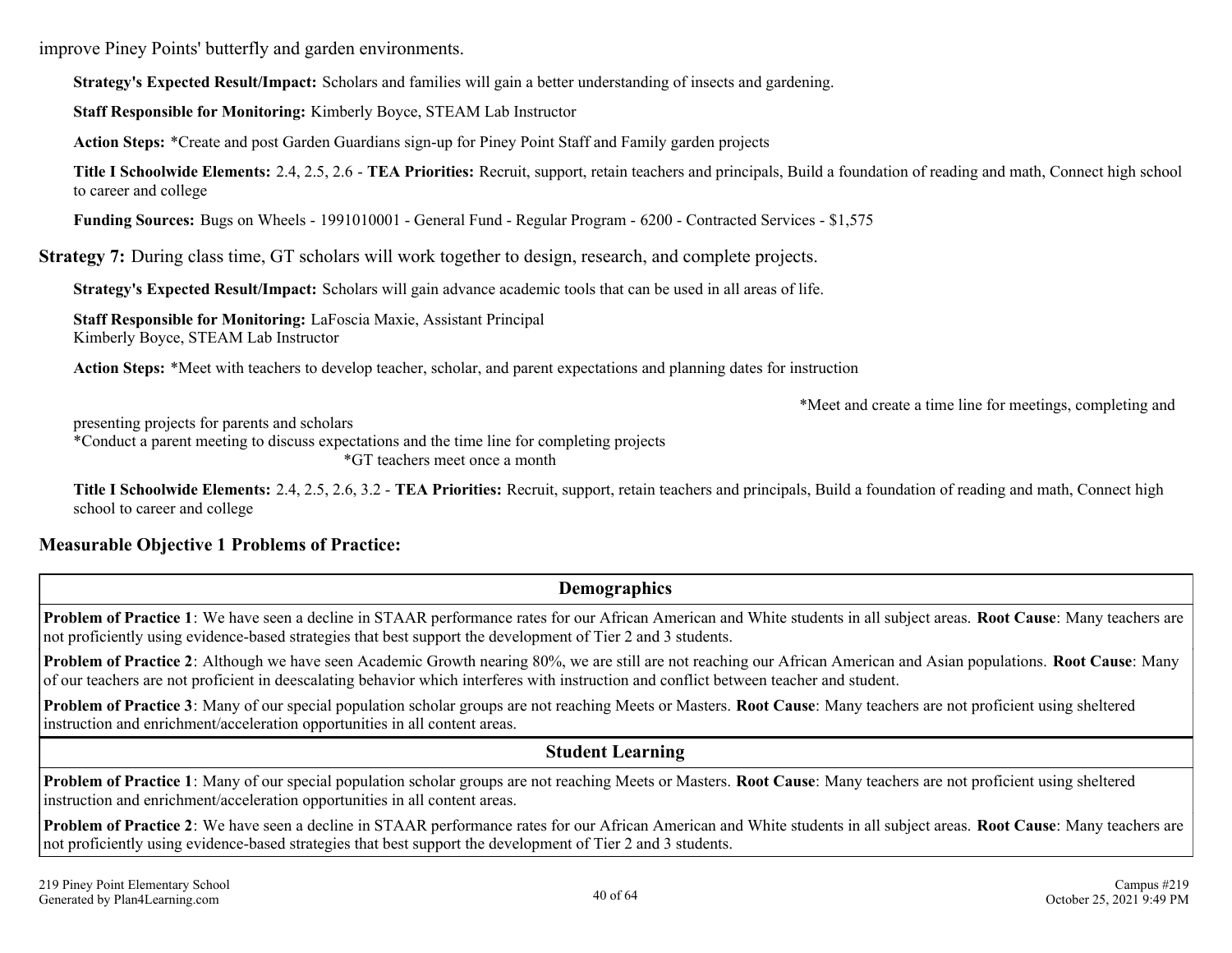improve Piney Points' butterfly and garden environments.

**Strategy's Expected Result/Impact:** Scholars and families will gain a better understanding of insects and gardening.

**Staff Responsible for Monitoring:** Kimberly Boyce, STEAM Lab Instructor

**Action Steps:** *Create and post Garden Guardians sign-up for Piney Point Staff and Family garden projects

**Title I Schoolwide Elements:** 2.4, 2.5, 2.6 - **TEA Priorities:** Recruit, support, retain teachers and principals, Build a foundation of reading and math, Connect high school to career and college

**Funding Sources:** Bugs on Wheels - 1991010001 - General Fund - Regular Program - 6200 - Contracted Services - $1,575

**Strategy 7:** During class time, GT scholars will work together to design, research, and complete projects.

**Strategy's Expected Result/Impact:** Scholars will gain advance academic tools that can be used in all areas of life.

**Staff Responsible for Monitoring:** LaFoscia Maxie, Assistant Principal
Kimberly Boyce, STEAM Lab Instructor

**Action Steps:** *Meet with teachers to develop teacher, scholar, and parent expectations and planning dates for instruction

*Meet and create a time line for meetings, completing and presenting projects for parents and scholars
*Conduct a parent meeting to discuss expectations and the time line for completing projects
*GT teachers meet once a month

**Title I Schoolwide Elements:** 2.4, 2.5, 2.6, 3.2 - **TEA Priorities:** Recruit, support, retain teachers and principals, Build a foundation of reading and math, Connect high school to career and college

### Measurable Objective 1 Problems of Practice:

| Demographics |
|---|
| **Problem of Practice 1**: We have seen a decline in STAAR performance rates for our African American and White students in all subject areas. **Root Cause**: Many teachers are not proficiently using evidence-based strategies that best support the development of Tier 2 and 3 students. |
| **Problem of Practice 2**: Although we have seen Academic Growth nearing 80%, we are still are not reaching our African American and Asian populations. **Root Cause**: Many of our teachers are not proficient in deescalating behavior which interferes with instruction and conflict between teacher and student. |
| **Problem of Practice 3**: Many of our special population scholar groups are not reaching Meets or Masters. **Root Cause**: Many teachers are not proficient using sheltered instruction and enrichment/acceleration opportunities in all content areas. |

| Student Learning |
|---|
| **Problem of Practice 1**: Many of our special population scholar groups are not reaching Meets or Masters. **Root Cause**: Many teachers are not proficient using sheltered instruction and enrichment/acceleration opportunities in all content areas. |
| **Problem of Practice 2**: We have seen a decline in STAAR performance rates for our African American and White students in all subject areas. **Root Cause**: Many teachers are not proficiently using evidence-based strategies that best support the development of Tier 2 and 3 students. |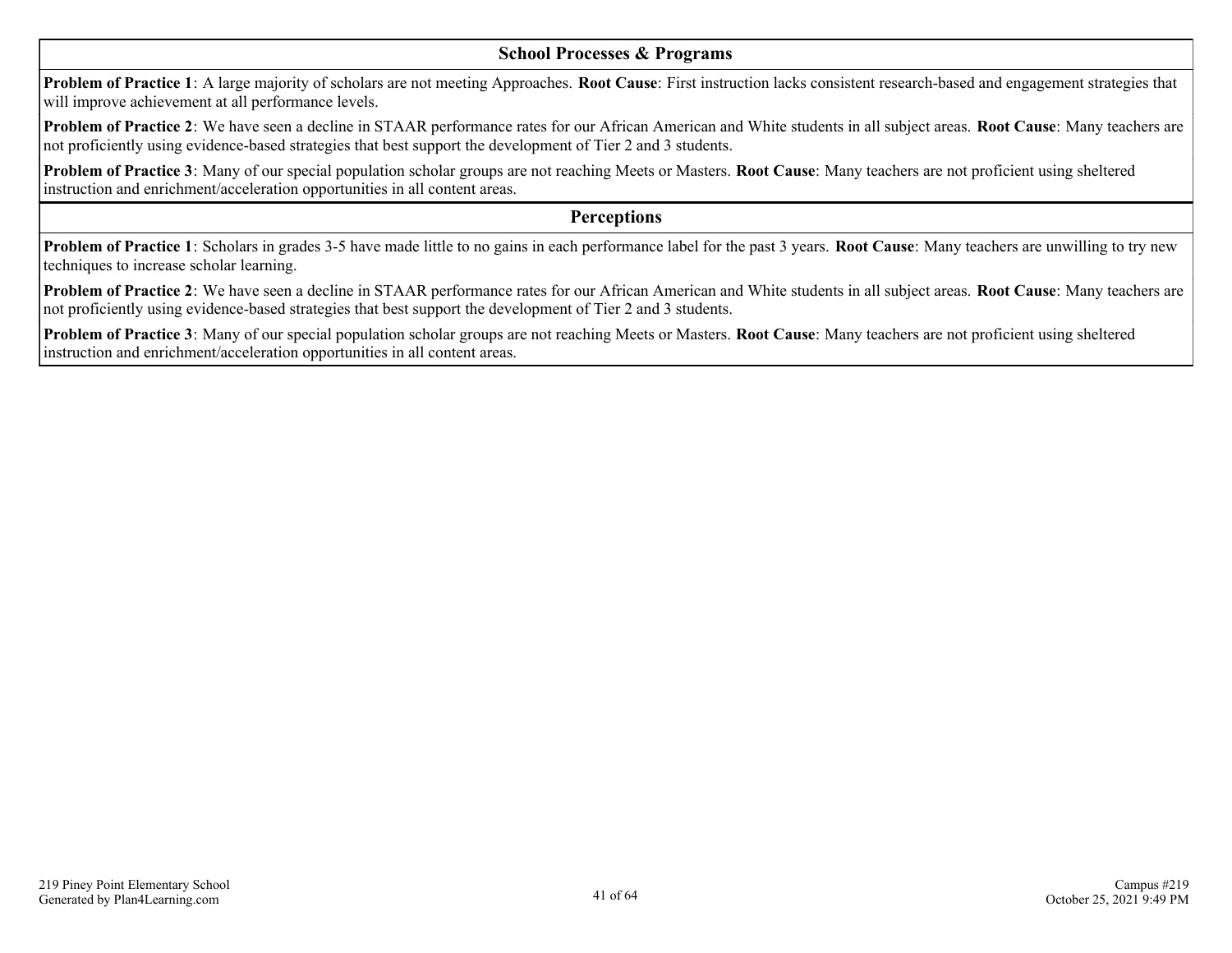## School Processes & Programs

**Problem of Practice 1**: A large majority of scholars are not meeting Approaches. **Root Cause**: First instruction lacks consistent research-based and engagement strategies that will improve achievement at all performance levels.

**Problem of Practice 2**: We have seen a decline in STAAR performance rates for our African American and White students in all subject areas. **Root Cause**: Many teachers are not proficiently using evidence-based strategies that best support the development of Tier 2 and 3 students.

**Problem of Practice 3**: Many of our special population scholar groups are not reaching Meets or Masters. **Root Cause**: Many teachers are not proficient using sheltered instruction and enrichment/acceleration opportunities in all content areas.

## Perceptions

**Problem of Practice 1**: Scholars in grades 3-5 have made little to no gains in each performance label for the past 3 years. **Root Cause**: Many teachers are unwilling to try new techniques to increase scholar learning.

**Problem of Practice 2**: We have seen a decline in STAAR performance rates for our African American and White students in all subject areas. **Root Cause**: Many teachers are not proficiently using evidence-based strategies that best support the development of Tier 2 and 3 students.

**Problem of Practice 3**: Many of our special population scholar groups are not reaching Meets or Masters. **Root Cause**: Many teachers are not proficient using sheltered instruction and enrichment/acceleration opportunities in all content areas.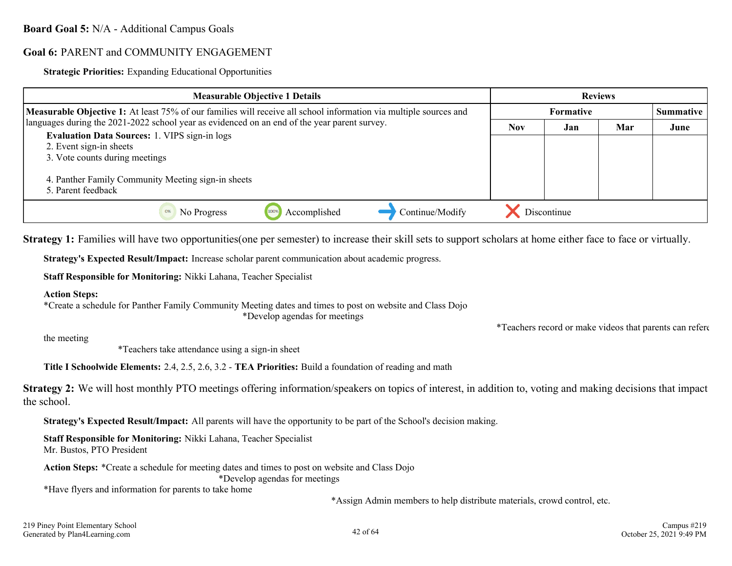**Board Goal 5:** N/A - Additional Campus Goals

**Goal 6:** PARENT and COMMUNITY ENGAGEMENT

**Strategic Priorities:** Expanding Educational Opportunities

| Measurable Objective 1 Details | Reviews | | | |
|---|---|---|---|---|
| | Formative | | | Summative |
| **Measurable Objective 1:** At least 75% of our families will receive all school information via multiple sources and languages during the 2021-2022 school year as evidenced on an end of the year parent survey.<br>**Evaluation Data Sources:** 1. VIPS sign-in logs<br>2. Event sign-in sheets<br>3. Vote counts during meetings<br><br>4. Panther Family Community Meeting sign-in sheets<br>5. Parent feedback | Nov | Jan | Mar | June |

No Progress | Accomplished | Continue/Modify | Discontinue

**Strategy 1:** Families will have two opportunities(one per semester) to increase their skill sets to support scholars at home either face to face or virtually.

**Strategy's Expected Result/Impact:** Increase scholar parent communication about academic progress.

**Staff Responsible for Monitoring:** Nikki Lahana, Teacher Specialist

**Action Steps:**
*Create a schedule for Panther Family Community Meeting dates and times to post on website and Class Dojo
*Develop agendas for meetings
*Teachers record or make videos that parents can refere
the meeting
*Teachers take attendance using a sign-in sheet

**Title I Schoolwide Elements:** 2.4, 2.5, 2.6, 3.2 - **TEA Priorities:** Build a foundation of reading and math

**Strategy 2:** We will host monthly PTO meetings offering information/speakers on topics of interest, in addition to, voting and making decisions that impact the school.

**Strategy's Expected Result/Impact:** All parents will have the opportunity to be part of the School's decision making.

**Staff Responsible for Monitoring:** Nikki Lahana, Teacher Specialist
Mr. Bustos, PTO President

**Action Steps:** *Create a schedule for meeting dates and times to post on website and Class Dojo
*Develop agendas for meetings
*Have flyers and information for parents to take home
*Assign Admin members to help distribute materials, crowd control, etc.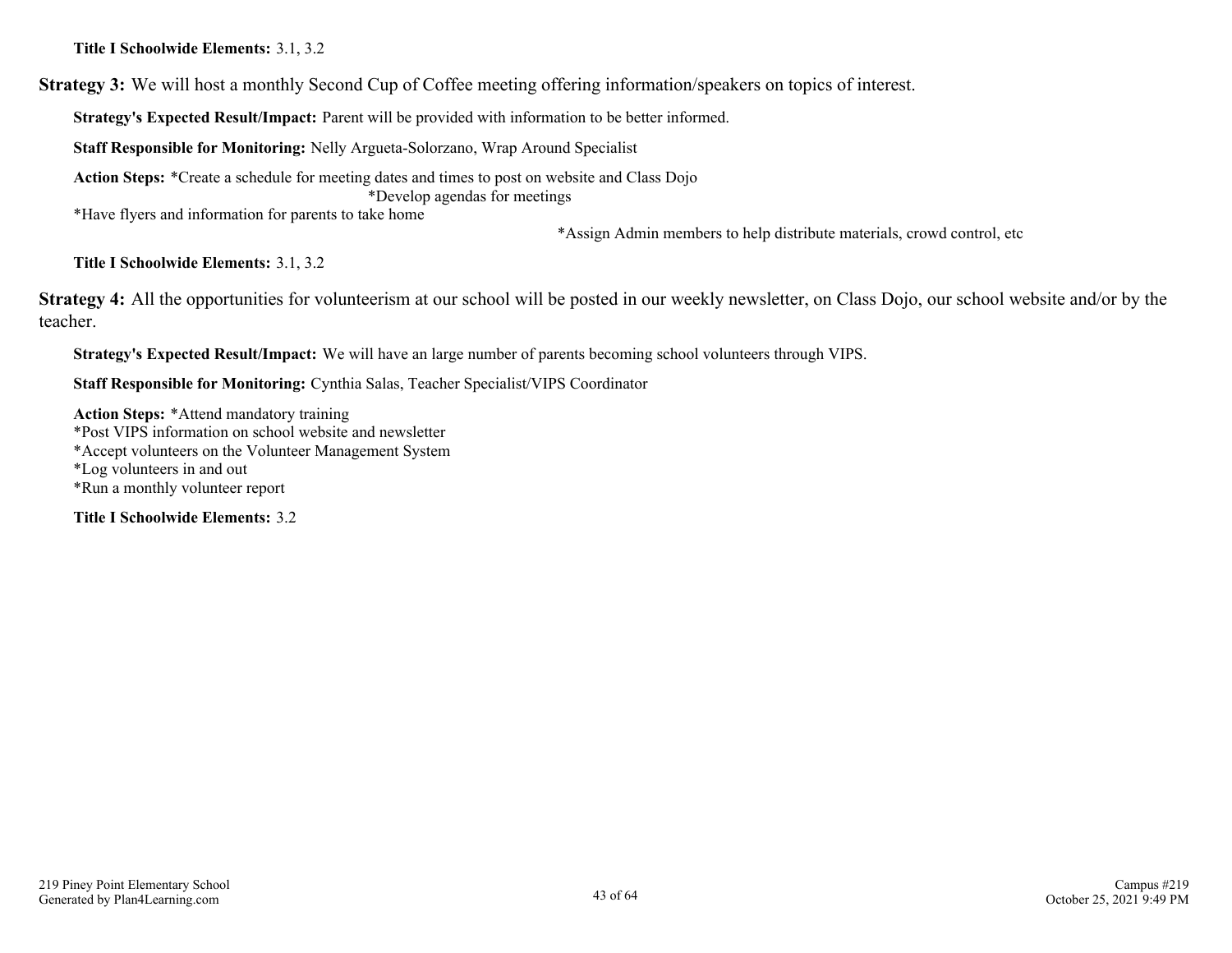**Title I Schoolwide Elements:** 3.1, 3.2

**Strategy 3:** We will host a monthly Second Cup of Coffee meeting offering information/speakers on topics of interest.

**Strategy's Expected Result/Impact:** Parent will be provided with information to be better informed.

**Staff Responsible for Monitoring:** Nelly Argueta-Solorzano, Wrap Around Specialist

**Action Steps:** *Create a schedule for meeting dates and times to post on website and Class Dojo
*Develop agendas for meetings
*Have flyers and information for parents to take home
*Assign Admin members to help distribute materials, crowd control, etc

**Title I Schoolwide Elements:** 3.1, 3.2

**Strategy 4:** All the opportunities for volunteerism at our school will be posted in our weekly newsletter, on Class Dojo, our school website and/or by the teacher.

**Strategy's Expected Result/Impact:** We will have an large number of parents becoming school volunteers through VIPS.

**Staff Responsible for Monitoring:** Cynthia Salas, Teacher Specialist/VIPS Coordinator

**Action Steps:** *Attend mandatory training
*Post VIPS information on school website and newsletter
*Accept volunteers on the Volunteer Management System
*Log volunteers in and out
*Run a monthly volunteer report

**Title I Schoolwide Elements:** 3.2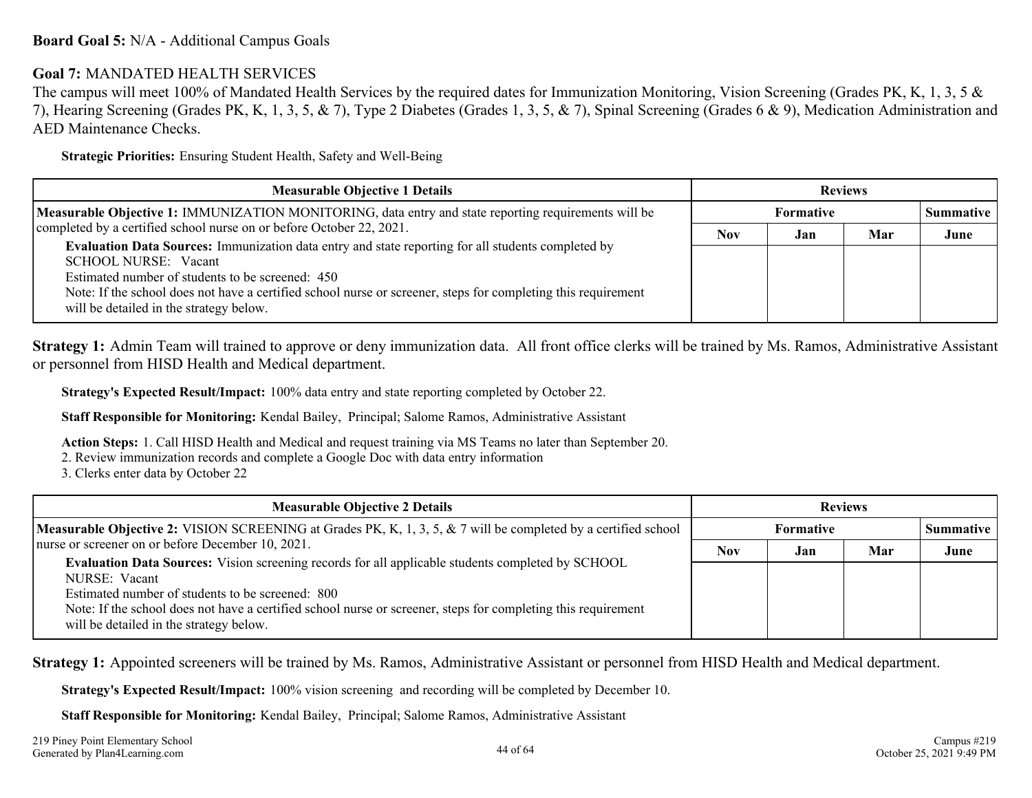**Board Goal 5:** N/A - Additional Campus Goals

**Goal 7:** MANDATED HEALTH SERVICES

The campus will meet 100% of Mandated Health Services by the required dates for Immunization Monitoring, Vision Screening (Grades PK, K, 1, 3, 5 & 7), Hearing Screening (Grades PK, K, 1, 3, 5, & 7), Type 2 Diabetes (Grades 1, 3, 5, & 7), Spinal Screening (Grades 6 & 9), Medication Administration and AED Maintenance Checks.

**Strategic Priorities:** Ensuring Student Health, Safety and Well-Being

| Measurable Objective 1 Details | Reviews | | | |
|---|---|---|---|---|
| | Formative | | | Summative |
| | Nov | Jan | Mar | June |
| **Measurable Objective 1:** IMMUNIZATION MONITORING, data entry and state reporting requirements will be completed by a certified school nurse on or before October 22, 2021.<br>**Evaluation Data Sources:** Immunization data entry and state reporting for all students completed by SCHOOL NURSE: Vacant<br>Estimated number of students to be screened: 450<br>Note: If the school does not have a certified school nurse or screener, steps for completing this requirement will be detailed in the strategy below. | | | | |

**Strategy 1:** Admin Team will trained to approve or deny immunization data. All front office clerks will be trained by Ms. Ramos, Administrative Assistant or personnel from HISD Health and Medical department.

**Strategy's Expected Result/Impact:** 100% data entry and state reporting completed by October 22.

**Staff Responsible for Monitoring:** Kendal Bailey, Principal; Salome Ramos, Administrative Assistant

**Action Steps:** 1. Call HISD Health and Medical and request training via MS Teams no later than September 20.
2. Review immunization records and complete a Google Doc with data entry information
3. Clerks enter data by October 22

| Measurable Objective 2 Details | Reviews | | | |
|---|---|---|---|---|
| | Formative | | | Summative |
| | Nov | Jan | Mar | June |
| **Measurable Objective 2:** VISION SCREENING at Grades PK, K, 1, 3, 5, & 7 will be completed by a certified school nurse or screener on or before December 10, 2021.<br>**Evaluation Data Sources:** Vision screening records for all applicable students completed by SCHOOL NURSE: Vacant<br>Estimated number of students to be screened: 800<br>Note: If the school does not have a certified school nurse or screener, steps for completing this requirement will be detailed in the strategy below. | | | | |

**Strategy 1:** Appointed screeners will be trained by Ms. Ramos, Administrative Assistant or personnel from HISD Health and Medical department.

**Strategy's Expected Result/Impact:** 100% vision screening and recording will be completed by December 10.

**Staff Responsible for Monitoring:** Kendal Bailey, Principal; Salome Ramos, Administrative Assistant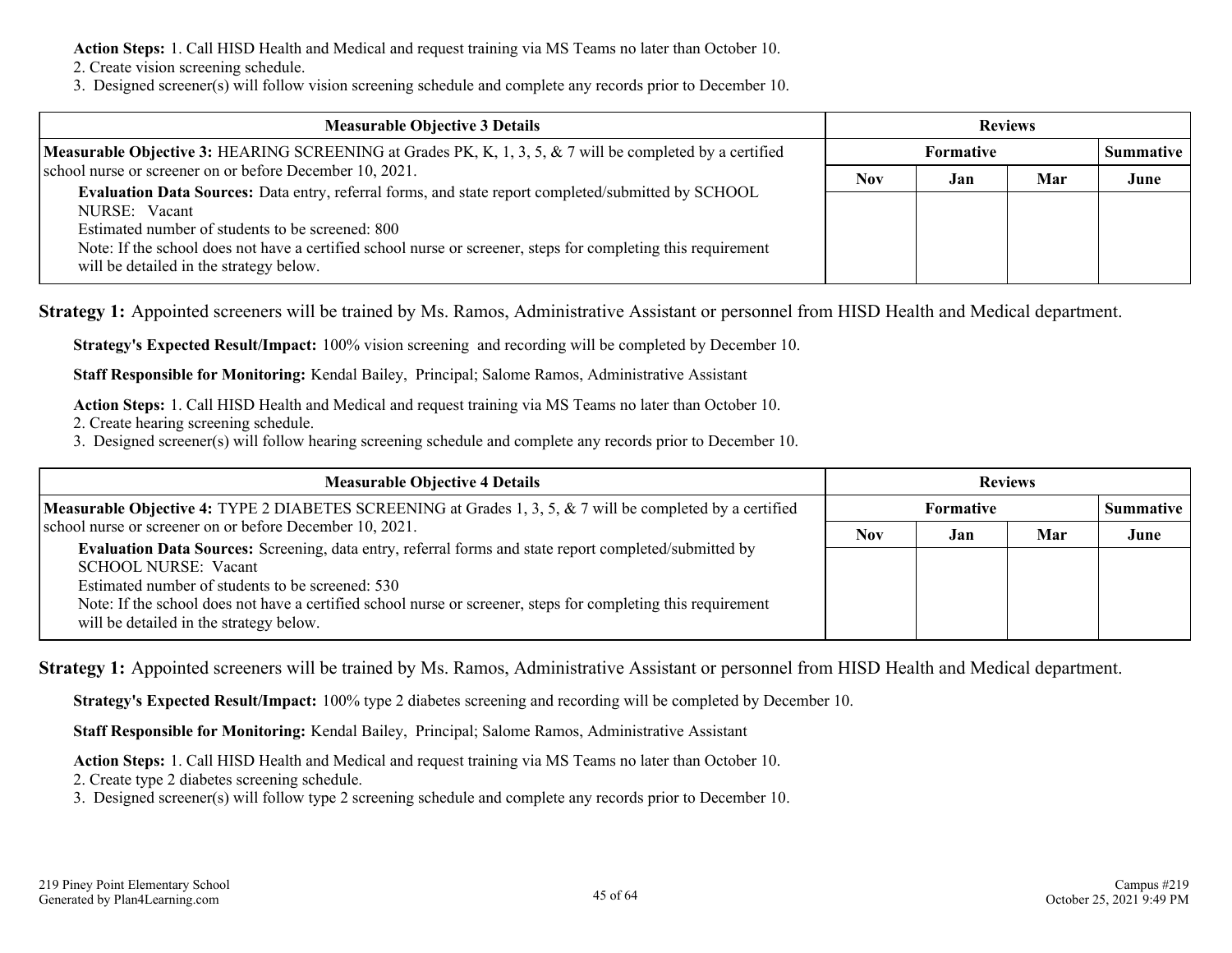**Action Steps:** 1. Call HISD Health and Medical and request training via MS Teams no later than October 10.
2. Create vision screening schedule.
3. Designed screener(s) will follow vision screening schedule and complete any records prior to December 10.

| Measurable Objective 3 Details | Reviews | | | |
|---|---|---|---|---|
| | Formative | | | Summative |
| | Nov | Jan | Mar | June |
| **Measurable Objective 3:** HEARING SCREENING at Grades PK, K, 1, 3, 5, & 7 will be completed by a certified school nurse or screener on or before December 10, 2021.<br>**Evaluation Data Sources:** Data entry, referral forms, and state report completed/submitted by SCHOOL NURSE: Vacant<br>Estimated number of students to be screened: 800<br>Note: If the school does not have a certified school nurse or screener, steps for completing this requirement will be detailed in the strategy below. | | | | |

**Strategy 1:** Appointed screeners will be trained by Ms. Ramos, Administrative Assistant or personnel from HISD Health and Medical department.

**Strategy's Expected Result/Impact:** 100% vision screening and recording will be completed by December 10.

**Staff Responsible for Monitoring:** Kendal Bailey, Principal; Salome Ramos, Administrative Assistant

**Action Steps:** 1. Call HISD Health and Medical and request training via MS Teams no later than October 10.
2. Create hearing screening schedule.
3. Designed screener(s) will follow hearing screening schedule and complete any records prior to December 10.

| Measurable Objective 4 Details | Reviews | | | |
|---|---|---|---|---|
| | Formative | | | Summative |
| | Nov | Jan | Mar | June |
| **Measurable Objective 4:** TYPE 2 DIABETES SCREENING at Grades 1, 3, 5, & 7 will be completed by a certified school nurse or screener on or before December 10, 2021.<br>**Evaluation Data Sources:** Screening, data entry, referral forms and state report completed/submitted by SCHOOL NURSE: Vacant<br>Estimated number of students to be screened: 530<br>Note: If the school does not have a certified school nurse or screener, steps for completing this requirement will be detailed in the strategy below. | | | | |

**Strategy 1:** Appointed screeners will be trained by Ms. Ramos, Administrative Assistant or personnel from HISD Health and Medical department.

**Strategy's Expected Result/Impact:** 100% type 2 diabetes screening and recording will be completed by December 10.

**Staff Responsible for Monitoring:** Kendal Bailey, Principal; Salome Ramos, Administrative Assistant

**Action Steps:** 1. Call HISD Health and Medical and request training via MS Teams no later than October 10.
2. Create type 2 diabetes screening schedule.
3. Designed screener(s) will follow type 2 screening schedule and complete any records prior to December 10.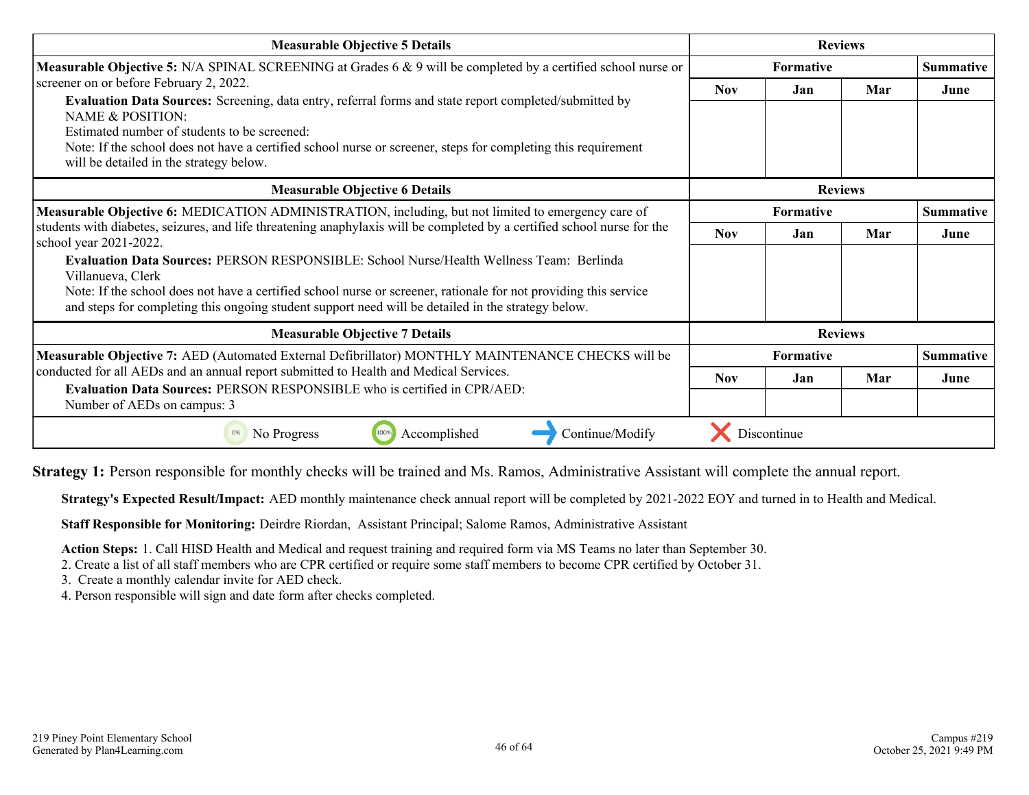| Measurable Objective 5 Details | Reviews | | | |
|---|---|---|---|---|
| | Formative | | | Summative |
| **Measurable Objective 5:** N/A SPINAL SCREENING at Grades 6 & 9 will be completed by a certified school nurse or screener on or before February 2, 2022.<br>**Evaluation Data Sources:** Screening, data entry, referral forms and state report completed/submitted by NAME & POSITION:<br>Estimated number of students to be screened:<br>Note: If the school does not have a certified school nurse or screener, steps for completing this requirement will be detailed in the strategy below. | Nov | Jan | Mar | June |

| Measurable Objective 6 Details | Reviews | | | |
|---|---|---|---|---|
| | Formative | | | Summative |
| **Measurable Objective 6:** MEDICATION ADMINISTRATION, including, but not limited to emergency care of students with diabetes, seizures, and life threatening anaphylaxis will be completed by a certified school nurse for the school year 2021-2022.<br>**Evaluation Data Sources:** PERSON RESPONSIBLE: School Nurse/Health Wellness Team: Berlinda Villanueva, Clerk<br>Note: If the school does not have a certified school nurse or screener, rationale for not providing this service and steps for completing this ongoing student support need will be detailed in the strategy below. | Nov | Jan | Mar | June |

| Measurable Objective 7 Details | Reviews | | | |
|---|---|---|---|---|
| | Formative | | | Summative |
| **Measurable Objective 7:** AED (Automated External Defibrillator) MONTHLY MAINTENANCE CHECKS will be conducted for all AEDs and an annual report submitted to Health and Medical Services.<br>**Evaluation Data Sources:** PERSON RESPONSIBLE who is certified in CPR/AED:<br>Number of AEDs on campus: 3 | Nov | Jan | Mar | June |

0% No Progress | 100% Accomplished | Continue/Modify | Discontinue

**Strategy 1:** Person responsible for monthly checks will be trained and Ms. Ramos, Administrative Assistant will complete the annual report.

**Strategy's Expected Result/Impact:** AED monthly maintenance check annual report will be completed by 2021-2022 EOY and turned in to Health and Medical.

**Staff Responsible for Monitoring:** Deirdre Riordan, Assistant Principal; Salome Ramos, Administrative Assistant

**Action Steps:** 1. Call HISD Health and Medical and request training and required form via MS Teams no later than September 30.
2. Create a list of all staff members who are CPR certified or require some staff members to become CPR certified by October 31.
3. Create a monthly calendar invite for AED check.
4. Person responsible will sign and date form after checks completed.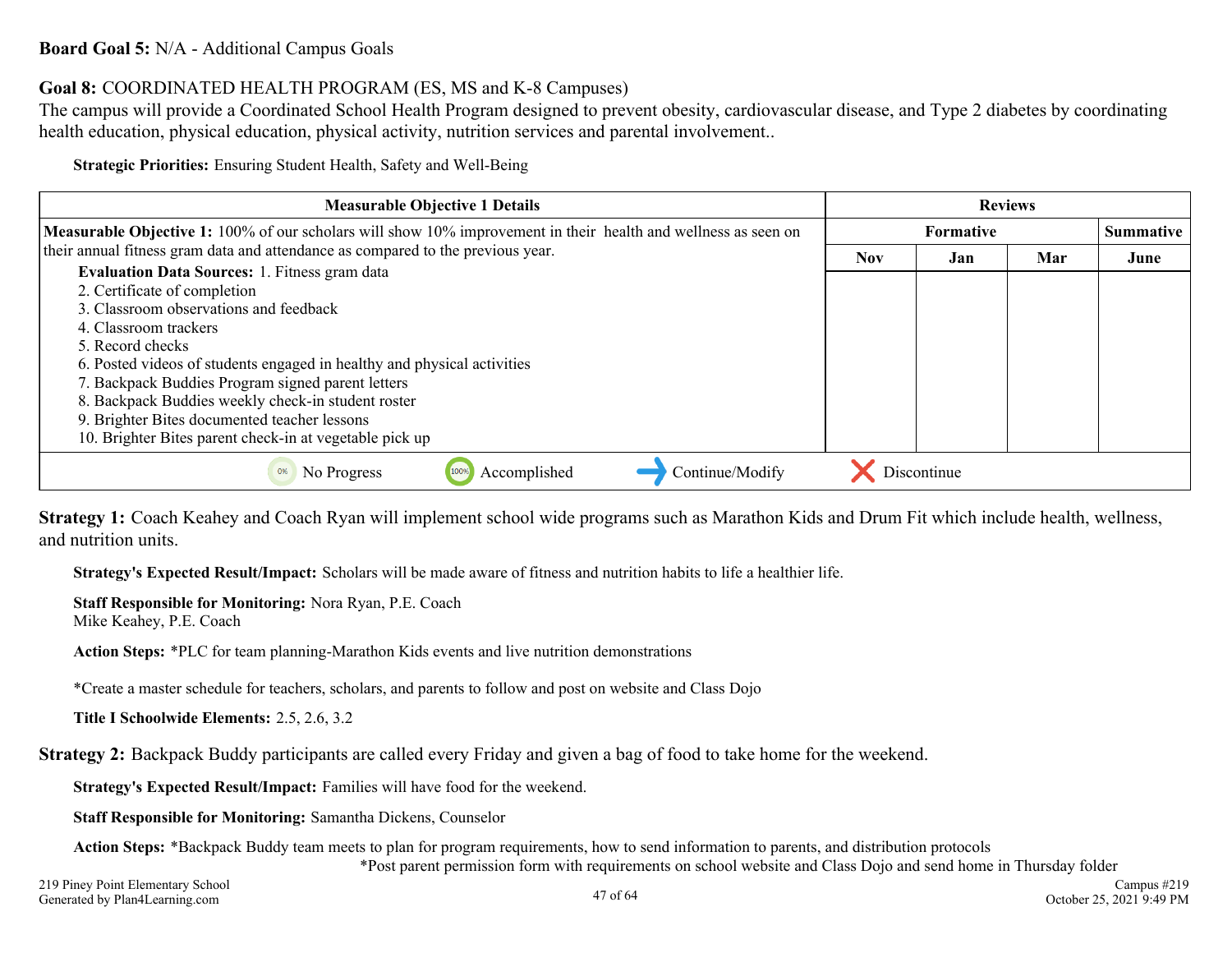**Board Goal 5:** N/A - Additional Campus Goals

**Goal 8:** COORDINATED HEALTH PROGRAM (ES, MS and K-8 Campuses)
The campus will provide a Coordinated School Health Program designed to prevent obesity, cardiovascular disease, and Type 2 diabetes by coordinating health education, physical education, physical activity, nutrition services and parental involvement..

**Strategic Priorities:** Ensuring Student Health, Safety and Well-Being

| Measurable Objective 1 Details | Reviews | | | |
|---|---|---|---|---|
| | Formative | | | Summative |
| | Nov | Jan | Mar | June |
| **Measurable Objective 1:** 100% of our scholars will show 10% improvement in their health and wellness as seen on their annual fitness gram data and attendance as compared to the previous year.<br>**Evaluation Data Sources:** 1. Fitness gram data<br>2. Certificate of completion<br>3. Classroom observations and feedback<br>4. Classroom trackers<br>5. Record checks<br>6. Posted videos of students engaged in healthy and physical activities<br>7. Backpack Buddies Program signed parent letters<br>8. Backpack Buddies weekly check-in student roster<br>9. Brighter Bites documented teacher lessons<br>10. Brighter Bites parent check-in at vegetable pick up | | | | |
| 0% No Progress 100% Accomplished → Continue/Modify ✗ Discontinue | | | | |

**Strategy 1:** Coach Keahey and Coach Ryan will implement school wide programs such as Marathon Kids and Drum Fit which include health, wellness, and nutrition units.

**Strategy's Expected Result/Impact:** Scholars will be made aware of fitness and nutrition habits to life a healthier life.

**Staff Responsible for Monitoring:** Nora Ryan, P.E. Coach
Mike Keahey, P.E. Coach

**Action Steps:** *PLC for team planning-Marathon Kids events and live nutrition demonstrations

*Create a master schedule for teachers, scholars, and parents to follow and post on website and Class Dojo

**Title I Schoolwide Elements:** 2.5, 2.6, 3.2

**Strategy 2:** Backpack Buddy participants are called every Friday and given a bag of food to take home for the weekend.

**Strategy's Expected Result/Impact:** Families will have food for the weekend.

**Staff Responsible for Monitoring:** Samantha Dickens, Counselor

**Action Steps:** *Backpack Buddy team meets to plan for program requirements, how to send information to parents, and distribution protocols
*Post parent permission form with requirements on school website and Class Dojo and send home in Thursday folder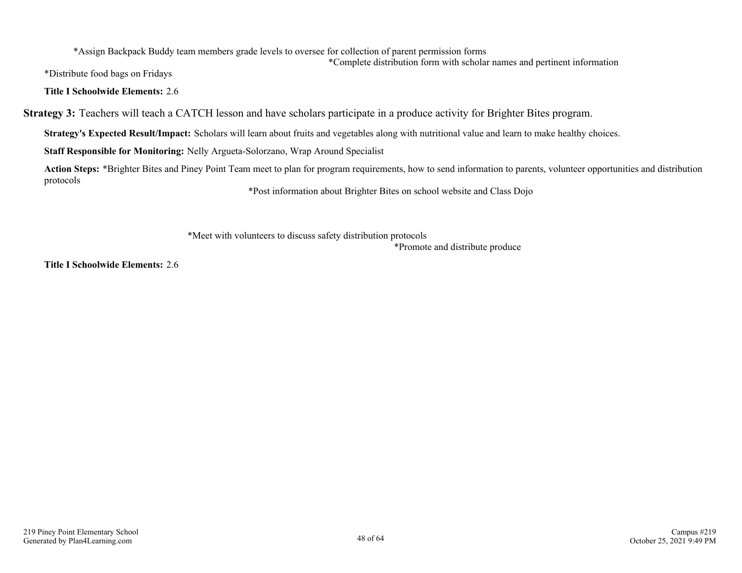*Assign Backpack Buddy team members grade levels to oversee for collection of parent permission forms

*Complete distribution form with scholar names and pertinent information

*Distribute food bags on Fridays

**Title I Schoolwide Elements:** 2.6

**Strategy 3:** Teachers will teach a CATCH lesson and have scholars participate in a produce activity for Brighter Bites program.

**Strategy's Expected Result/Impact:** Scholars will learn about fruits and vegetables along with nutritional value and learn to make healthy choices.

**Staff Responsible for Monitoring:** Nelly Argueta-Solorzano, Wrap Around Specialist

**Action Steps:** *Brighter Bites and Piney Point Team meet to plan for program requirements, how to send information to parents, volunteer opportunities and distribution protocols

*Post information about Brighter Bites on school website and Class Dojo

*Meet with volunteers to discuss safety distribution protocols

*Promote and distribute produce

**Title I Schoolwide Elements:** 2.6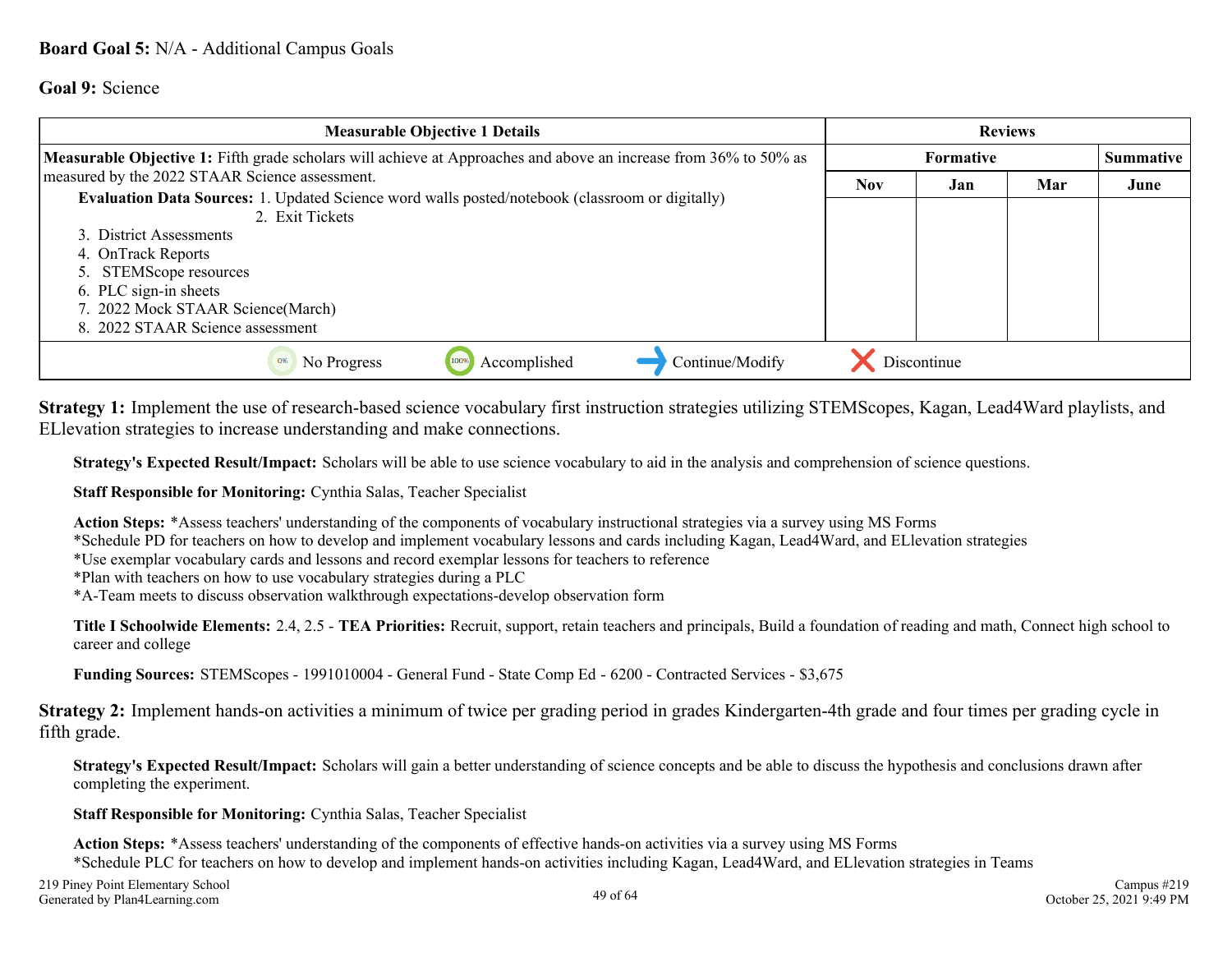**Board Goal 5:** N/A - Additional Campus Goals

**Goal 9:** Science

| Measurable Objective 1 Details | Reviews | | | |
|---|---|---|---|---|
| | Formative | | | Summative |
| **Measurable Objective 1:** Fifth grade scholars will achieve at Approaches and above an increase from 36% to 50% as measured by the 2022 STAAR Science assessment. | Nov | Jan | Mar | June |
| **Evaluation Data Sources:** 1. Updated Science word walls posted/notebook (classroom or digitally) 2. Exit Tickets 3. District Assessments 4. OnTrack Reports 5. STEMScope resources 6. PLC sign-in sheets 7. 2022 Mock STAAR Science(March) 8. 2022 STAAR Science assessment | | | | |

0% No Progress | 100% Accomplished | Continue/Modify | Discontinue

**Strategy 1:** Implement the use of research-based science vocabulary first instruction strategies utilizing STEMScopes, Kagan, Lead4Ward playlists, and ELlevation strategies to increase understanding and make connections.

**Strategy's Expected Result/Impact:** Scholars will be able to use science vocabulary to aid in the analysis and comprehension of science questions.

**Staff Responsible for Monitoring:** Cynthia Salas, Teacher Specialist

**Action Steps:** *Assess teachers' understanding of the components of vocabulary instructional strategies via a survey using MS Forms
*Schedule PD for teachers on how to develop and implement vocabulary lessons and cards including Kagan, Lead4Ward, and ELlevation strategies
*Use exemplar vocabulary cards and lessons and record exemplar lessons for teachers to reference
*Plan with teachers on how to use vocabulary strategies during a PLC
*A-Team meets to discuss observation walkthrough expectations-develop observation form

**Title I Schoolwide Elements:** 2.4, 2.5 - **TEA Priorities:** Recruit, support, retain teachers and principals, Build a foundation of reading and math, Connect high school to career and college

**Funding Sources:** STEMScopes - 1991010004 - General Fund - State Comp Ed - 6200 - Contracted Services - $3,675

**Strategy 2:** Implement hands-on activities a minimum of twice per grading period in grades Kindergarten-4th grade and four times per grading cycle in fifth grade.

**Strategy's Expected Result/Impact:** Scholars will gain a better understanding of science concepts and be able to discuss the hypothesis and conclusions drawn after completing the experiment.

**Staff Responsible for Monitoring:** Cynthia Salas, Teacher Specialist

**Action Steps:** *Assess teachers' understanding of the components of effective hands-on activities via a survey using MS Forms
*Schedule PLC for teachers on how to develop and implement hands-on activities including Kagan, Lead4Ward, and ELlevation strategies in Teams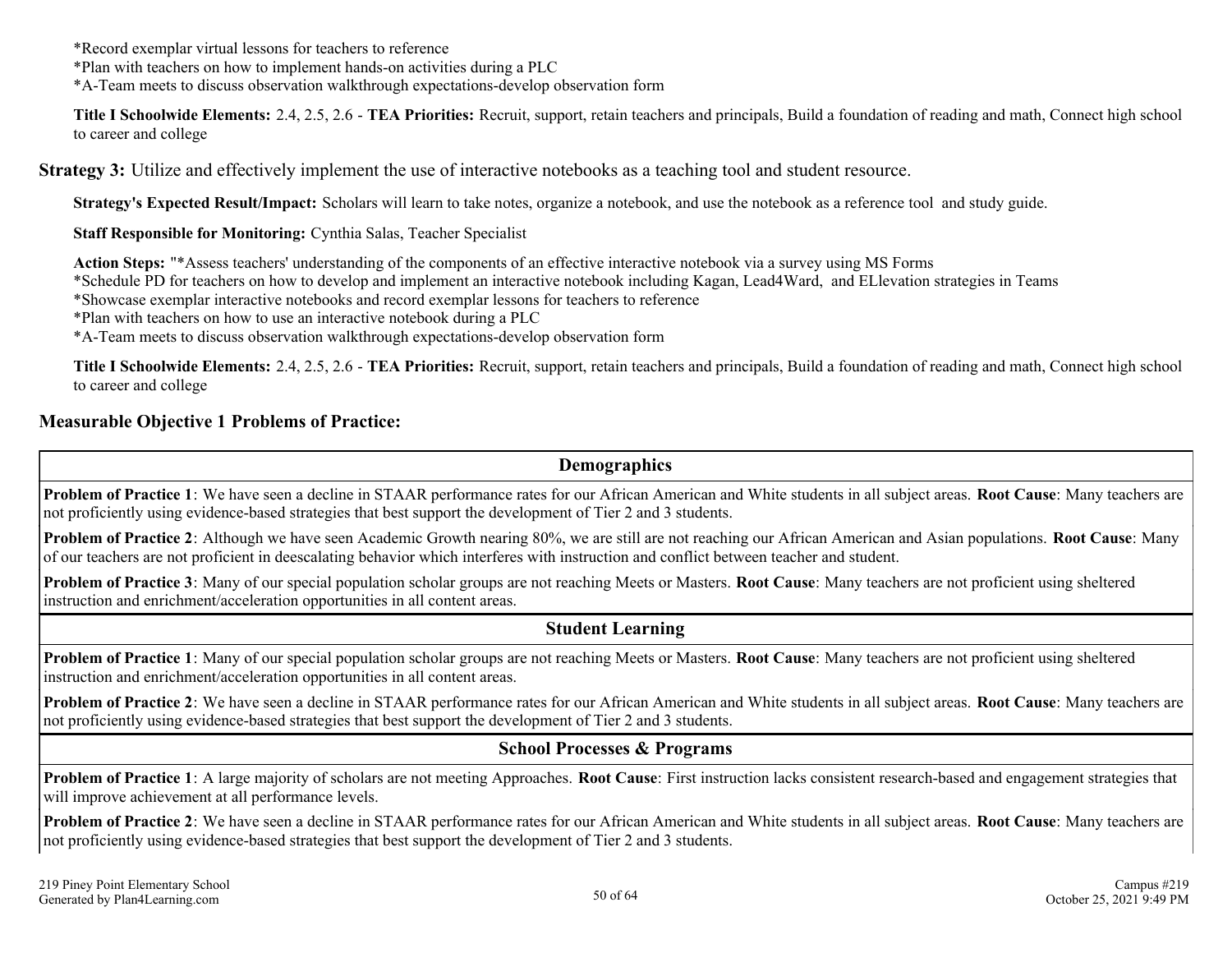*Record exemplar virtual lessons for teachers to reference
*Plan with teachers on how to implement hands-on activities during a PLC
*A-Team meets to discuss observation walkthrough expectations-develop observation form

**Title I Schoolwide Elements:** 2.4, 2.5, 2.6 - **TEA Priorities:** Recruit, support, retain teachers and principals, Build a foundation of reading and math, Connect high school to career and college

**Strategy 3:** Utilize and effectively implement the use of interactive notebooks as a teaching tool and student resource.

**Strategy's Expected Result/Impact:** Scholars will learn to take notes, organize a notebook, and use the notebook as a reference tool and study guide.

**Staff Responsible for Monitoring:** Cynthia Salas, Teacher Specialist

**Action Steps:** "*Assess teachers' understanding of the components of an effective interactive notebook via a survey using MS Forms
*Schedule PD for teachers on how to develop and implement an interactive notebook including Kagan, Lead4Ward, and ELlevation strategies in Teams
*Showcase exemplar interactive notebooks and record exemplar lessons for teachers to reference
*Plan with teachers on how to use an interactive notebook during a PLC
*A-Team meets to discuss observation walkthrough expectations-develop observation form

**Title I Schoolwide Elements:** 2.4, 2.5, 2.6 - **TEA Priorities:** Recruit, support, retain teachers and principals, Build a foundation of reading and math, Connect high school to career and college

### Measurable Objective 1 Problems of Practice:

| Demographics |
|---|
| **Problem of Practice 1**: We have seen a decline in STAAR performance rates for our African American and White students in all subject areas. **Root Cause**: Many teachers are not proficiently using evidence-based strategies that best support the development of Tier 2 and 3 students. |
| **Problem of Practice 2**: Although we have seen Academic Growth nearing 80%, we are still are not reaching our African American and Asian populations. **Root Cause**: Many of our teachers are not proficient in deescalating behavior which interferes with instruction and conflict between teacher and student. |
| **Problem of Practice 3**: Many of our special population scholar groups are not reaching Meets or Masters. **Root Cause**: Many teachers are not proficient using sheltered instruction and enrichment/acceleration opportunities in all content areas. |

| Student Learning |
|---|
| **Problem of Practice 1**: Many of our special population scholar groups are not reaching Meets or Masters. **Root Cause**: Many teachers are not proficient using sheltered instruction and enrichment/acceleration opportunities in all content areas. |
| **Problem of Practice 2**: We have seen a decline in STAAR performance rates for our African American and White students in all subject areas. **Root Cause**: Many teachers are not proficiently using evidence-based strategies that best support the development of Tier 2 and 3 students. |

| School Processes & Programs |
|---|
| **Problem of Practice 1**: A large majority of scholars are not meeting Approaches. **Root Cause**: First instruction lacks consistent research-based and engagement strategies that will improve achievement at all performance levels. |
| **Problem of Practice 2**: We have seen a decline in STAAR performance rates for our African American and White students in all subject areas. **Root Cause**: Many teachers are not proficiently using evidence-based strategies that best support the development of Tier 2 and 3 students. |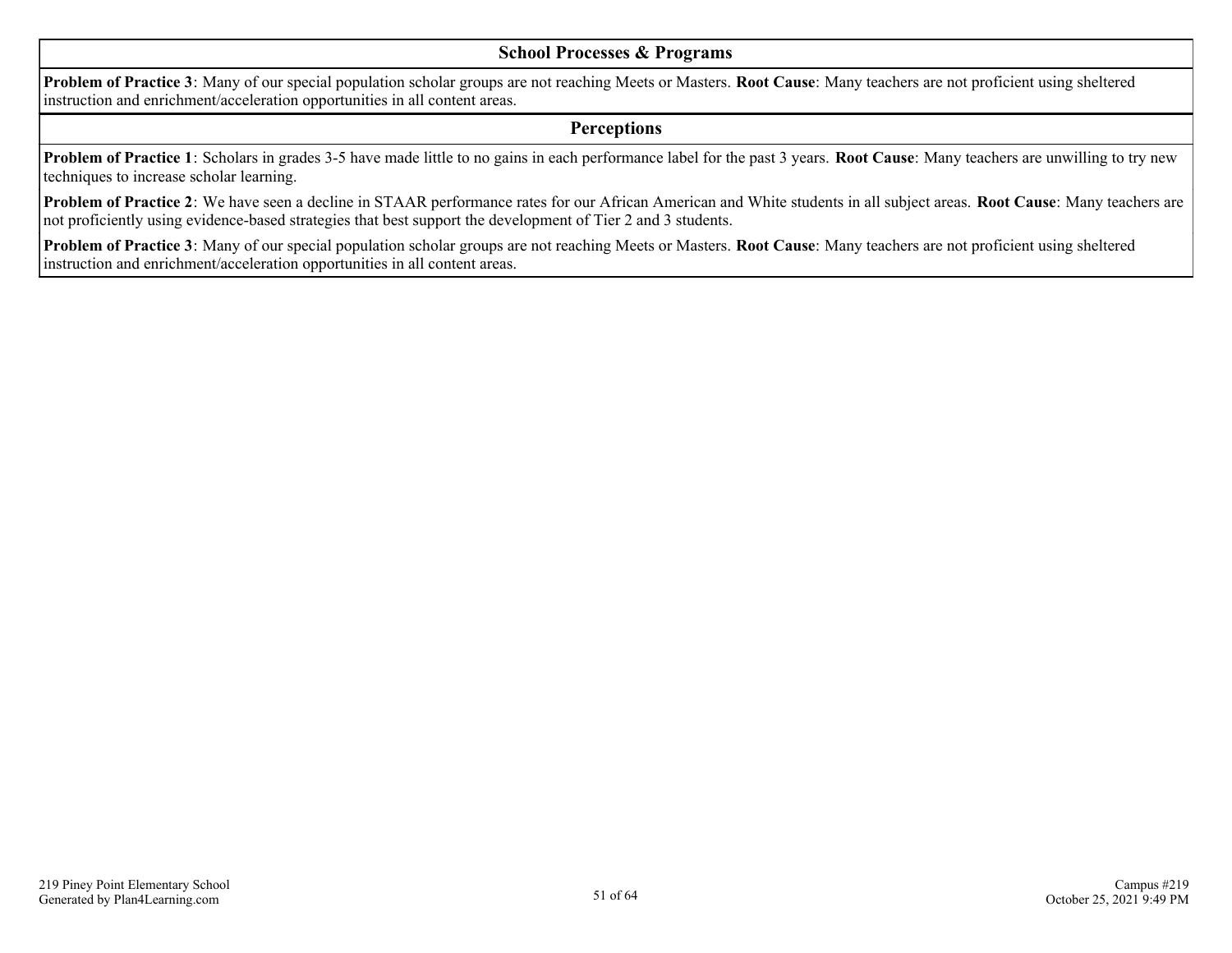## School Processes & Programs

**Problem of Practice 3**: Many of our special population scholar groups are not reaching Meets or Masters. **Root Cause**: Many teachers are not proficient using sheltered instruction and enrichment/acceleration opportunities in all content areas.

## Perceptions

**Problem of Practice 1**: Scholars in grades 3-5 have made little to no gains in each performance label for the past 3 years. **Root Cause**: Many teachers are unwilling to try new techniques to increase scholar learning.

**Problem of Practice 2**: We have seen a decline in STAAR performance rates for our African American and White students in all subject areas. **Root Cause**: Many teachers are not proficiently using evidence-based strategies that best support the development of Tier 2 and 3 students.

**Problem of Practice 3**: Many of our special population scholar groups are not reaching Meets or Masters. **Root Cause**: Many teachers are not proficient using sheltered instruction and enrichment/acceleration opportunities in all content areas.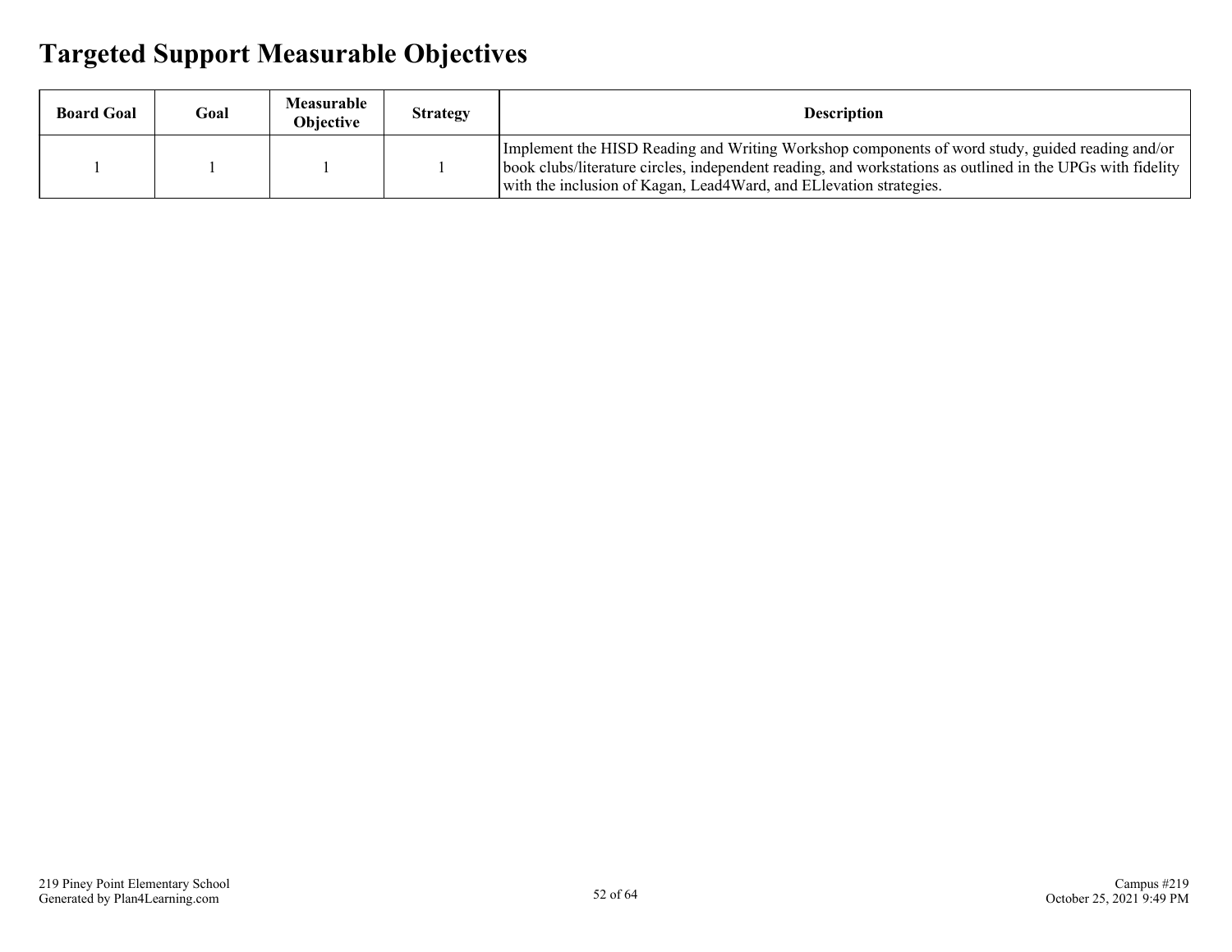# Targeted Support Measurable Objectives

| Board Goal | Goal | Measurable Objective | Strategy | Description |
|---|---|---|---|---|
| 1 | 1 | 1 | 1 | Implement the HISD Reading and Writing Workshop components of word study, guided reading and/or book clubs/literature circles, independent reading, and workstations as outlined in the UPGs with fidelity with the inclusion of Kagan, Lead4Ward, and ELlevation strategies. |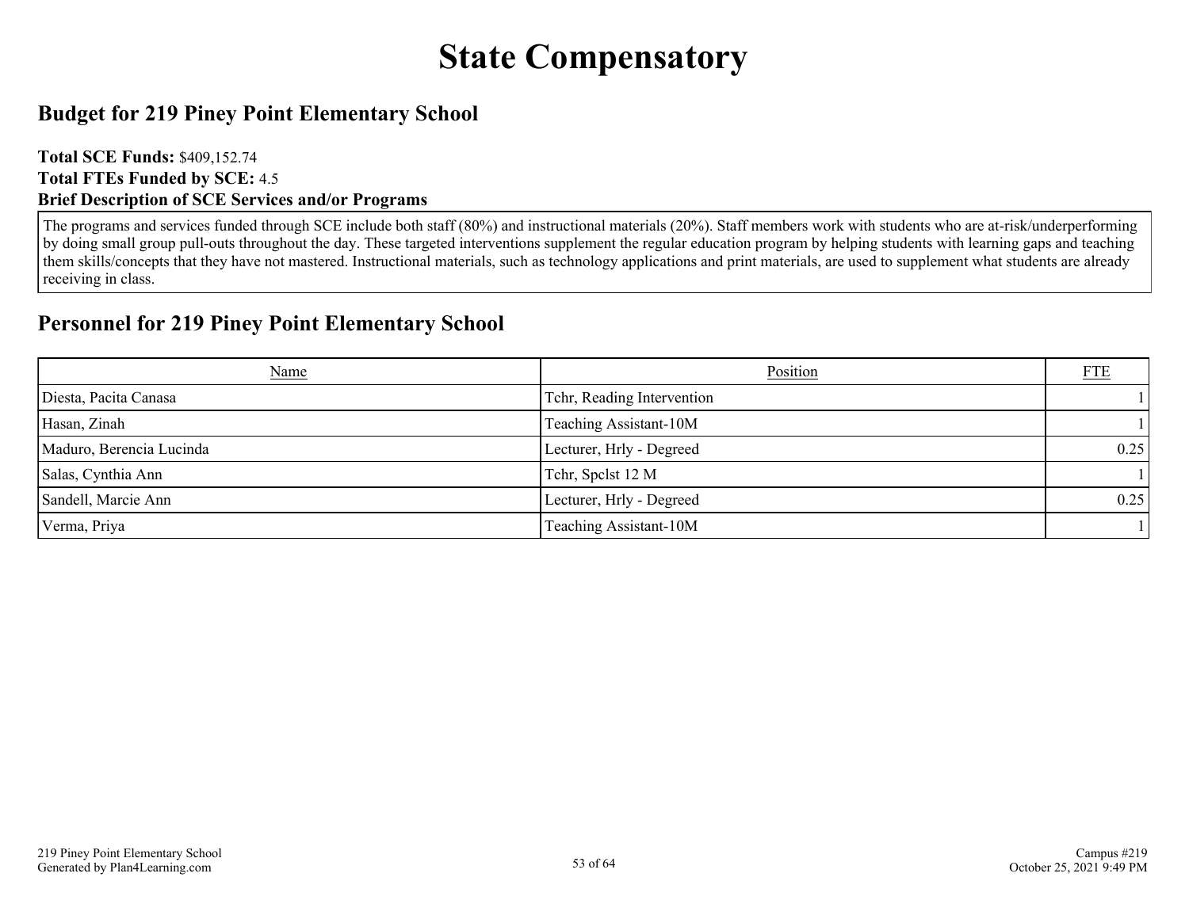# State Compensatory

## Budget for 219 Piney Point Elementary School

**Total SCE Funds:** $409,152.74
**Total FTEs Funded by SCE:** 4.5
**Brief Description of SCE Services and/or Programs**

The programs and services funded through SCE include both staff (80%) and instructional materials (20%). Staff members work with students who are at-risk/underperforming by doing small group pull-outs throughout the day. These targeted interventions supplement the regular education program by helping students with learning gaps and teaching them skills/concepts that they have not mastered. Instructional materials, such as technology applications and print materials, are used to supplement what students are already receiving in class.

## Personnel for 219 Piney Point Elementary School

| Name | Position | FTE |
|---|---|---|
| Diesta, Pacita Canasa | Tchr, Reading Intervention | 1 |
| Hasan, Zinah | Teaching Assistant-10M | 1 |
| Maduro, Berencia Lucinda | Lecturer, Hrly - Degreed | 0.25 |
| Salas, Cynthia Ann | Tchr, Spclst 12 M | 1 |
| Sandell, Marcie Ann | Lecturer, Hrly - Degreed | 0.25 |
| Verma, Priya | Teaching Assistant-10M | 1 |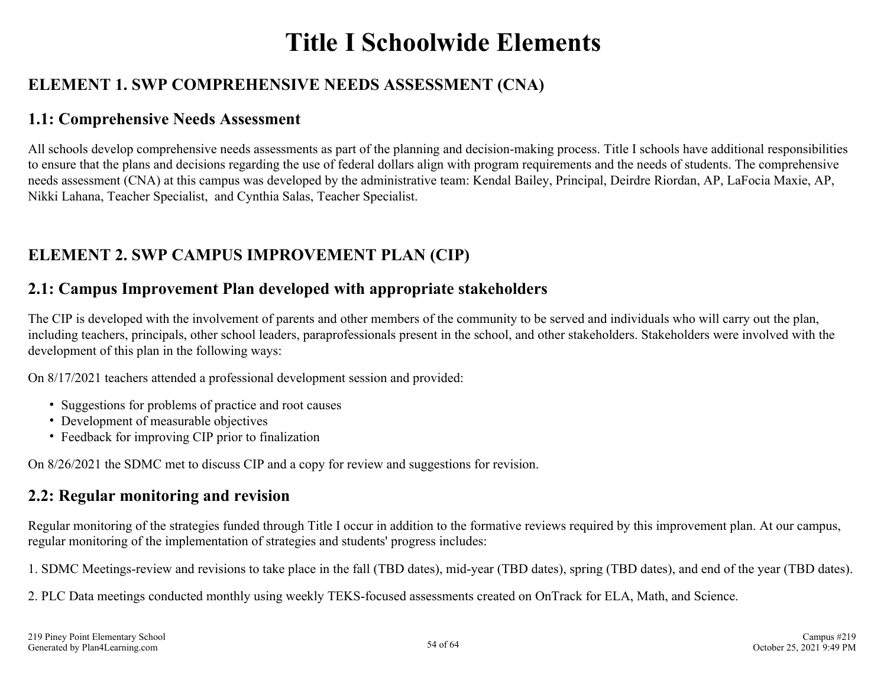# Title I Schoolwide Elements

## ELEMENT 1. SWP COMPREHENSIVE NEEDS ASSESSMENT (CNA)

### 1.1: Comprehensive Needs Assessment

All schools develop comprehensive needs assessments as part of the planning and decision-making process. Title I schools have additional responsibilities to ensure that the plans and decisions regarding the use of federal dollars align with program requirements and the needs of students. The comprehensive needs assessment (CNA) at this campus was developed by the administrative team: Kendal Bailey, Principal, Deirdre Riordan, AP, LaFocia Maxie, AP, Nikki Lahana, Teacher Specialist, and Cynthia Salas, Teacher Specialist.

## ELEMENT 2. SWP CAMPUS IMPROVEMENT PLAN (CIP)

### 2.1: Campus Improvement Plan developed with appropriate stakeholders

The CIP is developed with the involvement of parents and other members of the community to be served and individuals who will carry out the plan, including teachers, principals, other school leaders, paraprofessionals present in the school, and other stakeholders. Stakeholders were involved with the development of this plan in the following ways:

On 8/17/2021 teachers attended a professional development session and provided:

- Suggestions for problems of practice and root causes
- Development of measurable objectives
- Feedback for improving CIP prior to finalization

On 8/26/2021 the SDMC met to discuss CIP and a copy for review and suggestions for revision.

### 2.2: Regular monitoring and revision

Regular monitoring of the strategies funded through Title I occur in addition to the formative reviews required by this improvement plan. At our campus, regular monitoring of the implementation of strategies and students' progress includes:

1. SDMC Meetings-review and revisions to take place in the fall (TBD dates), mid-year (TBD dates), spring (TBD dates), and end of the year (TBD dates).

2. PLC Data meetings conducted monthly using weekly TEKS-focused assessments created on OnTrack for ELA, Math, and Science.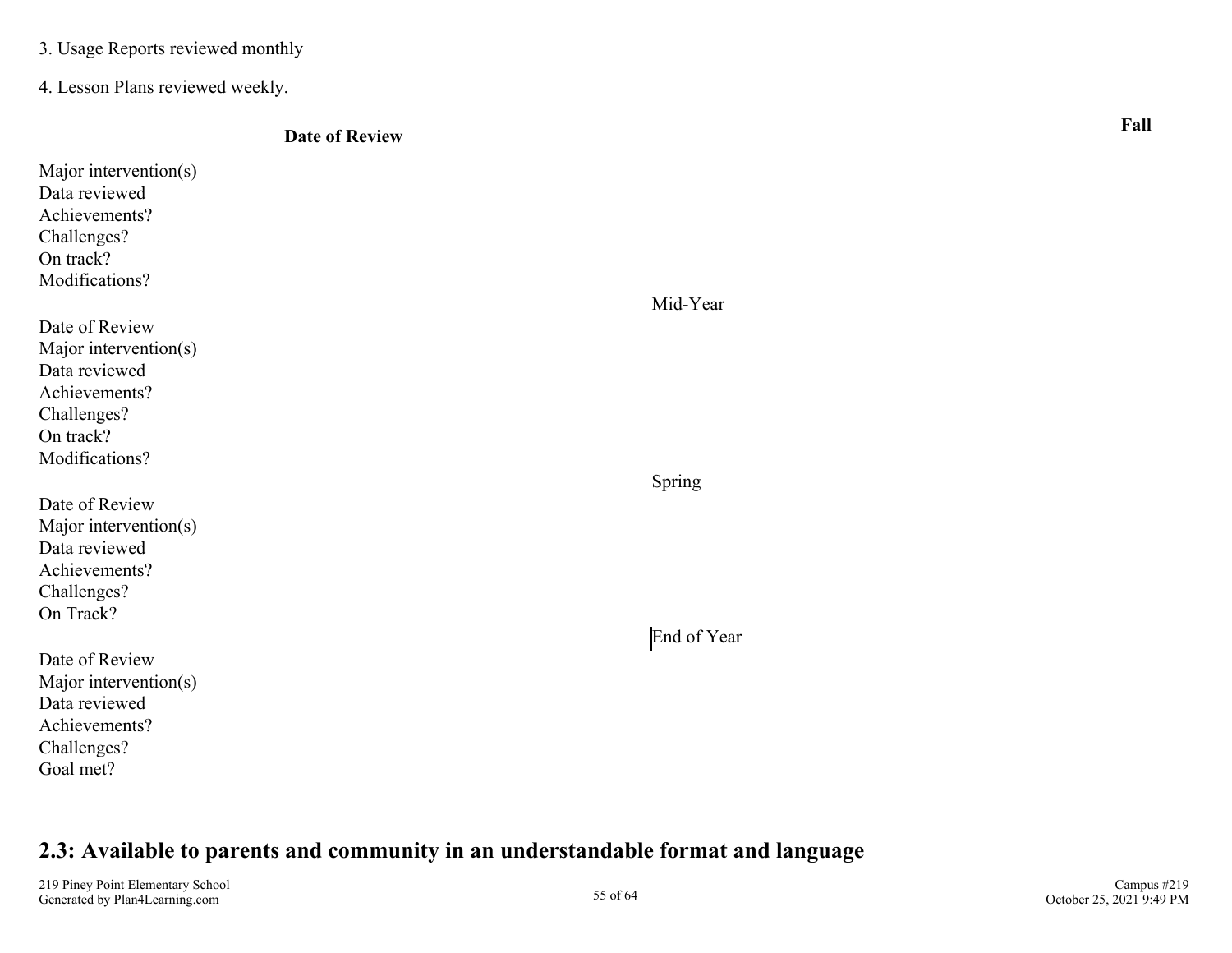3. Usage Reports reviewed monthly

4. Lesson Plans reviewed weekly.

**Fall**

**Date of Review**

Major intervention(s)
Data reviewed
Achievements?
Challenges?
On track?
Modifications?

Mid-Year

Date of Review
Major intervention(s)
Data reviewed
Achievements?
Challenges?
On track?
Modifications?

Spring

Date of Review
Major intervention(s)
Data reviewed
Achievements?
Challenges?
On Track?

End of Year

Date of Review
Major intervention(s)
Data reviewed
Achievements?
Challenges?
Goal met?

## 2.3: Available to parents and community in an understandable format and language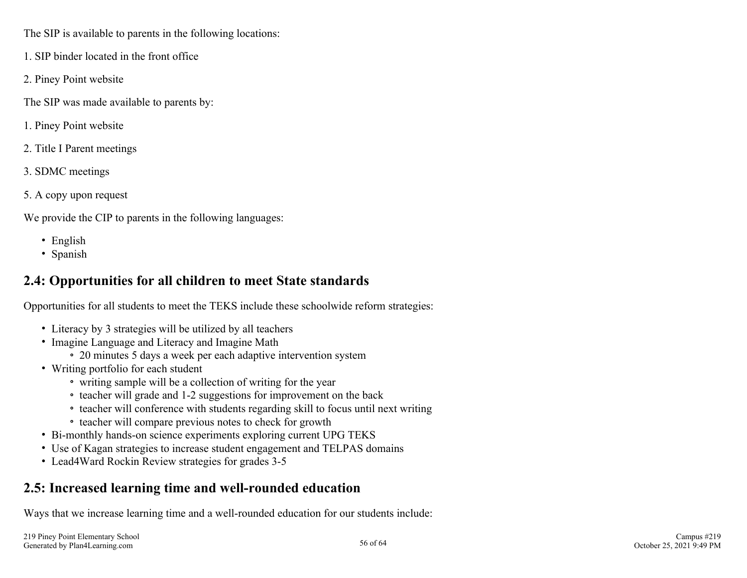The SIP is available to parents in the following locations:

1. SIP binder located in the front office

2. Piney Point website

The SIP was made available to parents by:

1. Piney Point website

2. Title I Parent meetings

3. SDMC meetings

5. A copy upon request

We provide the CIP to parents in the following languages:

- English
- Spanish

## 2.4: Opportunities for all children to meet State standards

Opportunities for all students to meet the TEKS include these schoolwide reform strategies:

- Literacy by 3 strategies will be utilized by all teachers
- Imagine Language and Literacy and Imagine Math
  - 20 minutes 5 days a week per each adaptive intervention system
- Writing portfolio for each student
  - writing sample will be a collection of writing for the year
  - teacher will grade and 1-2 suggestions for improvement on the back
  - teacher will conference with students regarding skill to focus until next writing
  - teacher will compare previous notes to check for growth
- Bi-monthly hands-on science experiments exploring current UPG TEKS
- Use of Kagan strategies to increase student engagement and TELPAS domains
- Lead4Ward Rockin Review strategies for grades 3-5

## 2.5: Increased learning time and well-rounded education

Ways that we increase learning time and a well-rounded education for our students include: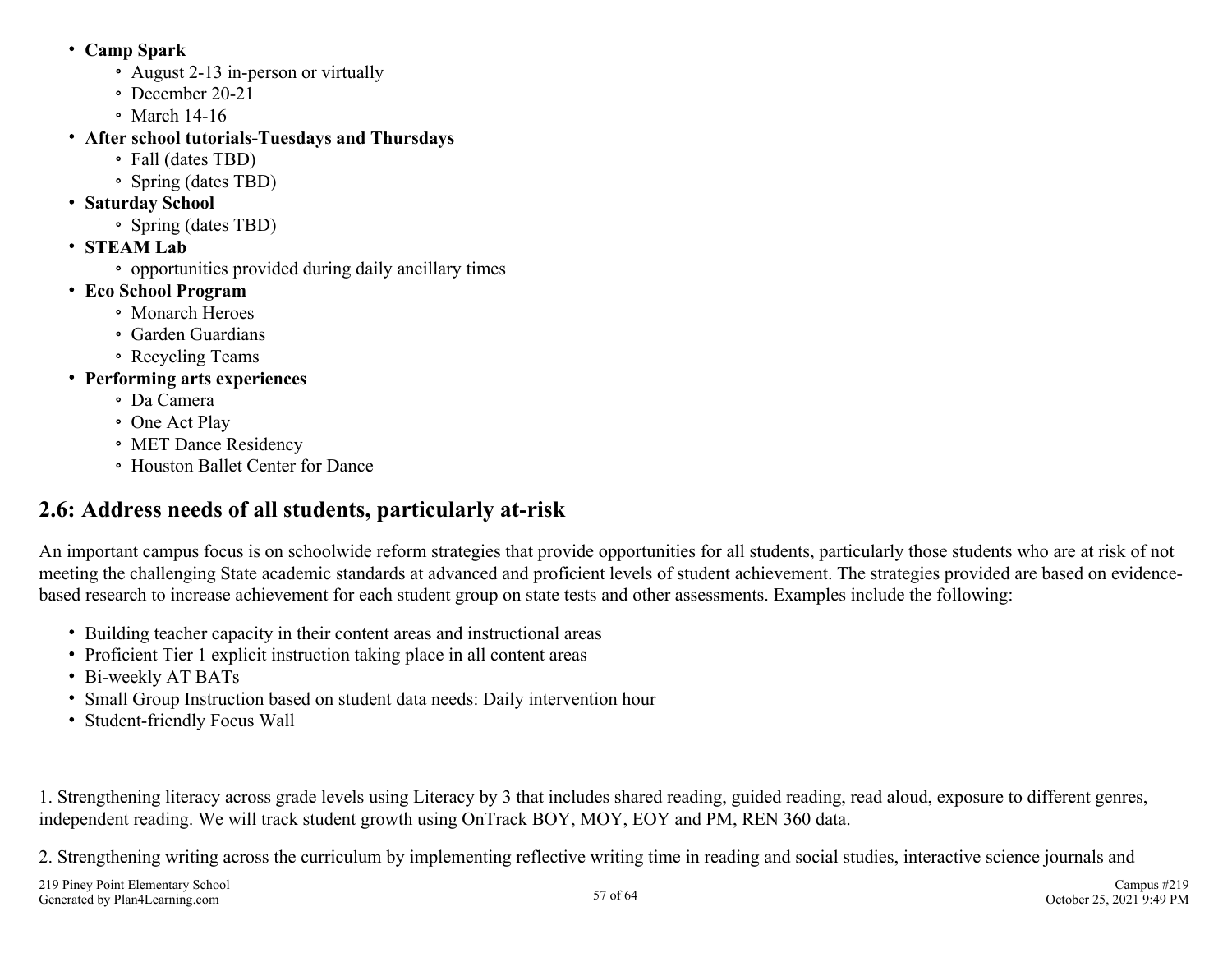- **Camp Spark**
  - August 2-13 in-person or virtually
  - December 20-21
  - March 14-16
- **After school tutorials-Tuesdays and Thursdays**
  - Fall (dates TBD)
  - Spring (dates TBD)
- **Saturday School**
  - Spring (dates TBD)
- **STEAM Lab**
  - opportunities provided during daily ancillary times
- **Eco School Program**
  - Monarch Heroes
  - Garden Guardians
  - Recycling Teams
- **Performing arts experiences**
  - Da Camera
  - One Act Play
  - MET Dance Residency
  - Houston Ballet Center for Dance

## 2.6: Address needs of all students, particularly at-risk

An important campus focus is on schoolwide reform strategies that provide opportunities for all students, particularly those students who are at risk of not meeting the challenging State academic standards at advanced and proficient levels of student achievement. The strategies provided are based on evidence-based research to increase achievement for each student group on state tests and other assessments. Examples include the following:

- Building teacher capacity in their content areas and instructional areas
- Proficient Tier 1 explicit instruction taking place in all content areas
- Bi-weekly AT BATs
- Small Group Instruction based on student data needs: Daily intervention hour
- Student-friendly Focus Wall

1. Strengthening literacy across grade levels using Literacy by 3 that includes shared reading, guided reading, read aloud, exposure to different genres, independent reading. We will track student growth using OnTrack BOY, MOY, EOY and PM, REN 360 data.

2. Strengthening writing across the curriculum by implementing reflective writing time in reading and social studies, interactive science journals and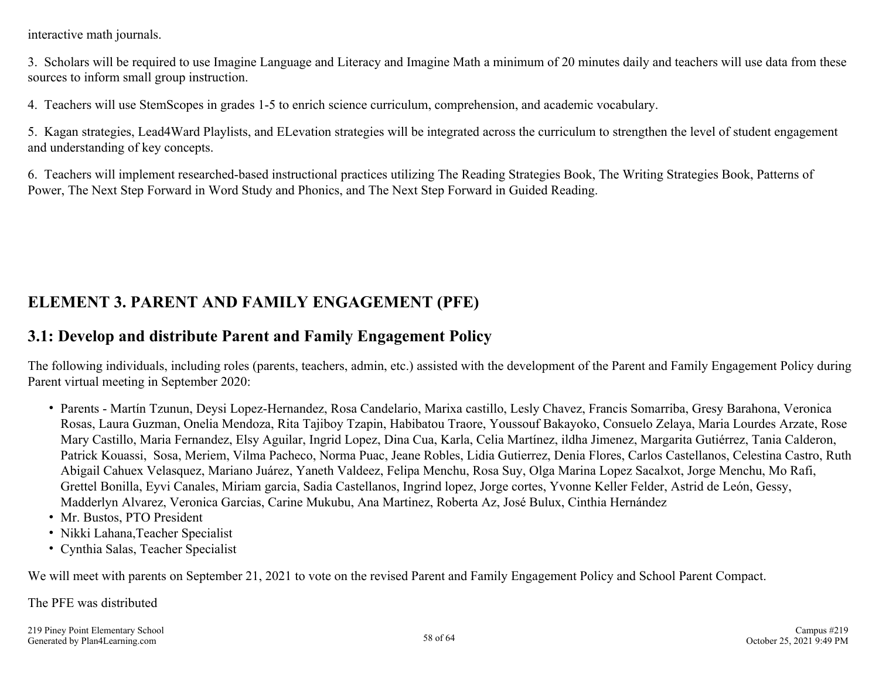interactive math journals.

3.  Scholars will be required to use Imagine Language and Literacy and Imagine Math a minimum of 20 minutes daily and teachers will use data from these sources to inform small group instruction.

4.  Teachers will use StemScopes in grades 1-5 to enrich science curriculum, comprehension, and academic vocabulary.

5.  Kagan strategies, Lead4Ward Playlists, and ELevation strategies will be integrated across the curriculum to strengthen the level of student engagement and understanding of key concepts.

6.  Teachers will implement researched-based instructional practices utilizing The Reading Strategies Book, The Writing Strategies Book, Patterns of Power, The Next Step Forward in Word Study and Phonics, and The Next Step Forward in Guided Reading.

## ELEMENT 3. PARENT AND FAMILY ENGAGEMENT (PFE)

## 3.1: Develop and distribute Parent and Family Engagement Policy

The following individuals, including roles (parents, teachers, admin, etc.) assisted with the development of the Parent and Family Engagement Policy during Parent virtual meeting in September 2020:

- Parents - Martín Tzunun, Deysi Lopez-Hernandez, Rosa Candelario, Marixa castillo, Lesly Chavez, Francis Somarriba, Gresy Barahona, Veronica Rosas, Laura Guzman, Onelia Mendoza, Rita Tajiboy Tzapin, Habibatou Traore, Youssouf Bakayoko, Consuelo Zelaya, Maria Lourdes Arzate, Rose Mary Castillo, Maria Fernandez, Elsy Aguilar, Ingrid Lopez, Dina Cua, Karla, Celia Martínez, ildha Jimenez, Margarita Gutiérrez, Tania Calderon, Patrick Kouassi,  Sosa, Meriem, Vilma Pacheco, Norma Puac, Jeane Robles, Lidia Gutierrez, Denia Flores, Carlos Castellanos, Celestina Castro, Ruth Abigail Cahuex Velasquez, Mariano Juárez, Yaneth Valdeez, Felipa Menchu, Rosa Suy, Olga Marina Lopez Sacalxot, Jorge Menchu, Mo Rafi, Grettel Bonilla, Eyvi Canales, Miriam garcia, Sadia Castellanos, Ingrind lopez, Jorge cortes, Yvonne Keller Felder, Astrid de León, Gessy, Madderlyn Alvarez, Veronica Garcias, Carine Mukubu, Ana Martinez, Roberta Az, José Bulux, Cinthia Hernández
- Mr. Bustos, PTO President
- Nikki Lahana,Teacher Specialist
- Cynthia Salas, Teacher Specialist

We will meet with parents on September 21, 2021 to vote on the revised Parent and Family Engagement Policy and School Parent Compact.

The PFE was distributed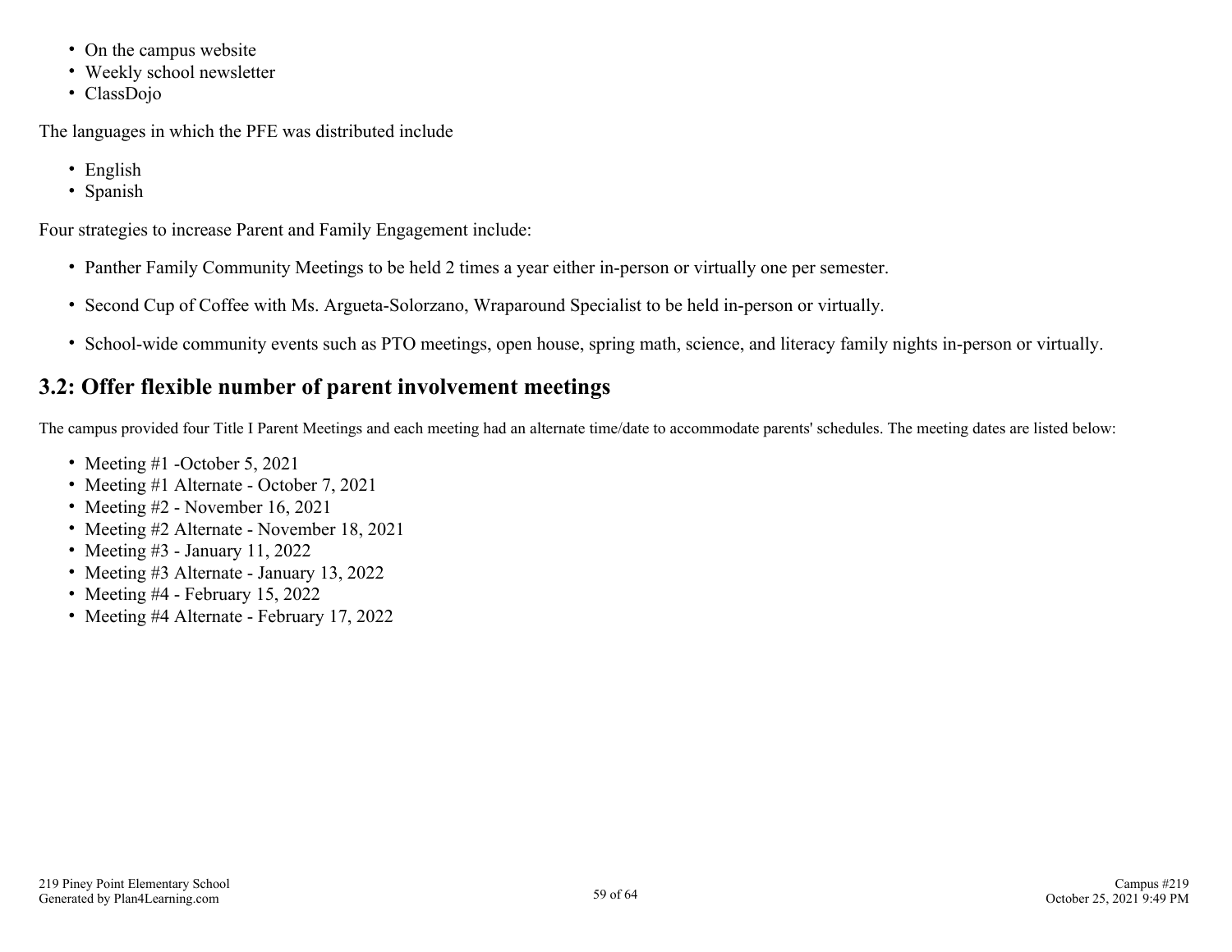- On the campus website
- Weekly school newsletter
- ClassDojo

The languages in which the PFE was distributed include

- English
- Spanish

Four strategies to increase Parent and Family Engagement include:

- Panther Family Community Meetings to be held 2 times a year either in-person or virtually one per semester.
- Second Cup of Coffee with Ms. Argueta-Solorzano, Wraparound Specialist to be held in-person or virtually.
- School-wide community events such as PTO meetings, open house, spring math, science, and literacy family nights in-person or virtually.

## 3.2: Offer flexible number of parent involvement meetings

The campus provided four Title I Parent Meetings and each meeting had an alternate time/date to accommodate parents' schedules. The meeting dates are listed below:

- Meeting #1 -October 5, 2021
- Meeting #1 Alternate - October 7, 2021
- Meeting #2 - November 16, 2021
- Meeting #2 Alternate - November 18, 2021
- Meeting #3 - January 11, 2022
- Meeting #3 Alternate - January 13, 2022
- Meeting #4 - February 15, 2022
- Meeting #4 Alternate - February 17, 2022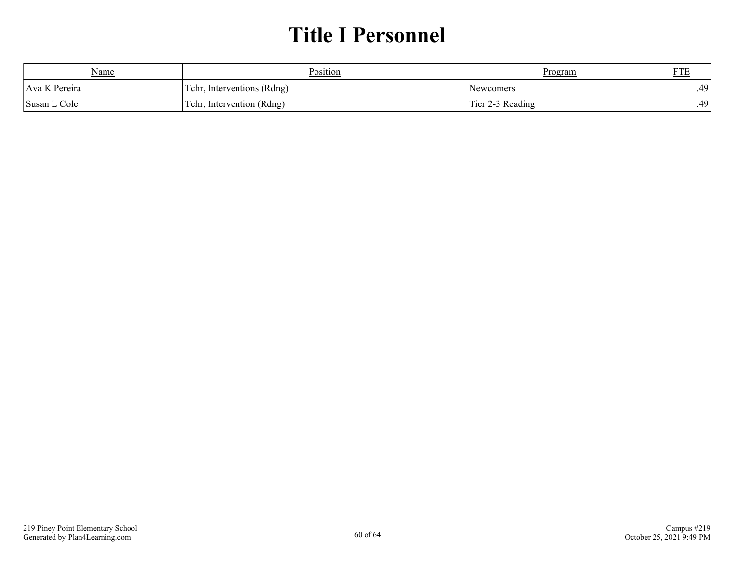# Title I Personnel

| Name | Position | Program | FTE |
| --- | --- | --- | --- |
| Ava K Pereira | Tchr, Interventions (Rdng) | Newcomers | .49 |
| Susan L Cole | Tchr, Intervention (Rdng) | Tier 2-3 Reading | .49 |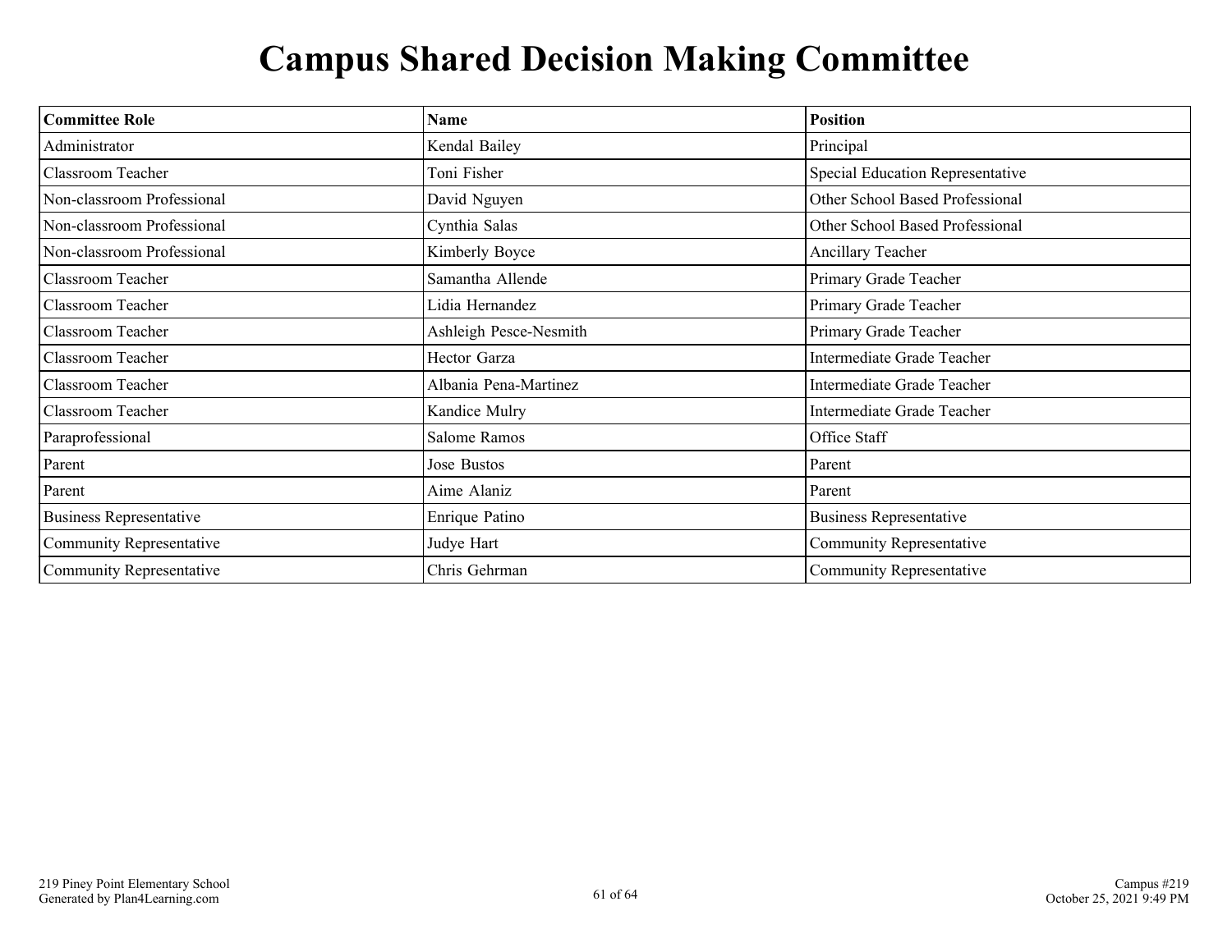# Campus Shared Decision Making Committee

| Committee Role | Name | Position |
|---|---|---|
| Administrator | Kendal Bailey | Principal |
| Classroom Teacher | Toni Fisher | Special Education Representative |
| Non-classroom Professional | David Nguyen | Other School Based Professional |
| Non-classroom Professional | Cynthia Salas | Other School Based Professional |
| Non-classroom Professional | Kimberly Boyce | Ancillary Teacher |
| Classroom Teacher | Samantha Allende | Primary Grade Teacher |
| Classroom Teacher | Lidia Hernandez | Primary Grade Teacher |
| Classroom Teacher | Ashleigh Pesce-Nesmith | Primary Grade Teacher |
| Classroom Teacher | Hector Garza | Intermediate Grade Teacher |
| Classroom Teacher | Albania Pena-Martinez | Intermediate Grade Teacher |
| Classroom Teacher | Kandice Mulry | Intermediate Grade Teacher |
| Paraprofessional | Salome Ramos | Office Staff |
| Parent | Jose Bustos | Parent |
| Parent | Aime Alaniz | Parent |
| Business Representative | Enrique Patino | Business Representative |
| Community Representative | Judye Hart | Community Representative |
| Community Representative | Chris Gehrman | Community Representative |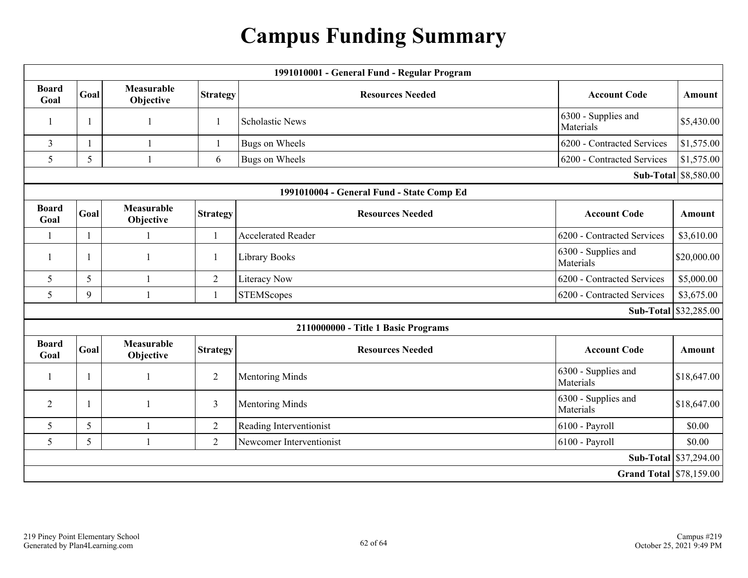# Campus Funding Summary

| 1991010001 - General Fund - Regular Program | | | | | | |
|---|---|---|---|---|---|---|
| **Board Goal** | **Goal** | **Measurable Objective** | **Strategy** | **Resources Needed** | **Account Code** | **Amount** |
| 1 | 1 | 1 | 1 | Scholastic News | 6300 - Supplies and Materials | $5,430.00 |
| 3 | 1 | 1 | 1 | Bugs on Wheels | 6200 - Contracted Services | $1,575.00 |
| 5 | 5 | 1 | 6 | Bugs on Wheels | 6200 - Contracted Services | $1,575.00 |
| | | | | | **Sub-Total** | $8,580.00 |

| 1991010004 - General Fund - State Comp Ed | | | | | | |
|---|---|---|---|---|---|---|
| **Board Goal** | **Goal** | **Measurable Objective** | **Strategy** | **Resources Needed** | **Account Code** | **Amount** |
| 1 | 1 | 1 | 1 | Accelerated Reader | 6200 - Contracted Services | $3,610.00 |
| 1 | 1 | 1 | 1 | Library Books | 6300 - Supplies and Materials | $20,000.00 |
| 5 | 5 | 1 | 2 | Literacy Now | 6200 - Contracted Services | $5,000.00 |
| 5 | 9 | 1 | 1 | STEMScopes | 6200 - Contracted Services | $3,675.00 |
| | | | | | **Sub-Total** | $32,285.00 |

| 2110000000 - Title 1 Basic Programs | | | | | | |
|---|---|---|---|---|---|---|
| **Board Goal** | **Goal** | **Measurable Objective** | **Strategy** | **Resources Needed** | **Account Code** | **Amount** |
| 1 | 1 | 1 | 2 | Mentoring Minds | 6300 - Supplies and Materials | $18,647.00 |
| 2 | 1 | 1 | 3 | Mentoring Minds | 6300 - Supplies and Materials | $18,647.00 |
| 5 | 5 | 1 | 2 | Reading Interventionist | 6100 - Payroll | $0.00 |
| 5 | 5 | 1 | 2 | Newcomer Interventionist | 6100 - Payroll | $0.00 |
| | | | | | **Sub-Total** | $37,294.00 |
| | | | | | **Grand Total** | $78,159.00 |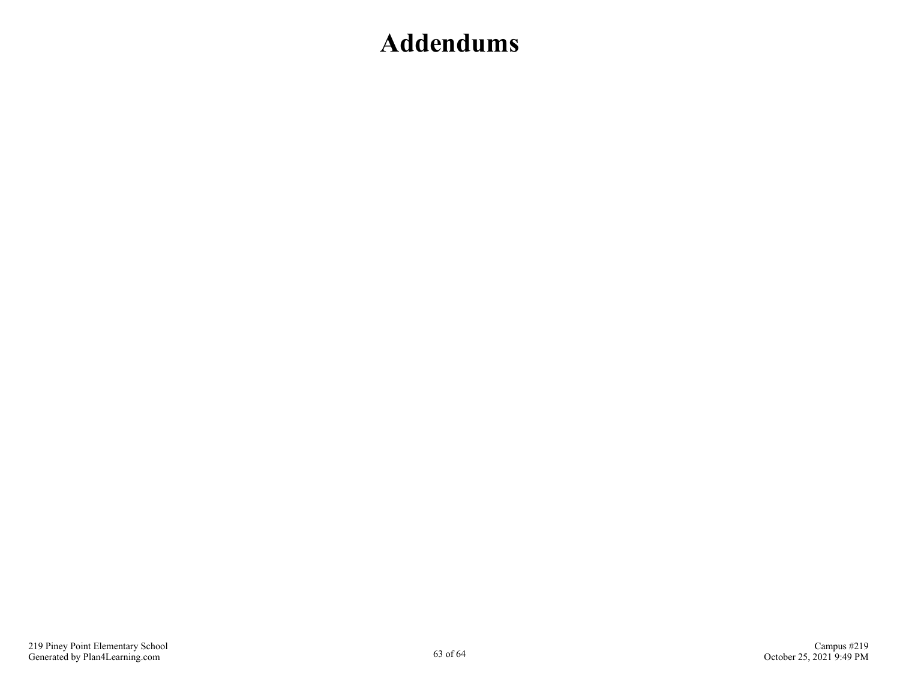# Addendums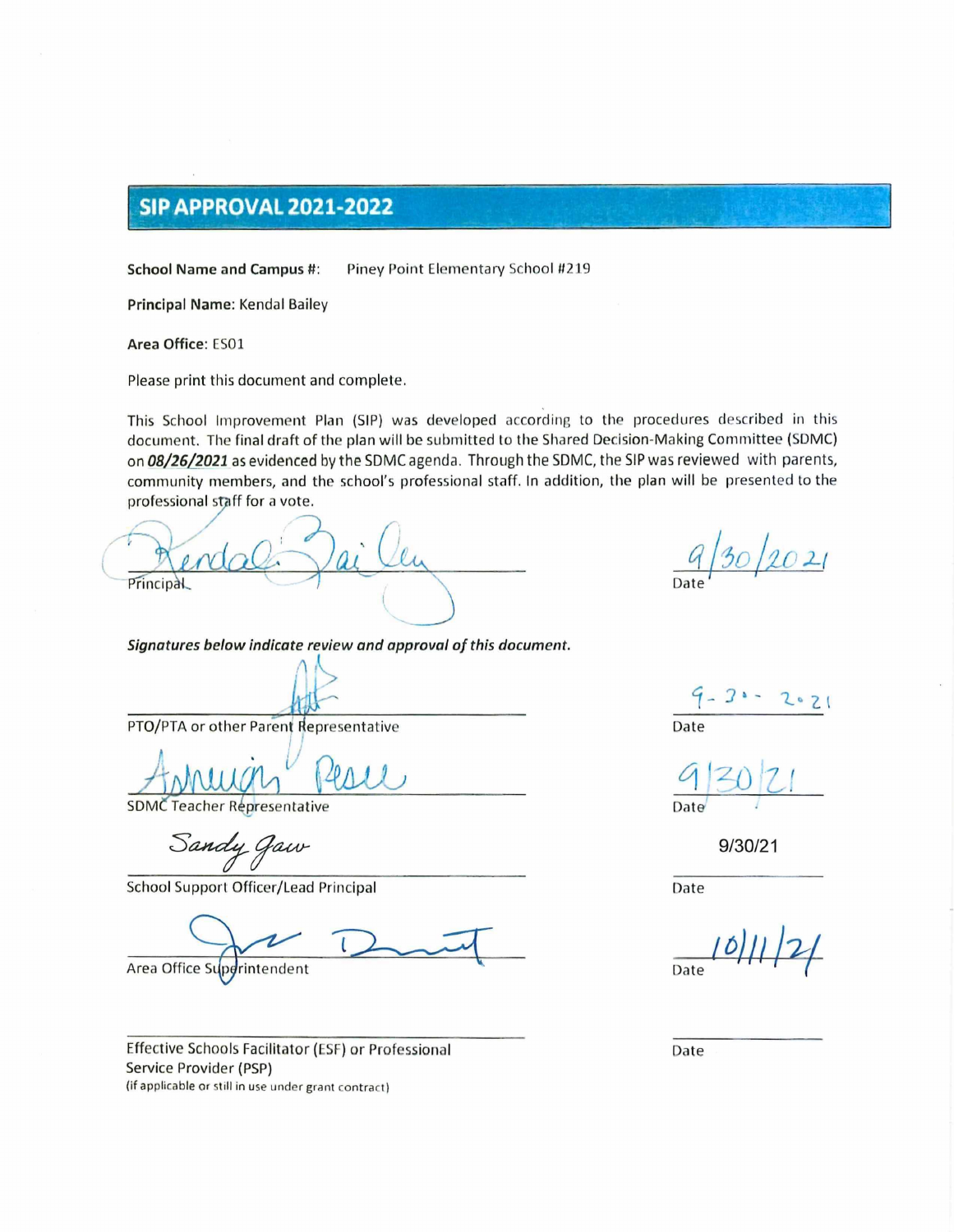# SIP APPROVAL 2021-2022

**School Name and Campus #:** Piney Point Elementary School #219

**Principal Name:** Kendal Bailey

**Area Office:** ES01

Please print this document and complete.

This School Improvement Plan (SIP) was developed according to the procedures described in this document. The final draft of the plan will be submitted to the Shared Decision-Making Committee (SDMC) on ***08/26/2021*** as evidenced by the SDMC agenda. Through the SDMC, the SIP was reviewed with parents, community members, and the school's professional staff. In addition, the plan will be presented to the professional staff for a vote.

Kendal Bailey — Principal | Date: 9/30/2021

***Signatures below indicate review and approval of this document.***

| | |
|---|---|
| PTO/PTA or other Parent Representative | Date: 9-30-2021 |
| SDMC Teacher Representative | Date: 9/30/21 |
| Sandy Gaw — School Support Officer/Lead Principal | Date: 9/30/21 |
| Area Office Superintendent | Date: 10/11/21 |
| Effective Schools Facilitator (ESF) or Professional Service Provider (PSP) (if applicable or still in use under grant contract) | Date |